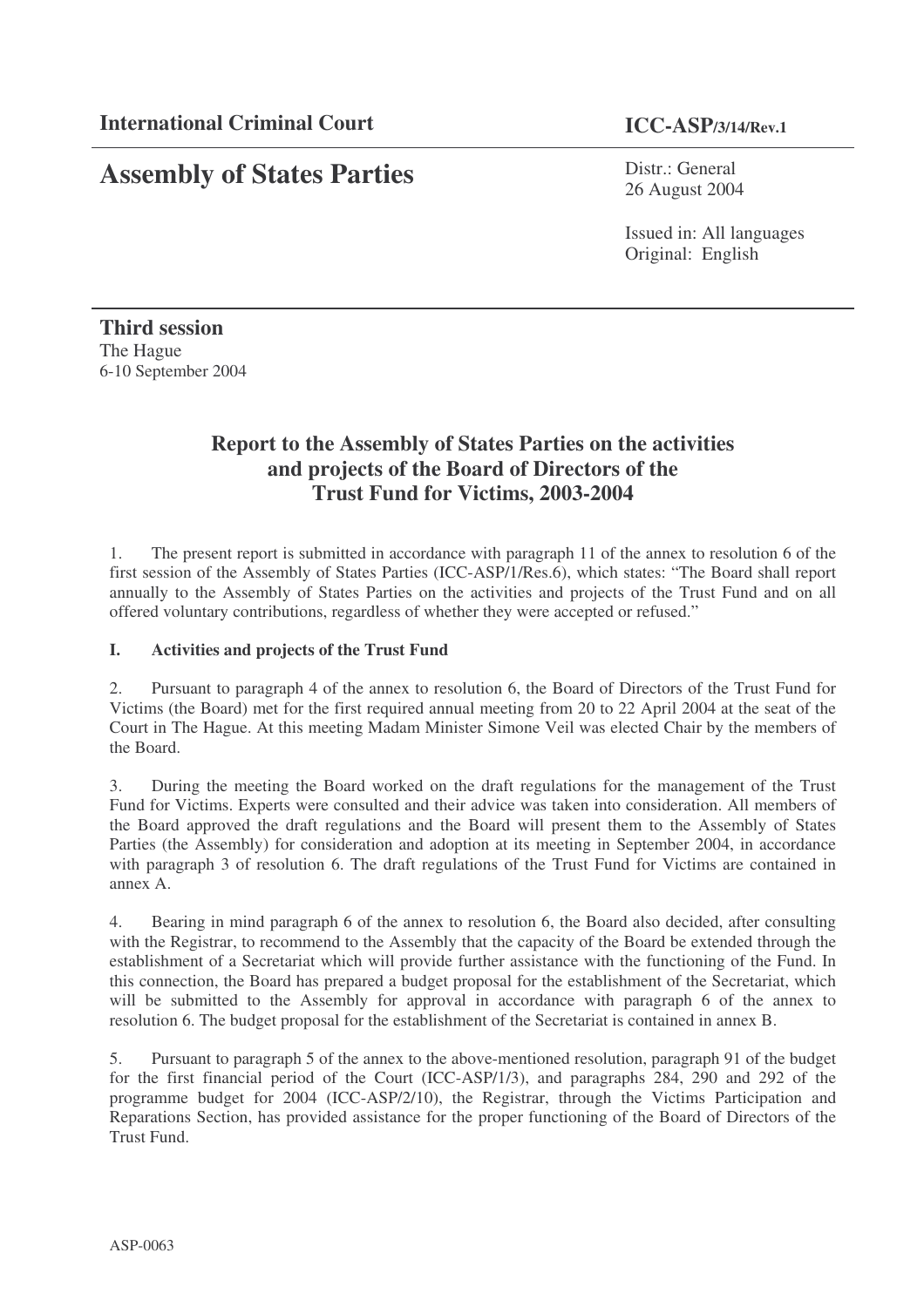**International Criminal Court** **ICC-ASP/3/14/Rev.1**

# Assembly of States Parties

Distr.: General
26 August 2004

Issued in: All languages
Original: English

**Third session**
The Hague
6-10 September 2004

## Report to the Assembly of States Parties on the activities and projects of the Board of Directors of the Trust Fund for Victims, 2003-2004

1. The present report is submitted in accordance with paragraph 11 of the annex to resolution 6 of the first session of the Assembly of States Parties (ICC-ASP/1/Res.6), which states: "The Board shall report annually to the Assembly of States Parties on the activities and projects of the Trust Fund and on all offered voluntary contributions, regardless of whether they were accepted or refused."

### I. Activities and projects of the Trust Fund

2. Pursuant to paragraph 4 of the annex to resolution 6, the Board of Directors of the Trust Fund for Victims (the Board) met for the first required annual meeting from 20 to 22 April 2004 at the seat of the Court in The Hague. At this meeting Madam Minister Simone Veil was elected Chair by the members of the Board.

3. During the meeting the Board worked on the draft regulations for the management of the Trust Fund for Victims. Experts were consulted and their advice was taken into consideration. All members of the Board approved the draft regulations and the Board will present them to the Assembly of States Parties (the Assembly) for consideration and adoption at its meeting in September 2004, in accordance with paragraph 3 of resolution 6. The draft regulations of the Trust Fund for Victims are contained in annex A.

4. Bearing in mind paragraph 6 of the annex to resolution 6, the Board also decided, after consulting with the Registrar, to recommend to the Assembly that the capacity of the Board be extended through the establishment of a Secretariat which will provide further assistance with the functioning of the Fund. In this connection, the Board has prepared a budget proposal for the establishment of the Secretariat, which will be submitted to the Assembly for approval in accordance with paragraph 6 of the annex to resolution 6. The budget proposal for the establishment of the Secretariat is contained in annex B.

5. Pursuant to paragraph 5 of the annex to the above-mentioned resolution, paragraph 91 of the budget for the first financial period of the Court (ICC-ASP/1/3), and paragraphs 284, 290 and 292 of the programme budget for 2004 (ICC-ASP/2/10), the Registrar, through the Victims Participation and Reparations Section, has provided assistance for the proper functioning of the Board of Directors of the Trust Fund.

ASP-0063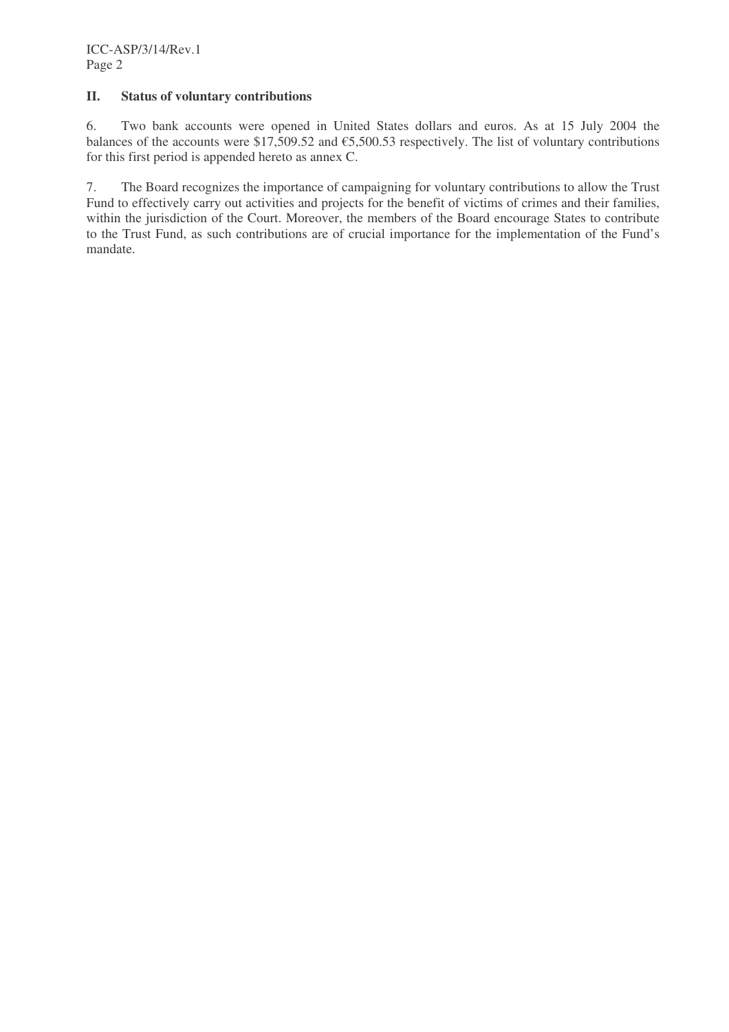## II. Status of voluntary contributions

6. Two bank accounts were opened in United States dollars and euros. As at 15 July 2004 the balances of the accounts were $17,509.52 and €5,500.53 respectively. The list of voluntary contributions for this first period is appended hereto as annex C.

7. The Board recognizes the importance of campaigning for voluntary contributions to allow the Trust Fund to effectively carry out activities and projects for the benefit of victims of crimes and their families, within the jurisdiction of the Court. Moreover, the members of the Board encourage States to contribute to the Trust Fund, as such contributions are of crucial importance for the implementation of the Fund's mandate.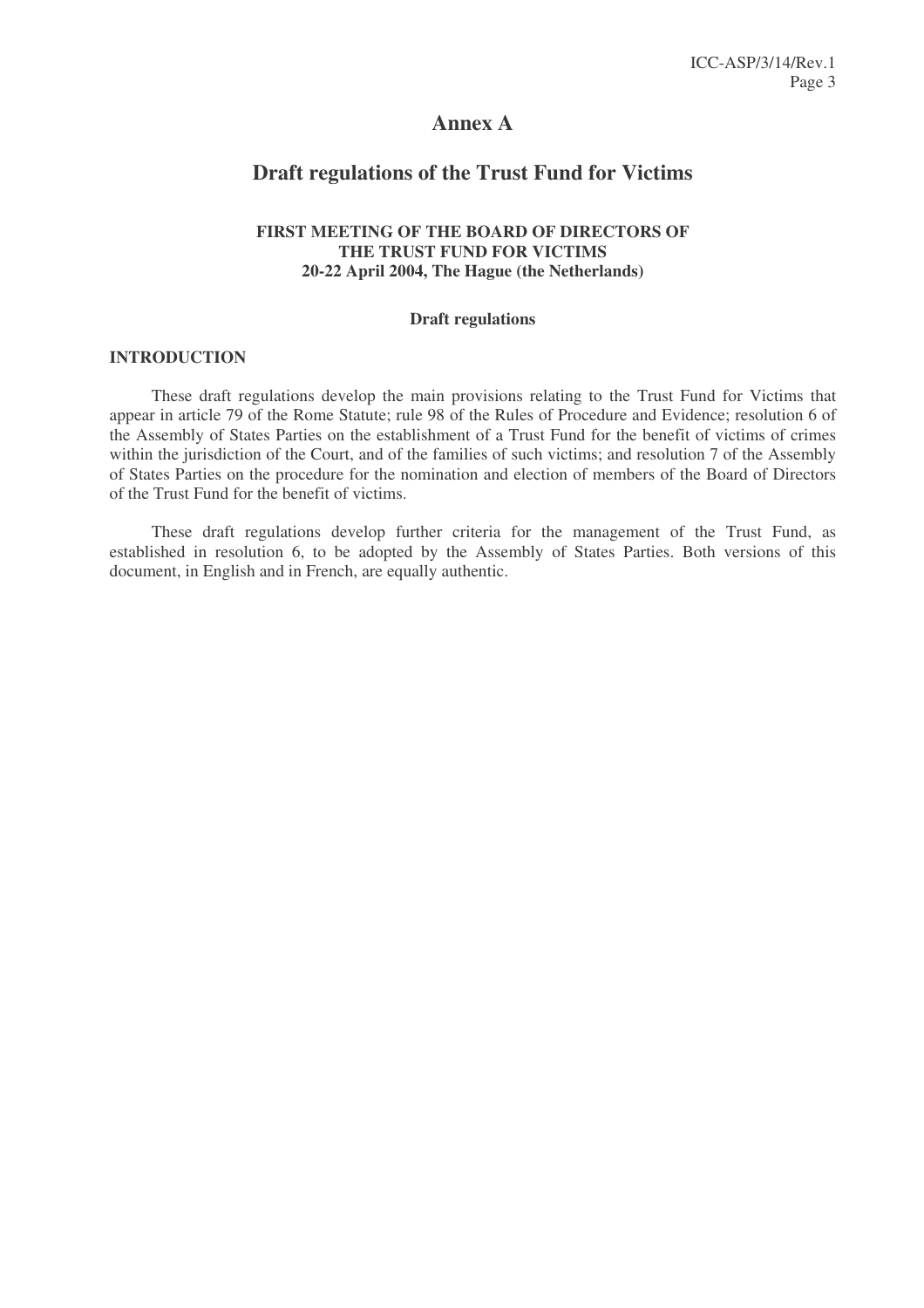# Annex A

## Draft regulations of the Trust Fund for Victims

**FIRST MEETING OF THE BOARD OF DIRECTORS OF THE TRUST FUND FOR VICTIMS**
**20-22 April 2004, The Hague (the Netherlands)**

**Draft regulations**

### INTRODUCTION

These draft regulations develop the main provisions relating to the Trust Fund for Victims that appear in article 79 of the Rome Statute; rule 98 of the Rules of Procedure and Evidence; resolution 6 of the Assembly of States Parties on the establishment of a Trust Fund for the benefit of victims of crimes within the jurisdiction of the Court, and of the families of such victims; and resolution 7 of the Assembly of States Parties on the procedure for the nomination and election of members of the Board of Directors of the Trust Fund for the benefit of victims.

These draft regulations develop further criteria for the management of the Trust Fund, as established in resolution 6, to be adopted by the Assembly of States Parties. Both versions of this document, in English and in French, are equally authentic.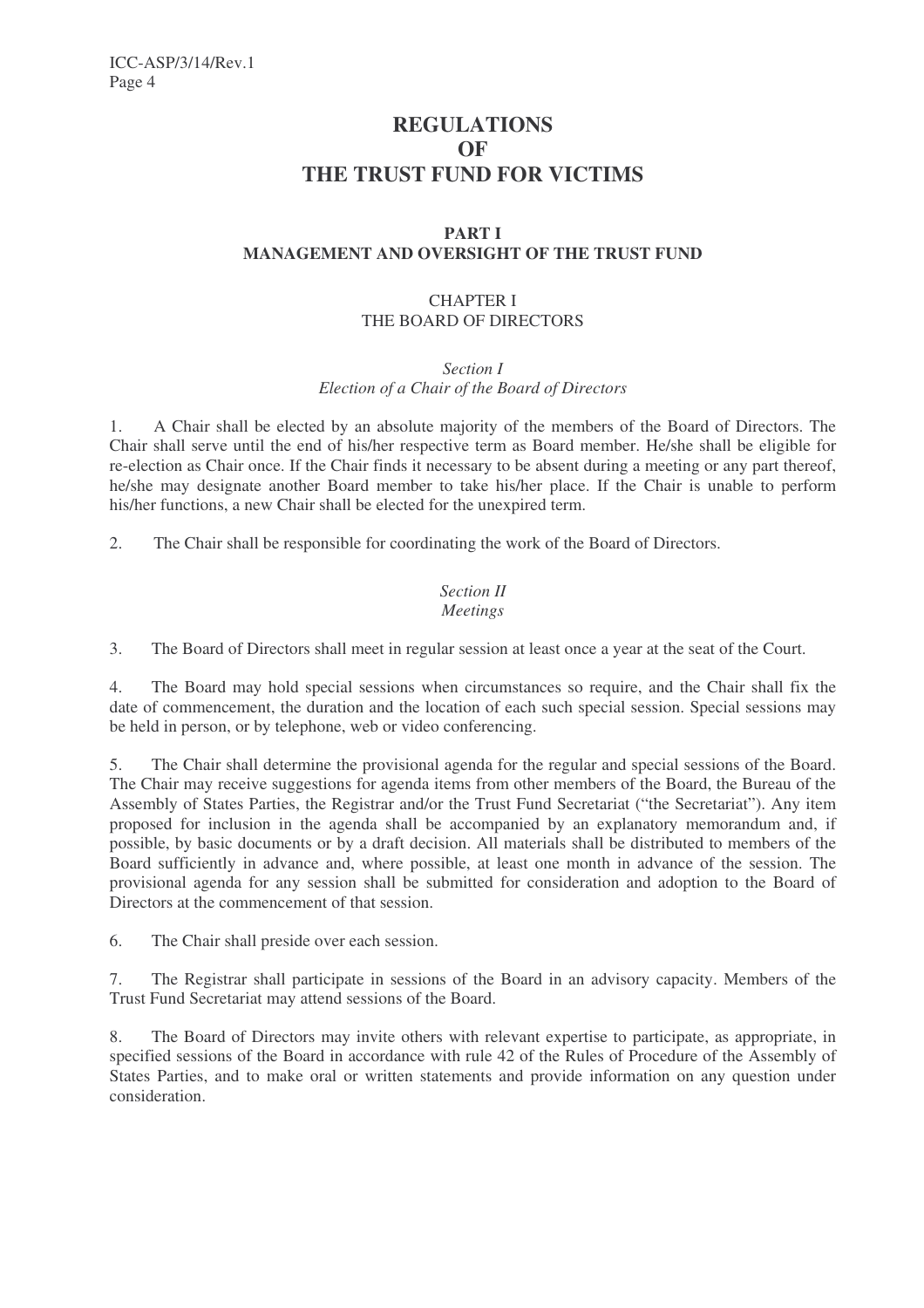# REGULATIONS
# OF
# THE TRUST FUND FOR VICTIMS

## PART I
## MANAGEMENT AND OVERSIGHT OF THE TRUST FUND

### CHAPTER I
### THE BOARD OF DIRECTORS

#### *Section I*
#### *Election of a Chair of the Board of Directors*

1. A Chair shall be elected by an absolute majority of the members of the Board of Directors. The Chair shall serve until the end of his/her respective term as Board member. He/she shall be eligible for re-election as Chair once. If the Chair finds it necessary to be absent during a meeting or any part thereof, he/she may designate another Board member to take his/her place. If the Chair is unable to perform his/her functions, a new Chair shall be elected for the unexpired term.

2. The Chair shall be responsible for coordinating the work of the Board of Directors.

#### *Section II*
#### *Meetings*

3. The Board of Directors shall meet in regular session at least once a year at the seat of the Court.

4. The Board may hold special sessions when circumstances so require, and the Chair shall fix the date of commencement, the duration and the location of each such special session. Special sessions may be held in person, or by telephone, web or video conferencing.

5. The Chair shall determine the provisional agenda for the regular and special sessions of the Board. The Chair may receive suggestions for agenda items from other members of the Board, the Bureau of the Assembly of States Parties, the Registrar and/or the Trust Fund Secretariat ("the Secretariat"). Any item proposed for inclusion in the agenda shall be accompanied by an explanatory memorandum and, if possible, by basic documents or by a draft decision. All materials shall be distributed to members of the Board sufficiently in advance and, where possible, at least one month in advance of the session. The provisional agenda for any session shall be submitted for consideration and adoption to the Board of Directors at the commencement of that session.

6. The Chair shall preside over each session.

7. The Registrar shall participate in sessions of the Board in an advisory capacity. Members of the Trust Fund Secretariat may attend sessions of the Board.

8. The Board of Directors may invite others with relevant expertise to participate, as appropriate, in specified sessions of the Board in accordance with rule 42 of the Rules of Procedure of the Assembly of States Parties, and to make oral or written statements and provide information on any question under consideration.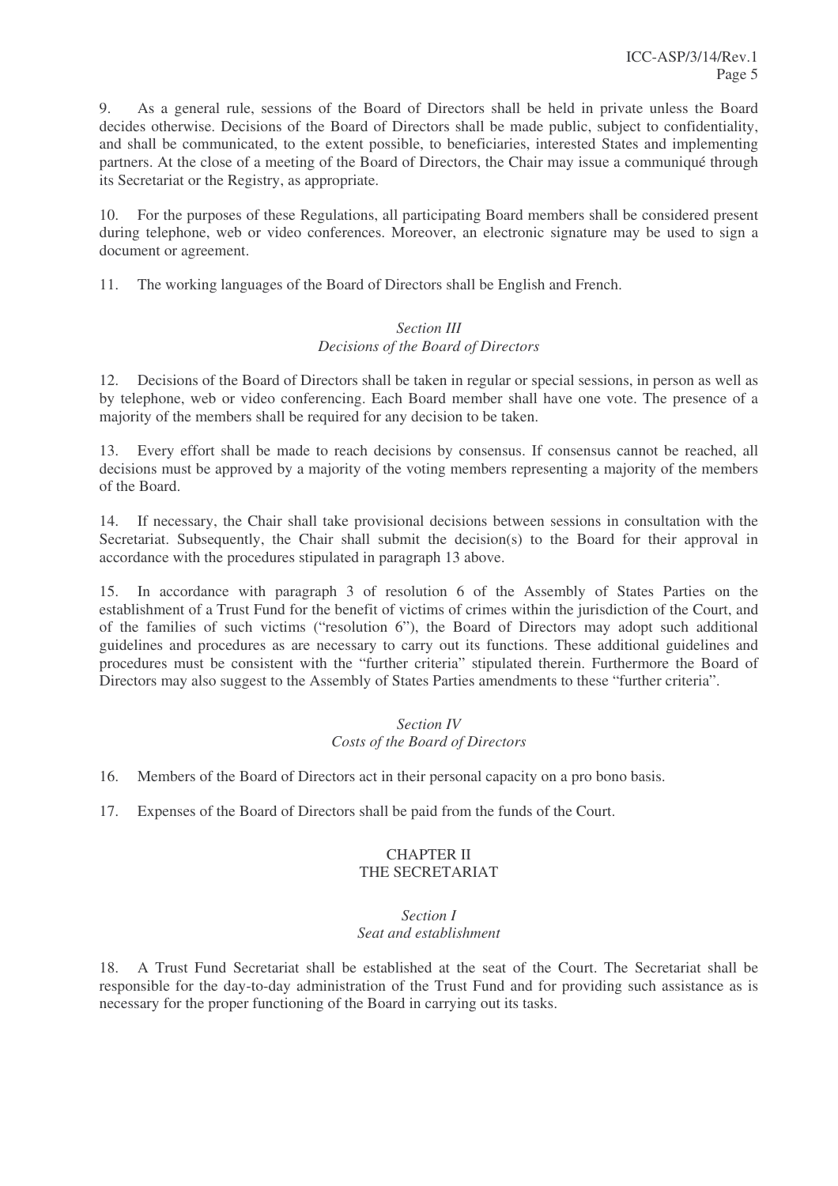9. As a general rule, sessions of the Board of Directors shall be held in private unless the Board decides otherwise. Decisions of the Board of Directors shall be made public, subject to confidentiality, and shall be communicated, to the extent possible, to beneficiaries, interested States and implementing partners. At the close of a meeting of the Board of Directors, the Chair may issue a communiqué through its Secretariat or the Registry, as appropriate.

10. For the purposes of these Regulations, all participating Board members shall be considered present during telephone, web or video conferences. Moreover, an electronic signature may be used to sign a document or agreement.

11. The working languages of the Board of Directors shall be English and French.

### *Section III*
### *Decisions of the Board of Directors*

12. Decisions of the Board of Directors shall be taken in regular or special sessions, in person as well as by telephone, web or video conferencing. Each Board member shall have one vote. The presence of a majority of the members shall be required for any decision to be taken.

13. Every effort shall be made to reach decisions by consensus. If consensus cannot be reached, all decisions must be approved by a majority of the voting members representing a majority of the members of the Board.

14. If necessary, the Chair shall take provisional decisions between sessions in consultation with the Secretariat. Subsequently, the Chair shall submit the decision(s) to the Board for their approval in accordance with the procedures stipulated in paragraph 13 above.

15. In accordance with paragraph 3 of resolution 6 of the Assembly of States Parties on the establishment of a Trust Fund for the benefit of victims of crimes within the jurisdiction of the Court, and of the families of such victims ("resolution 6"), the Board of Directors may adopt such additional guidelines and procedures as are necessary to carry out its functions. These additional guidelines and procedures must be consistent with the "further criteria" stipulated therein. Furthermore the Board of Directors may also suggest to the Assembly of States Parties amendments to these "further criteria".

### *Section IV*
### *Costs of the Board of Directors*

16. Members of the Board of Directors act in their personal capacity on a pro bono basis.

17. Expenses of the Board of Directors shall be paid from the funds of the Court.

## CHAPTER II
## THE SECRETARIAT

### *Section I*
### *Seat and establishment*

18. A Trust Fund Secretariat shall be established at the seat of the Court. The Secretariat shall be responsible for the day-to-day administration of the Trust Fund and for providing such assistance as is necessary for the proper functioning of the Board in carrying out its tasks.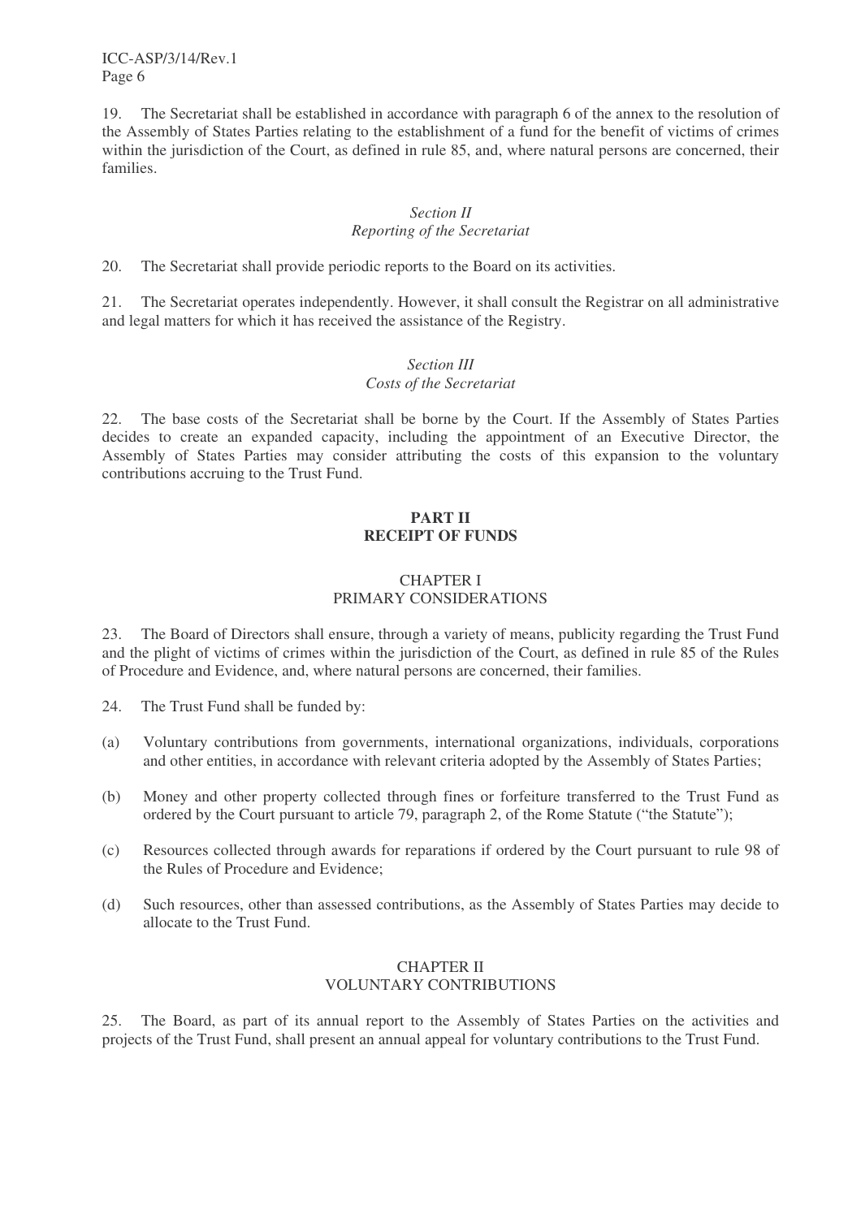19. The Secretariat shall be established in accordance with paragraph 6 of the annex to the resolution of the Assembly of States Parties relating to the establishment of a fund for the benefit of victims of crimes within the jurisdiction of the Court, as defined in rule 85, and, where natural persons are concerned, their families.

### *Section II*
### *Reporting of the Secretariat*

20. The Secretariat shall provide periodic reports to the Board on its activities.

21. The Secretariat operates independently. However, it shall consult the Registrar on all administrative and legal matters for which it has received the assistance of the Registry.

### *Section III*
### *Costs of the Secretariat*

22. The base costs of the Secretariat shall be borne by the Court. If the Assembly of States Parties decides to create an expanded capacity, including the appointment of an Executive Director, the Assembly of States Parties may consider attributing the costs of this expansion to the voluntary contributions accruing to the Trust Fund.

# **PART II**
# **RECEIPT OF FUNDS**

## CHAPTER I
## PRIMARY CONSIDERATIONS

23. The Board of Directors shall ensure, through a variety of means, publicity regarding the Trust Fund and the plight of victims of crimes within the jurisdiction of the Court, as defined in rule 85 of the Rules of Procedure and Evidence, and, where natural persons are concerned, their families.

24. The Trust Fund shall be funded by:

(a) Voluntary contributions from governments, international organizations, individuals, corporations and other entities, in accordance with relevant criteria adopted by the Assembly of States Parties;

(b) Money and other property collected through fines or forfeiture transferred to the Trust Fund as ordered by the Court pursuant to article 79, paragraph 2, of the Rome Statute ("the Statute");

(c) Resources collected through awards for reparations if ordered by the Court pursuant to rule 98 of the Rules of Procedure and Evidence;

(d) Such resources, other than assessed contributions, as the Assembly of States Parties may decide to allocate to the Trust Fund.

## CHAPTER II
## VOLUNTARY CONTRIBUTIONS

25. The Board, as part of its annual report to the Assembly of States Parties on the activities and projects of the Trust Fund, shall present an annual appeal for voluntary contributions to the Trust Fund.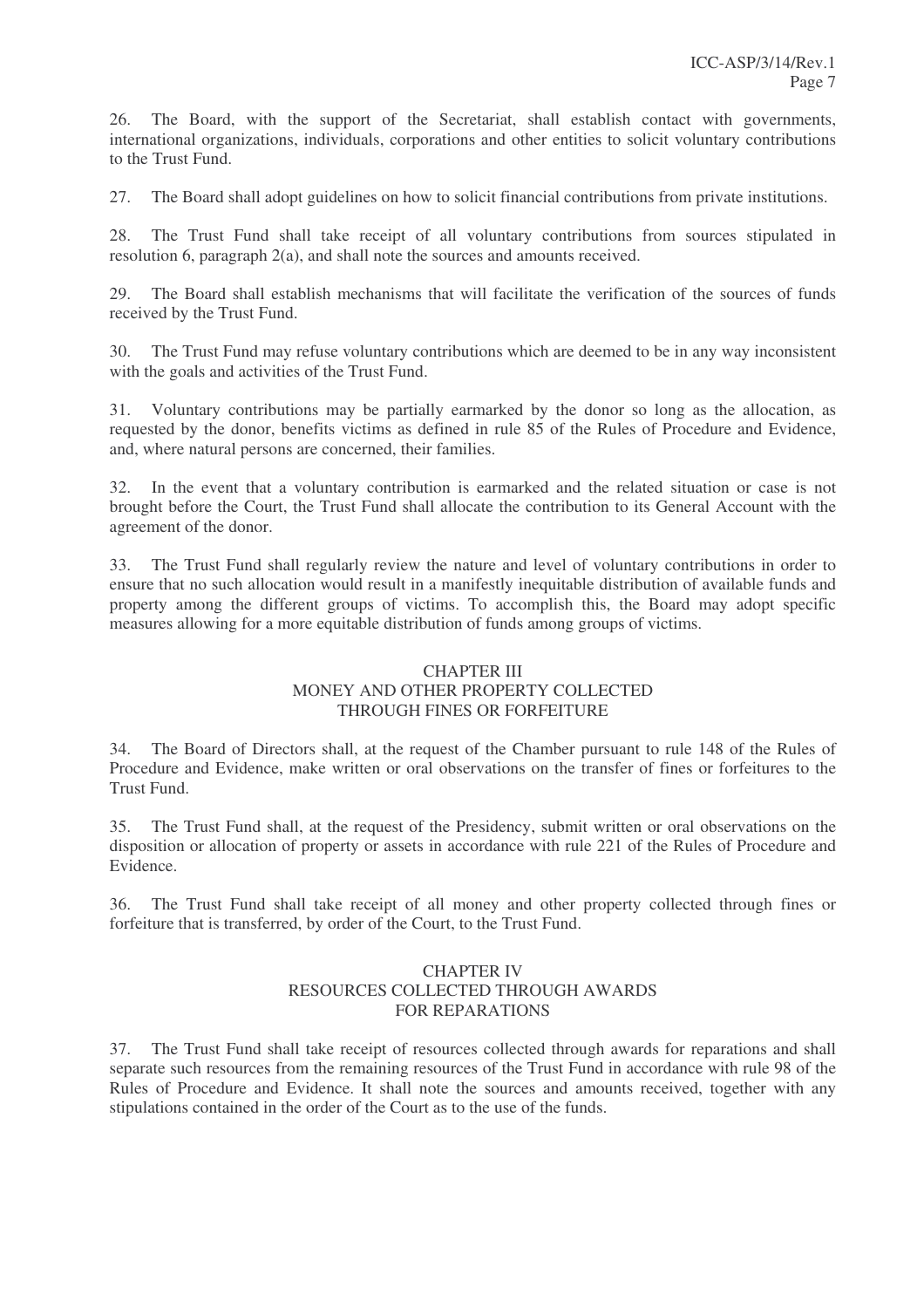26. The Board, with the support of the Secretariat, shall establish contact with governments, international organizations, individuals, corporations and other entities to solicit voluntary contributions to the Trust Fund.

27. The Board shall adopt guidelines on how to solicit financial contributions from private institutions.

28. The Trust Fund shall take receipt of all voluntary contributions from sources stipulated in resolution 6, paragraph 2(a), and shall note the sources and amounts received.

29. The Board shall establish mechanisms that will facilitate the verification of the sources of funds received by the Trust Fund.

30. The Trust Fund may refuse voluntary contributions which are deemed to be in any way inconsistent with the goals and activities of the Trust Fund.

31. Voluntary contributions may be partially earmarked by the donor so long as the allocation, as requested by the donor, benefits victims as defined in rule 85 of the Rules of Procedure and Evidence, and, where natural persons are concerned, their families.

32. In the event that a voluntary contribution is earmarked and the related situation or case is not brought before the Court, the Trust Fund shall allocate the contribution to its General Account with the agreement of the donor.

33. The Trust Fund shall regularly review the nature and level of voluntary contributions in order to ensure that no such allocation would result in a manifestly inequitable distribution of available funds and property among the different groups of victims. To accomplish this, the Board may adopt specific measures allowing for a more equitable distribution of funds among groups of victims.

## CHAPTER III
## MONEY AND OTHER PROPERTY COLLECTED THROUGH FINES OR FORFEITURE

34. The Board of Directors shall, at the request of the Chamber pursuant to rule 148 of the Rules of Procedure and Evidence, make written or oral observations on the transfer of fines or forfeitures to the Trust Fund.

35. The Trust Fund shall, at the request of the Presidency, submit written or oral observations on the disposition or allocation of property or assets in accordance with rule 221 of the Rules of Procedure and Evidence.

36. The Trust Fund shall take receipt of all money and other property collected through fines or forfeiture that is transferred, by order of the Court, to the Trust Fund.

## CHAPTER IV
## RESOURCES COLLECTED THROUGH AWARDS FOR REPARATIONS

37. The Trust Fund shall take receipt of resources collected through awards for reparations and shall separate such resources from the remaining resources of the Trust Fund in accordance with rule 98 of the Rules of Procedure and Evidence. It shall note the sources and amounts received, together with any stipulations contained in the order of the Court as to the use of the funds.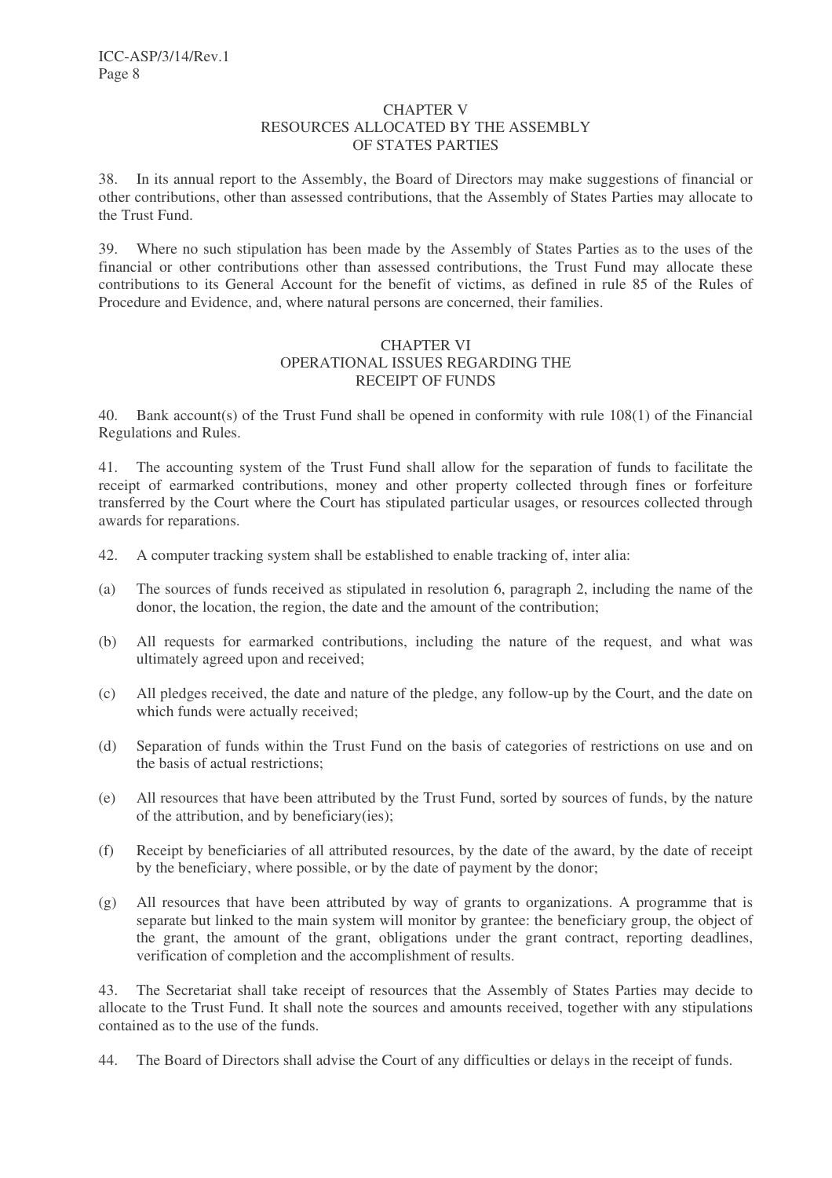## CHAPTER V
## RESOURCES ALLOCATED BY THE ASSEMBLY OF STATES PARTIES

38. In its annual report to the Assembly, the Board of Directors may make suggestions of financial or other contributions, other than assessed contributions, that the Assembly of States Parties may allocate to the Trust Fund.

39. Where no such stipulation has been made by the Assembly of States Parties as to the uses of the financial or other contributions other than assessed contributions, the Trust Fund may allocate these contributions to its General Account for the benefit of victims, as defined in rule 85 of the Rules of Procedure and Evidence, and, where natural persons are concerned, their families.

## CHAPTER VI
## OPERATIONAL ISSUES REGARDING THE RECEIPT OF FUNDS

40. Bank account(s) of the Trust Fund shall be opened in conformity with rule 108(1) of the Financial Regulations and Rules.

41. The accounting system of the Trust Fund shall allow for the separation of funds to facilitate the receipt of earmarked contributions, money and other property collected through fines or forfeiture transferred by the Court where the Court has stipulated particular usages, or resources collected through awards for reparations.

42. A computer tracking system shall be established to enable tracking of, inter alia:

(a) The sources of funds received as stipulated in resolution 6, paragraph 2, including the name of the donor, the location, the region, the date and the amount of the contribution;

(b) All requests for earmarked contributions, including the nature of the request, and what was ultimately agreed upon and received;

(c) All pledges received, the date and nature of the pledge, any follow-up by the Court, and the date on which funds were actually received;

(d) Separation of funds within the Trust Fund on the basis of categories of restrictions on use and on the basis of actual restrictions;

(e) All resources that have been attributed by the Trust Fund, sorted by sources of funds, by the nature of the attribution, and by beneficiary(ies);

(f) Receipt by beneficiaries of all attributed resources, by the date of the award, by the date of receipt by the beneficiary, where possible, or by the date of payment by the donor;

(g) All resources that have been attributed by way of grants to organizations. A programme that is separate but linked to the main system will monitor by grantee: the beneficiary group, the object of the grant, the amount of the grant, obligations under the grant contract, reporting deadlines, verification of completion and the accomplishment of results.

43. The Secretariat shall take receipt of resources that the Assembly of States Parties may decide to allocate to the Trust Fund. It shall note the sources and amounts received, together with any stipulations contained as to the use of the funds.

44. The Board of Directors shall advise the Court of any difficulties or delays in the receipt of funds.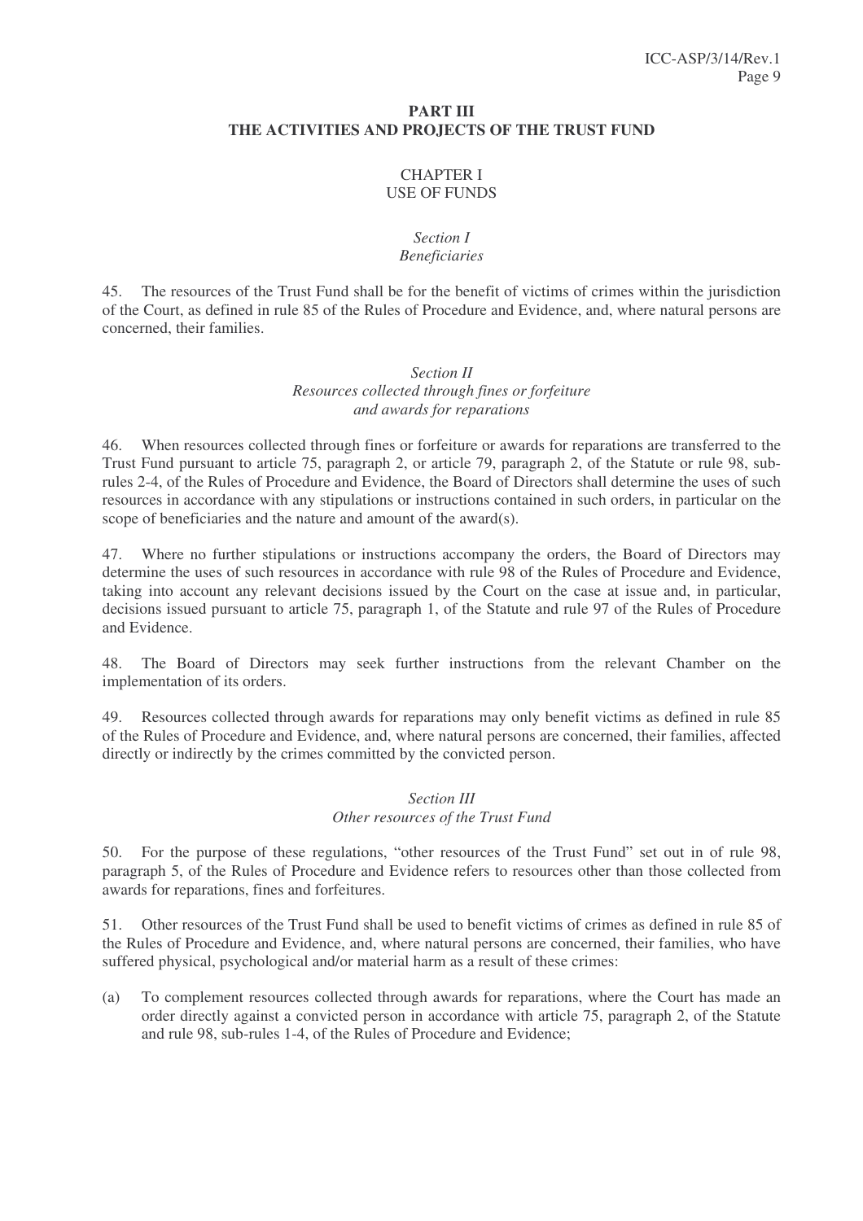# PART III
# THE ACTIVITIES AND PROJECTS OF THE TRUST FUND

## CHAPTER I
## USE OF FUNDS

### *Section I*
### *Beneficiaries*

45. The resources of the Trust Fund shall be for the benefit of victims of crimes within the jurisdiction of the Court, as defined in rule 85 of the Rules of Procedure and Evidence, and, where natural persons are concerned, their families.

### *Section II*
### *Resources collected through fines or forfeiture and awards for reparations*

46. When resources collected through fines or forfeiture or awards for reparations are transferred to the Trust Fund pursuant to article 75, paragraph 2, or article 79, paragraph 2, of the Statute or rule 98, sub-rules 2-4, of the Rules of Procedure and Evidence, the Board of Directors shall determine the uses of such resources in accordance with any stipulations or instructions contained in such orders, in particular on the scope of beneficiaries and the nature and amount of the award(s).

47. Where no further stipulations or instructions accompany the orders, the Board of Directors may determine the uses of such resources in accordance with rule 98 of the Rules of Procedure and Evidence, taking into account any relevant decisions issued by the Court on the case at issue and, in particular, decisions issued pursuant to article 75, paragraph 1, of the Statute and rule 97 of the Rules of Procedure and Evidence.

48. The Board of Directors may seek further instructions from the relevant Chamber on the implementation of its orders.

49. Resources collected through awards for reparations may only benefit victims as defined in rule 85 of the Rules of Procedure and Evidence, and, where natural persons are concerned, their families, affected directly or indirectly by the crimes committed by the convicted person.

### *Section III*
### *Other resources of the Trust Fund*

50. For the purpose of these regulations, "other resources of the Trust Fund" set out in of rule 98, paragraph 5, of the Rules of Procedure and Evidence refers to resources other than those collected from awards for reparations, fines and forfeitures.

51. Other resources of the Trust Fund shall be used to benefit victims of crimes as defined in rule 85 of the Rules of Procedure and Evidence, and, where natural persons are concerned, their families, who have suffered physical, psychological and/or material harm as a result of these crimes:

(a) To complement resources collected through awards for reparations, where the Court has made an order directly against a convicted person in accordance with article 75, paragraph 2, of the Statute and rule 98, sub-rules 1-4, of the Rules of Procedure and Evidence;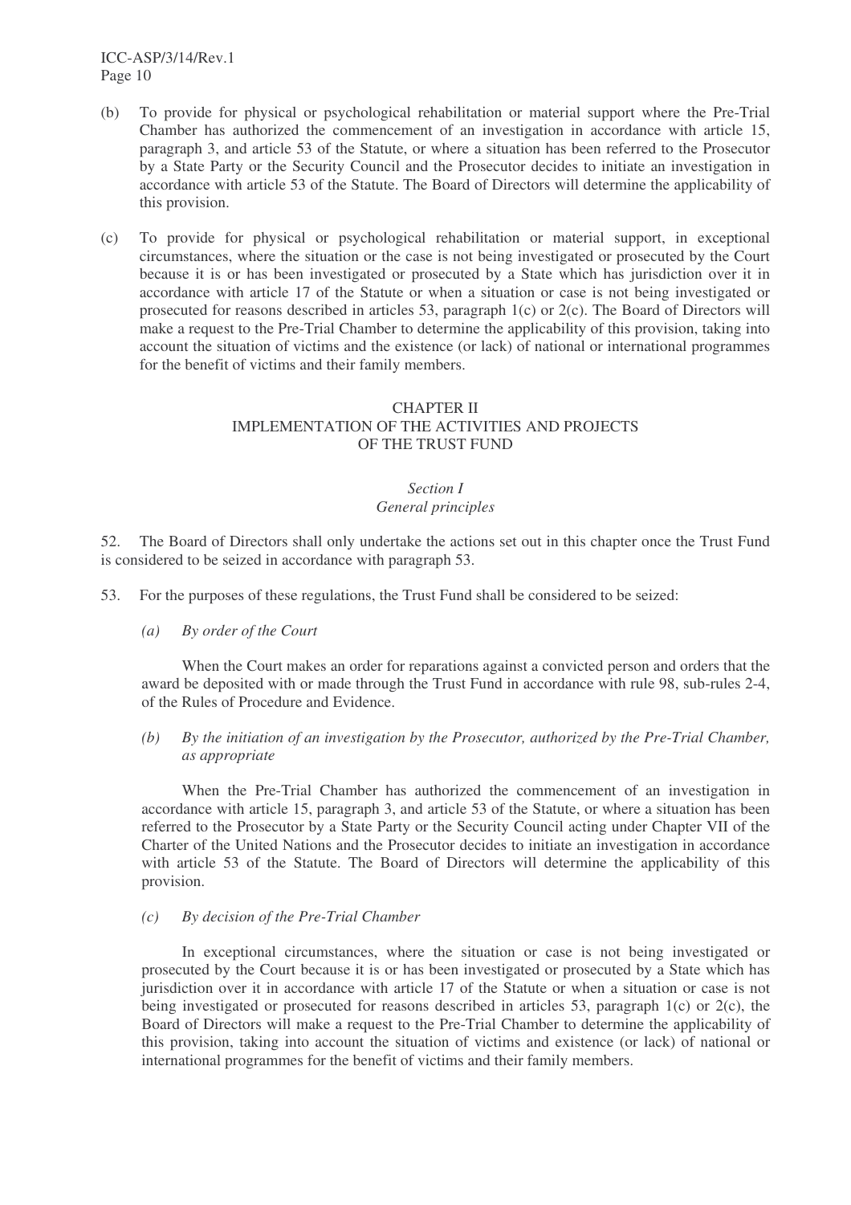(b) To provide for physical or psychological rehabilitation or material support where the Pre-Trial Chamber has authorized the commencement of an investigation in accordance with article 15, paragraph 3, and article 53 of the Statute, or where a situation has been referred to the Prosecutor by a State Party or the Security Council and the Prosecutor decides to initiate an investigation in accordance with article 53 of the Statute. The Board of Directors will determine the applicability of this provision.

(c) To provide for physical or psychological rehabilitation or material support, in exceptional circumstances, where the situation or the case is not being investigated or prosecuted by the Court because it is or has been investigated or prosecuted by a State which has jurisdiction over it in accordance with article 17 of the Statute or when a situation or case is not being investigated or prosecuted for reasons described in articles 53, paragraph 1(c) or 2(c). The Board of Directors will make a request to the Pre-Trial Chamber to determine the applicability of this provision, taking into account the situation of victims and the existence (or lack) of national or international programmes for the benefit of victims and their family members.

## CHAPTER II
## IMPLEMENTATION OF THE ACTIVITIES AND PROJECTS OF THE TRUST FUND

### *Section I*
### *General principles*

52. The Board of Directors shall only undertake the actions set out in this chapter once the Trust Fund is considered to be seized in accordance with paragraph 53.

53. For the purposes of these regulations, the Trust Fund shall be considered to be seized:

*(a) By order of the Court*

When the Court makes an order for reparations against a convicted person and orders that the award be deposited with or made through the Trust Fund in accordance with rule 98, sub-rules 2-4, of the Rules of Procedure and Evidence.

*(b) By the initiation of an investigation by the Prosecutor, authorized by the Pre-Trial Chamber, as appropriate*

When the Pre-Trial Chamber has authorized the commencement of an investigation in accordance with article 15, paragraph 3, and article 53 of the Statute, or where a situation has been referred to the Prosecutor by a State Party or the Security Council acting under Chapter VII of the Charter of the United Nations and the Prosecutor decides to initiate an investigation in accordance with article 53 of the Statute. The Board of Directors will determine the applicability of this provision.

*(c) By decision of the Pre-Trial Chamber*

In exceptional circumstances, where the situation or case is not being investigated or prosecuted by the Court because it is or has been investigated or prosecuted by a State which has jurisdiction over it in accordance with article 17 of the Statute or when a situation or case is not being investigated or prosecuted for reasons described in articles 53, paragraph 1(c) or 2(c), the Board of Directors will make a request to the Pre-Trial Chamber to determine the applicability of this provision, taking into account the situation of victims and existence (or lack) of national or international programmes for the benefit of victims and their family members.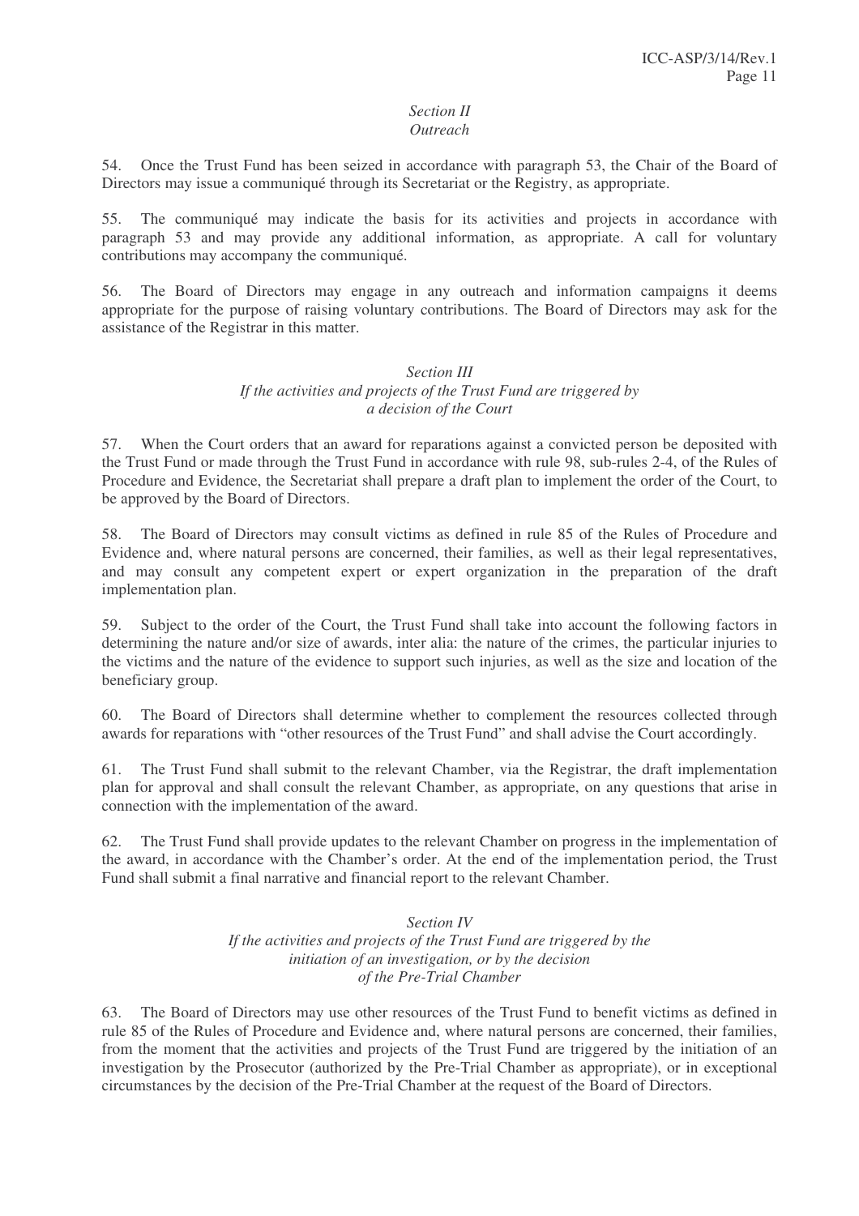*Section II*
*Outreach*

54. Once the Trust Fund has been seized in accordance with paragraph 53, the Chair of the Board of Directors may issue a communiqué through its Secretariat or the Registry, as appropriate.

55. The communiqué may indicate the basis for its activities and projects in accordance with paragraph 53 and may provide any additional information, as appropriate. A call for voluntary contributions may accompany the communiqué.

56. The Board of Directors may engage in any outreach and information campaigns it deems appropriate for the purpose of raising voluntary contributions. The Board of Directors may ask for the assistance of the Registrar in this matter.

*Section III*
*If the activities and projects of the Trust Fund are triggered by a decision of the Court*

57. When the Court orders that an award for reparations against a convicted person be deposited with the Trust Fund or made through the Trust Fund in accordance with rule 98, sub-rules 2-4, of the Rules of Procedure and Evidence, the Secretariat shall prepare a draft plan to implement the order of the Court, to be approved by the Board of Directors.

58. The Board of Directors may consult victims as defined in rule 85 of the Rules of Procedure and Evidence and, where natural persons are concerned, their families, as well as their legal representatives, and may consult any competent expert or expert organization in the preparation of the draft implementation plan.

59. Subject to the order of the Court, the Trust Fund shall take into account the following factors in determining the nature and/or size of awards, inter alia: the nature of the crimes, the particular injuries to the victims and the nature of the evidence to support such injuries, as well as the size and location of the beneficiary group.

60. The Board of Directors shall determine whether to complement the resources collected through awards for reparations with "other resources of the Trust Fund" and shall advise the Court accordingly.

61. The Trust Fund shall submit to the relevant Chamber, via the Registrar, the draft implementation plan for approval and shall consult the relevant Chamber, as appropriate, on any questions that arise in connection with the implementation of the award.

62. The Trust Fund shall provide updates to the relevant Chamber on progress in the implementation of the award, in accordance with the Chamber's order. At the end of the implementation period, the Trust Fund shall submit a final narrative and financial report to the relevant Chamber.

*Section IV*
*If the activities and projects of the Trust Fund are triggered by the initiation of an investigation, or by the decision of the Pre-Trial Chamber*

63. The Board of Directors may use other resources of the Trust Fund to benefit victims as defined in rule 85 of the Rules of Procedure and Evidence and, where natural persons are concerned, their families, from the moment that the activities and projects of the Trust Fund are triggered by the initiation of an investigation by the Prosecutor (authorized by the Pre-Trial Chamber as appropriate), or in exceptional circumstances by the decision of the Pre-Trial Chamber at the request of the Board of Directors.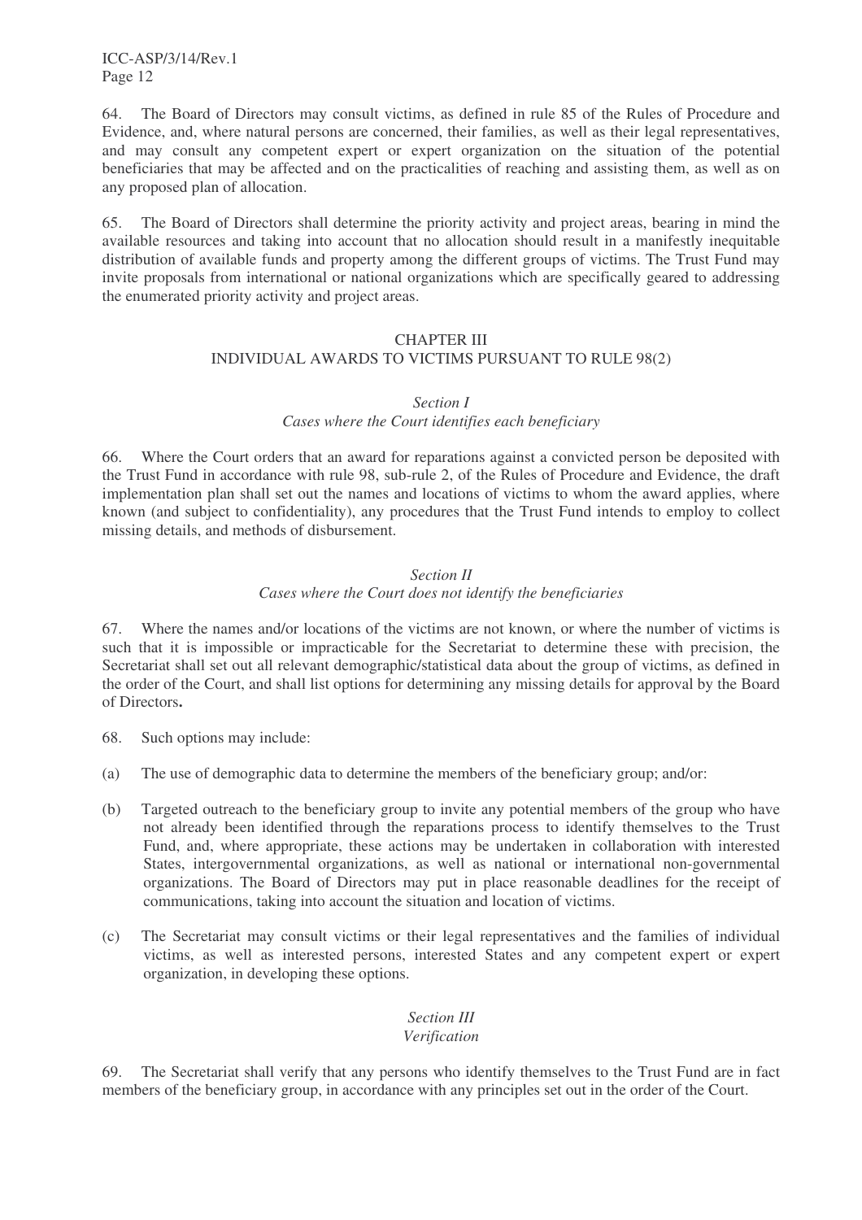64. The Board of Directors may consult victims, as defined in rule 85 of the Rules of Procedure and Evidence, and, where natural persons are concerned, their families, as well as their legal representatives, and may consult any competent expert or expert organization on the situation of the potential beneficiaries that may be affected and on the practicalities of reaching and assisting them, as well as on any proposed plan of allocation.

65. The Board of Directors shall determine the priority activity and project areas, bearing in mind the available resources and taking into account that no allocation should result in a manifestly inequitable distribution of available funds and property among the different groups of victims. The Trust Fund may invite proposals from international or national organizations which are specifically geared to addressing the enumerated priority activity and project areas.

## CHAPTER III
## INDIVIDUAL AWARDS TO VICTIMS PURSUANT TO RULE 98(2)

### *Section I*
### *Cases where the Court identifies each beneficiary*

66. Where the Court orders that an award for reparations against a convicted person be deposited with the Trust Fund in accordance with rule 98, sub-rule 2, of the Rules of Procedure and Evidence, the draft implementation plan shall set out the names and locations of victims to whom the award applies, where known (and subject to confidentiality), any procedures that the Trust Fund intends to employ to collect missing details, and methods of disbursement.

### *Section II*
### *Cases where the Court does not identify the beneficiaries*

67. Where the names and/or locations of the victims are not known, or where the number of victims is such that it is impossible or impracticable for the Secretariat to determine these with precision, the Secretariat shall set out all relevant demographic/statistical data about the group of victims, as defined in the order of the Court, and shall list options for determining any missing details for approval by the Board of Directors**.**

68. Such options may include:

(a) The use of demographic data to determine the members of the beneficiary group; and/or:

(b) Targeted outreach to the beneficiary group to invite any potential members of the group who have not already been identified through the reparations process to identify themselves to the Trust Fund, and, where appropriate, these actions may be undertaken in collaboration with interested States, intergovernmental organizations, as well as national or international non-governmental organizations. The Board of Directors may put in place reasonable deadlines for the receipt of communications, taking into account the situation and location of victims.

(c) The Secretariat may consult victims or their legal representatives and the families of individual victims, as well as interested persons, interested States and any competent expert or expert organization, in developing these options.

### *Section III*
### *Verification*

69. The Secretariat shall verify that any persons who identify themselves to the Trust Fund are in fact members of the beneficiary group, in accordance with any principles set out in the order of the Court.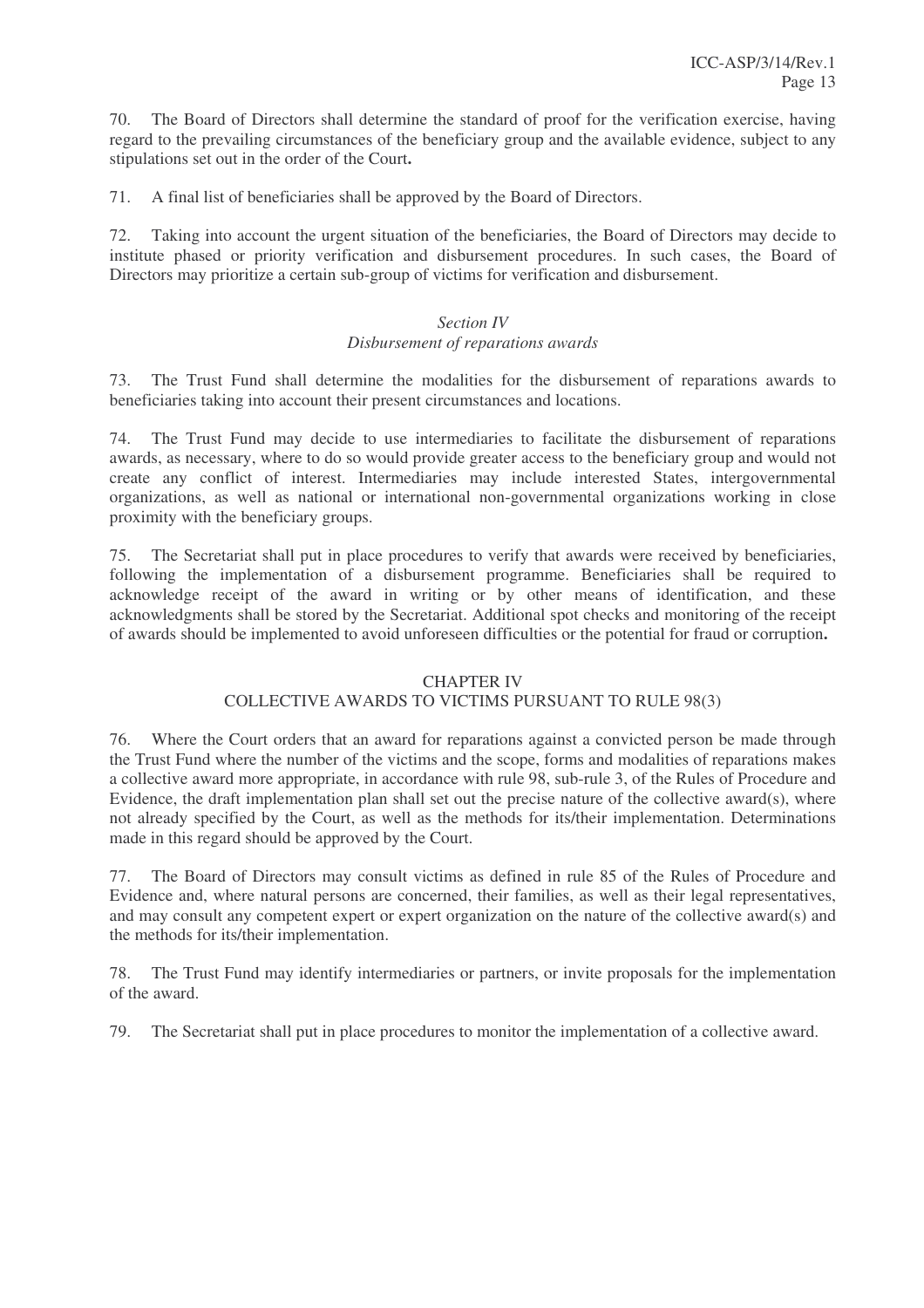70. The Board of Directors shall determine the standard of proof for the verification exercise, having regard to the prevailing circumstances of the beneficiary group and the available evidence, subject to any stipulations set out in the order of the Court**.**

71. A final list of beneficiaries shall be approved by the Board of Directors.

72. Taking into account the urgent situation of the beneficiaries, the Board of Directors may decide to institute phased or priority verification and disbursement procedures. In such cases, the Board of Directors may prioritize a certain sub-group of victims for verification and disbursement.

### *Section IV*
### *Disbursement of reparations awards*

73. The Trust Fund shall determine the modalities for the disbursement of reparations awards to beneficiaries taking into account their present circumstances and locations.

74. The Trust Fund may decide to use intermediaries to facilitate the disbursement of reparations awards, as necessary, where to do so would provide greater access to the beneficiary group and would not create any conflict of interest. Intermediaries may include interested States, intergovernmental organizations, as well as national or international non-governmental organizations working in close proximity with the beneficiary groups.

75. The Secretariat shall put in place procedures to verify that awards were received by beneficiaries, following the implementation of a disbursement programme. Beneficiaries shall be required to acknowledge receipt of the award in writing or by other means of identification, and these acknowledgments shall be stored by the Secretariat. Additional spot checks and monitoring of the receipt of awards should be implemented to avoid unforeseen difficulties or the potential for fraud or corruption**.**

## CHAPTER IV
## COLLECTIVE AWARDS TO VICTIMS PURSUANT TO RULE 98(3)

76. Where the Court orders that an award for reparations against a convicted person be made through the Trust Fund where the number of the victims and the scope, forms and modalities of reparations makes a collective award more appropriate, in accordance with rule 98, sub-rule 3, of the Rules of Procedure and Evidence, the draft implementation plan shall set out the precise nature of the collective award(s), where not already specified by the Court, as well as the methods for its/their implementation. Determinations made in this regard should be approved by the Court.

77. The Board of Directors may consult victims as defined in rule 85 of the Rules of Procedure and Evidence and, where natural persons are concerned, their families, as well as their legal representatives, and may consult any competent expert or expert organization on the nature of the collective award(s) and the methods for its/their implementation.

78. The Trust Fund may identify intermediaries or partners, or invite proposals for the implementation of the award.

79. The Secretariat shall put in place procedures to monitor the implementation of a collective award.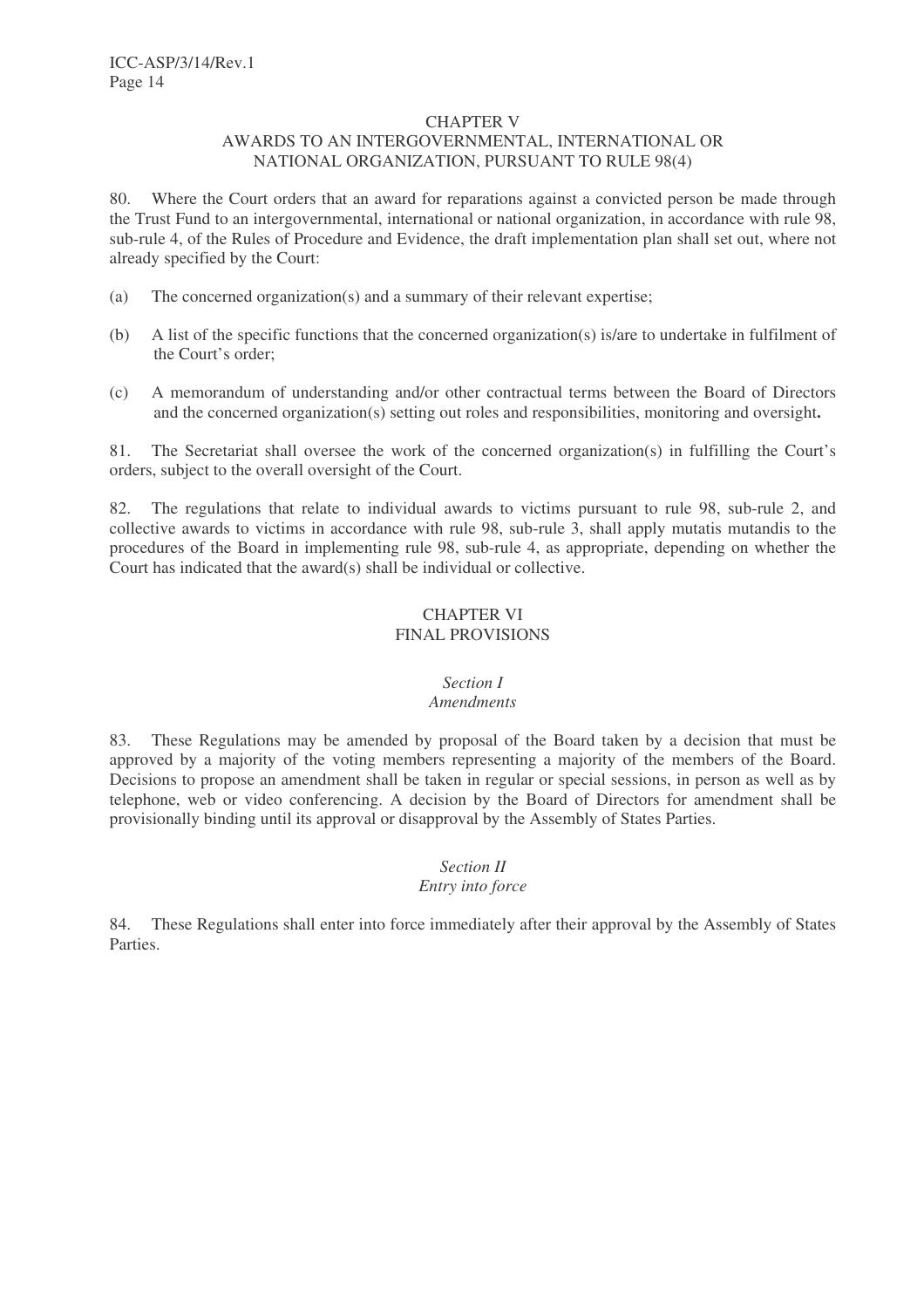## CHAPTER V
## AWARDS TO AN INTERGOVERNMENTAL, INTERNATIONAL OR NATIONAL ORGANIZATION, PURSUANT TO RULE 98(4)

80. Where the Court orders that an award for reparations against a convicted person be made through the Trust Fund to an intergovernmental, international or national organization, in accordance with rule 98, sub-rule 4, of the Rules of Procedure and Evidence, the draft implementation plan shall set out, where not already specified by the Court:

(a) The concerned organization(s) and a summary of their relevant expertise;

(b) A list of the specific functions that the concerned organization(s) is/are to undertake in fulfilment of the Court's order;

(c) A memorandum of understanding and/or other contractual terms between the Board of Directors and the concerned organization(s) setting out roles and responsibilities, monitoring and oversight**.**

81. The Secretariat shall oversee the work of the concerned organization(s) in fulfilling the Court's orders, subject to the overall oversight of the Court.

82. The regulations that relate to individual awards to victims pursuant to rule 98, sub-rule 2, and collective awards to victims in accordance with rule 98, sub-rule 3, shall apply mutatis mutandis to the procedures of the Board in implementing rule 98, sub-rule 4, as appropriate, depending on whether the Court has indicated that the award(s) shall be individual or collective.

## CHAPTER VI
## FINAL PROVISIONS

### *Section I*
### *Amendments*

83. These Regulations may be amended by proposal of the Board taken by a decision that must be approved by a majority of the voting members representing a majority of the members of the Board. Decisions to propose an amendment shall be taken in regular or special sessions, in person as well as by telephone, web or video conferencing. A decision by the Board of Directors for amendment shall be provisionally binding until its approval or disapproval by the Assembly of States Parties.

### *Section II*
### *Entry into force*

84. These Regulations shall enter into force immediately after their approval by the Assembly of States Parties.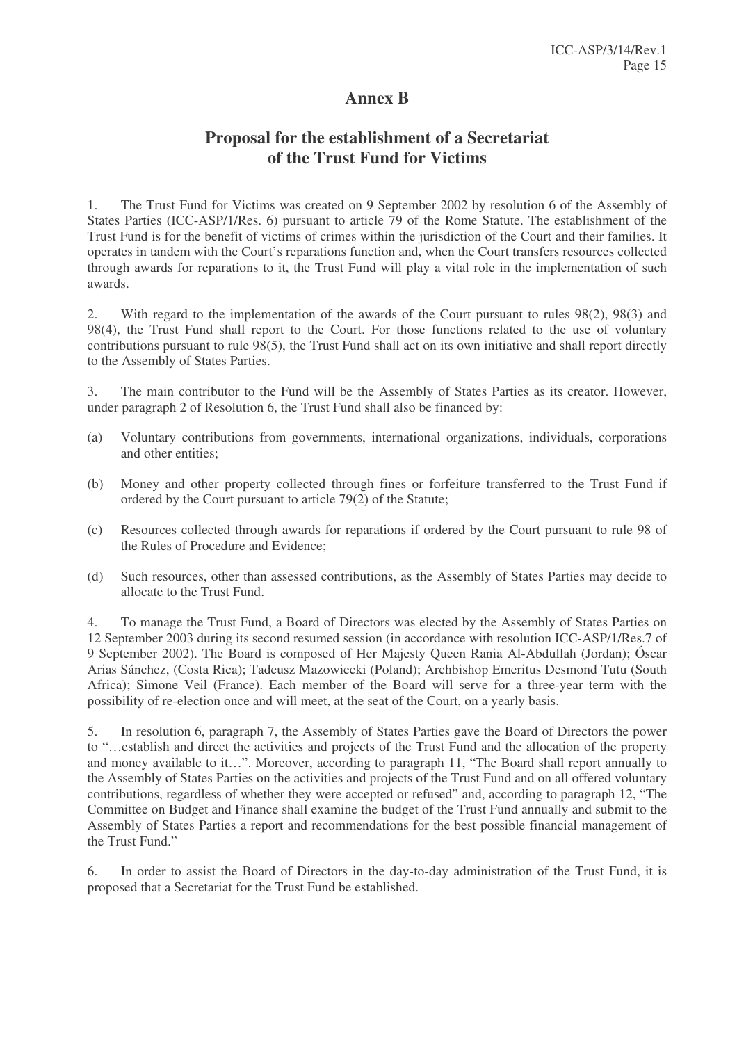# Annex B

## Proposal for the establishment of a Secretariat of the Trust Fund for Victims

1. The Trust Fund for Victims was created on 9 September 2002 by resolution 6 of the Assembly of States Parties (ICC-ASP/1/Res. 6) pursuant to article 79 of the Rome Statute. The establishment of the Trust Fund is for the benefit of victims of crimes within the jurisdiction of the Court and their families. It operates in tandem with the Court's reparations function and, when the Court transfers resources collected through awards for reparations to it, the Trust Fund will play a vital role in the implementation of such awards.

2. With regard to the implementation of the awards of the Court pursuant to rules 98(2), 98(3) and 98(4), the Trust Fund shall report to the Court. For those functions related to the use of voluntary contributions pursuant to rule 98(5), the Trust Fund shall act on its own initiative and shall report directly to the Assembly of States Parties.

3. The main contributor to the Fund will be the Assembly of States Parties as its creator. However, under paragraph 2 of Resolution 6, the Trust Fund shall also be financed by:

(a) Voluntary contributions from governments, international organizations, individuals, corporations and other entities;

(b) Money and other property collected through fines or forfeiture transferred to the Trust Fund if ordered by the Court pursuant to article 79(2) of the Statute;

(c) Resources collected through awards for reparations if ordered by the Court pursuant to rule 98 of the Rules of Procedure and Evidence;

(d) Such resources, other than assessed contributions, as the Assembly of States Parties may decide to allocate to the Trust Fund.

4. To manage the Trust Fund, a Board of Directors was elected by the Assembly of States Parties on 12 September 2003 during its second resumed session (in accordance with resolution ICC-ASP/1/Res.7 of 9 September 2002). The Board is composed of Her Majesty Queen Rania Al-Abdullah (Jordan); Óscar Arias Sánchez, (Costa Rica); Tadeusz Mazowiecki (Poland); Archbishop Emeritus Desmond Tutu (South Africa); Simone Veil (France). Each member of the Board will serve for a three-year term with the possibility of re-election once and will meet, at the seat of the Court, on a yearly basis.

5. In resolution 6, paragraph 7, the Assembly of States Parties gave the Board of Directors the power to "…establish and direct the activities and projects of the Trust Fund and the allocation of the property and money available to it…". Moreover, according to paragraph 11, "The Board shall report annually to the Assembly of States Parties on the activities and projects of the Trust Fund and on all offered voluntary contributions, regardless of whether they were accepted or refused" and, according to paragraph 12, "The Committee on Budget and Finance shall examine the budget of the Trust Fund annually and submit to the Assembly of States Parties a report and recommendations for the best possible financial management of the Trust Fund."

6. In order to assist the Board of Directors in the day-to-day administration of the Trust Fund, it is proposed that a Secretariat for the Trust Fund be established.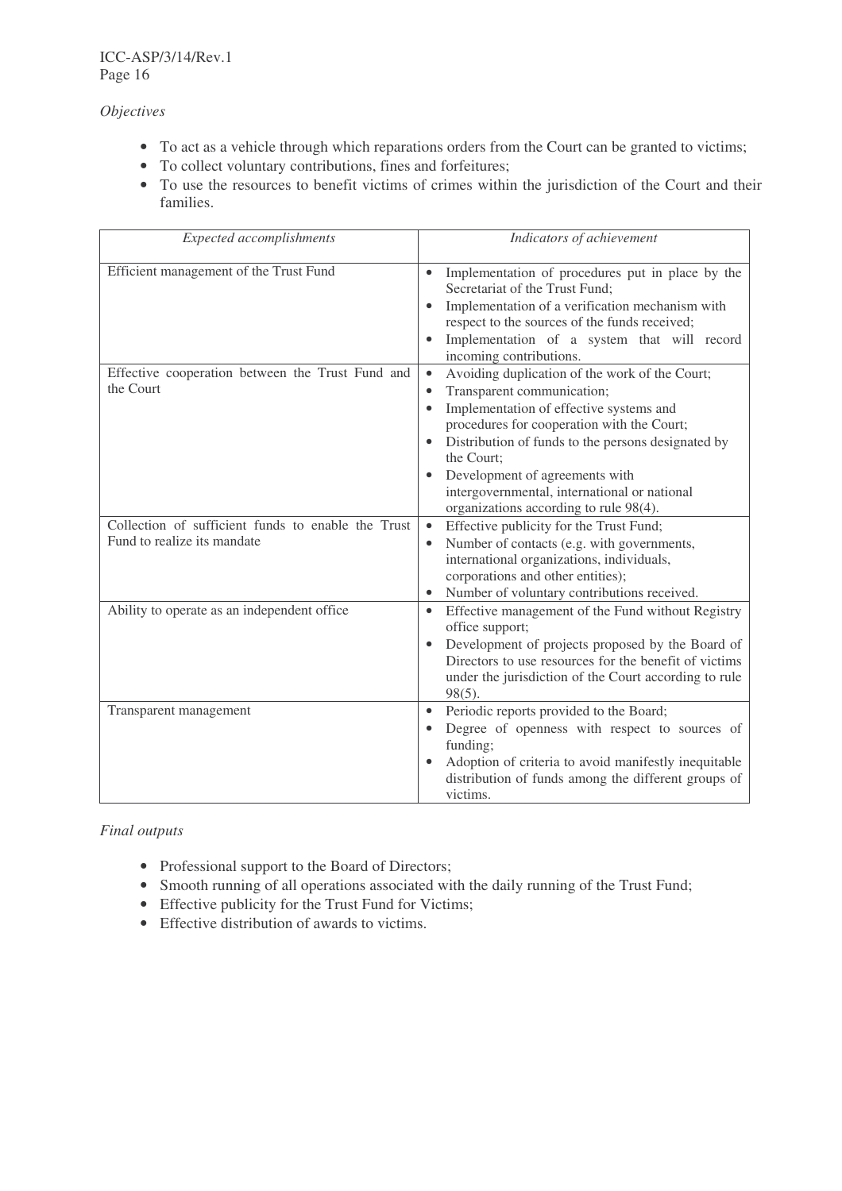*Objectives*

- To act as a vehicle through which reparations orders from the Court can be granted to victims;
- To collect voluntary contributions, fines and forfeitures;
- To use the resources to benefit victims of crimes within the jurisdiction of the Court and their families.

| *Expected accomplishments* | *Indicators of achievement* |
|---|---|
| Efficient management of the Trust Fund | • Implementation of procedures put in place by the Secretariat of the Trust Fund;<br>• Implementation of a verification mechanism with respect to the sources of the funds received;<br>• Implementation of a system that will record incoming contributions. |
| Effective cooperation between the Trust Fund and the Court | • Avoiding duplication of the work of the Court;<br>• Transparent communication;<br>• Implementation of effective systems and procedures for cooperation with the Court;<br>• Distribution of funds to the persons designated by the Court;<br>• Development of agreements with intergovernmental, international or national organizations according to rule 98(4). |
| Collection of sufficient funds to enable the Trust Fund to realize its mandate | • Effective publicity for the Trust Fund;<br>• Number of contacts (e.g. with governments, international organizations, individuals, corporations and other entities);<br>• Number of voluntary contributions received. |
| Ability to operate as an independent office | • Effective management of the Fund without Registry office support;<br>• Development of projects proposed by the Board of Directors to use resources for the benefit of victims under the jurisdiction of the Court according to rule 98(5). |
| Transparent management | • Periodic reports provided to the Board;<br>• Degree of openness with respect to sources of funding;<br>• Adoption of criteria to avoid manifestly inequitable distribution of funds among the different groups of victims. |

*Final outputs*

- Professional support to the Board of Directors;
- Smooth running of all operations associated with the daily running of the Trust Fund;
- Effective publicity for the Trust Fund for Victims;
- Effective distribution of awards to victims.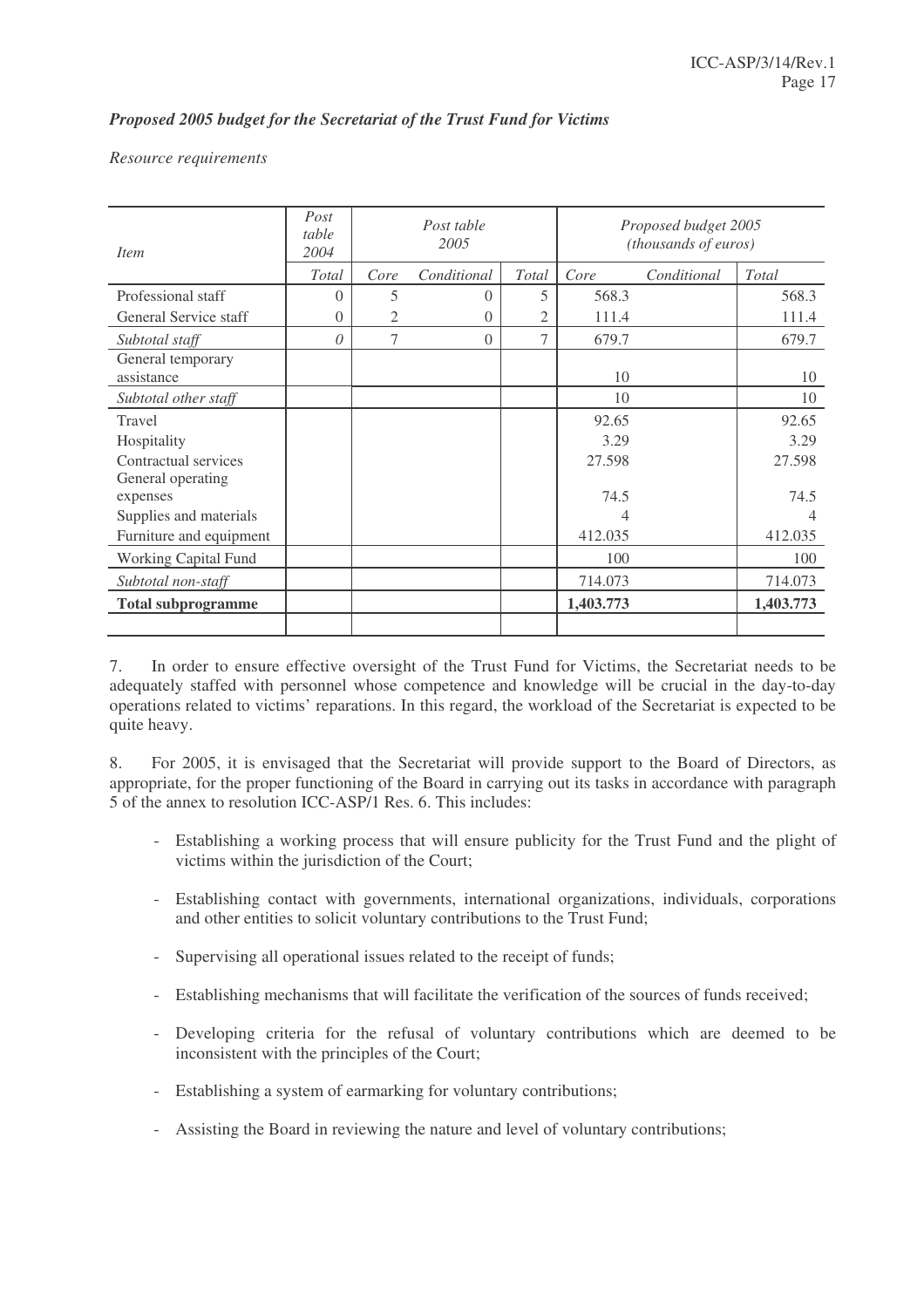***Proposed 2005 budget for the Secretariat of the Trust Fund for Victims***

*Resource requirements*

| *Item* | *Post table 2004* | *Post table 2005* | | | *Proposed budget 2005 (thousands of euros)* | | |
|---|---|---|---|---|---|---|---|
| | *Total* | *Core* | *Conditional* | *Total* | *Core* | *Conditional* | *Total* |
| Professional staff | 0 | 5 | 0 | 5 | 568.3 | | 568.3 |
| General Service staff | 0 | 2 | 0 | 2 | 111.4 | | 111.4 |
| *Subtotal staff* | *0* | 7 | 0 | 7 | 679.7 | | 679.7 |
| General temporary assistance | | | | | 10 | | 10 |
| *Subtotal other staff* | | | | | 10 | | 10 |
| Travel | | | | | 92.65 | | 92.65 |
| Hospitality | | | | | 3.29 | | 3.29 |
| Contractual services | | | | | 27.598 | | 27.598 |
| General operating expenses | | | | | 74.5 | | 74.5 |
| Supplies and materials | | | | | 4 | | 4 |
| Furniture and equipment | | | | | 412.035 | | 412.035 |
| Working Capital Fund | | | | | 100 | | 100 |
| *Subtotal non-staff* | | | | | 714.073 | | 714.073 |
| **Total subprogramme** | | | | | **1,403.773** | | **1,403.773** |

7. In order to ensure effective oversight of the Trust Fund for Victims, the Secretariat needs to be adequately staffed with personnel whose competence and knowledge will be crucial in the day-to-day operations related to victims' reparations. In this regard, the workload of the Secretariat is expected to be quite heavy.

8. For 2005, it is envisaged that the Secretariat will provide support to the Board of Directors, as appropriate, for the proper functioning of the Board in carrying out its tasks in accordance with paragraph 5 of the annex to resolution ICC-ASP/1 Res. 6. This includes:

- Establishing a working process that will ensure publicity for the Trust Fund and the plight of victims within the jurisdiction of the Court;
- Establishing contact with governments, international organizations, individuals, corporations and other entities to solicit voluntary contributions to the Trust Fund;
- Supervising all operational issues related to the receipt of funds;
- Establishing mechanisms that will facilitate the verification of the sources of funds received;
- Developing criteria for the refusal of voluntary contributions which are deemed to be inconsistent with the principles of the Court;
- Establishing a system of earmarking for voluntary contributions;
- Assisting the Board in reviewing the nature and level of voluntary contributions;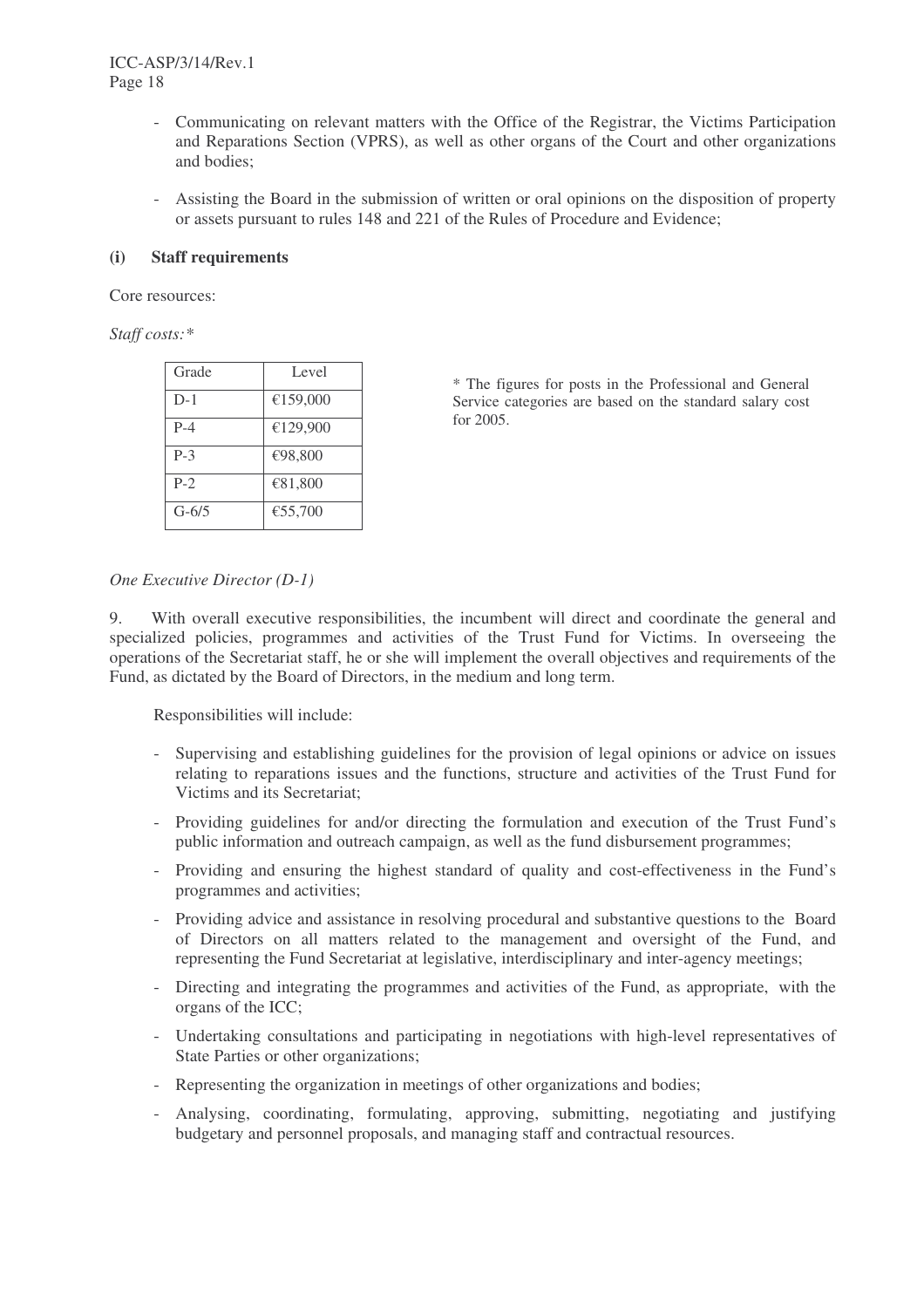- Communicating on relevant matters with the Office of the Registrar, the Victims Participation and Reparations Section (VPRS), as well as other organs of the Court and other organizations and bodies;
- Assisting the Board in the submission of written or oral opinions on the disposition of property or assets pursuant to rules 148 and 221 of the Rules of Procedure and Evidence;

**(i) Staff requirements**

Core resources:

*Staff costs:\**

| Grade | Level |
|---|---|
| D-1 | €159,000 |
| P-4 | €129,900 |
| P-3 | €98,800 |
| P-2 | €81,800 |
| G-6/5 | €55,700 |

\* The figures for posts in the Professional and General Service categories are based on the standard salary cost for 2005.

*One Executive Director (D-1)*

9. With overall executive responsibilities, the incumbent will direct and coordinate the general and specialized policies, programmes and activities of the Trust Fund for Victims. In overseeing the operations of the Secretariat staff, he or she will implement the overall objectives and requirements of the Fund, as dictated by the Board of Directors, in the medium and long term.

Responsibilities will include:

- Supervising and establishing guidelines for the provision of legal opinions or advice on issues relating to reparations issues and the functions, structure and activities of the Trust Fund for Victims and its Secretariat;
- Providing guidelines for and/or directing the formulation and execution of the Trust Fund's public information and outreach campaign, as well as the fund disbursement programmes;
- Providing and ensuring the highest standard of quality and cost-effectiveness in the Fund's programmes and activities;
- Providing advice and assistance in resolving procedural and substantive questions to the Board of Directors on all matters related to the management and oversight of the Fund, and representing the Fund Secretariat at legislative, interdisciplinary and inter-agency meetings;
- Directing and integrating the programmes and activities of the Fund, as appropriate, with the organs of the ICC;
- Undertaking consultations and participating in negotiations with high-level representatives of State Parties or other organizations;
- Representing the organization in meetings of other organizations and bodies;
- Analysing, coordinating, formulating, approving, submitting, negotiating and justifying budgetary and personnel proposals, and managing staff and contractual resources.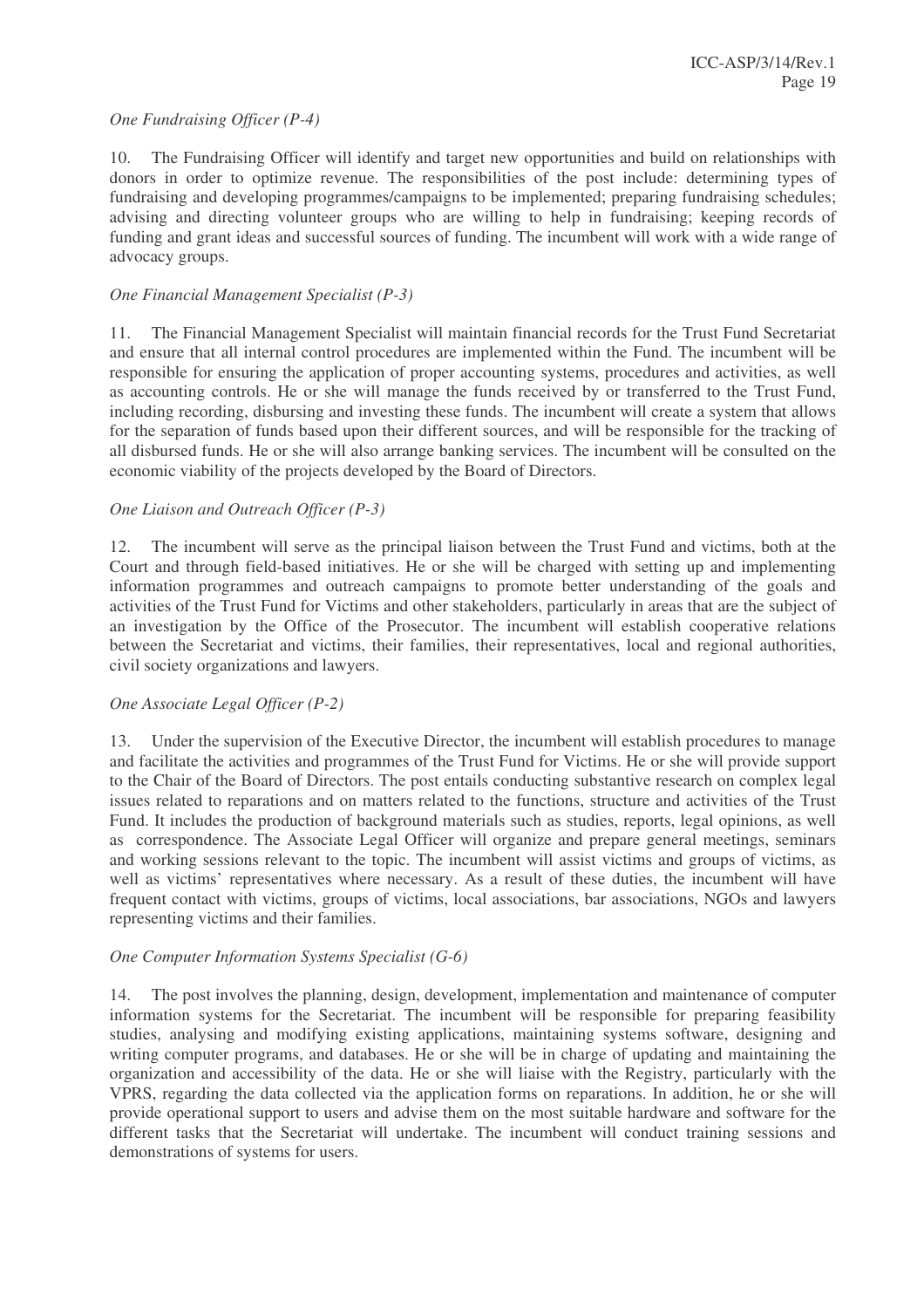*One Fundraising Officer (P-4)*

10. The Fundraising Officer will identify and target new opportunities and build on relationships with donors in order to optimize revenue. The responsibilities of the post include: determining types of fundraising and developing programmes/campaigns to be implemented; preparing fundraising schedules; advising and directing volunteer groups who are willing to help in fundraising; keeping records of funding and grant ideas and successful sources of funding. The incumbent will work with a wide range of advocacy groups.

*One Financial Management Specialist (P-3)*

11. The Financial Management Specialist will maintain financial records for the Trust Fund Secretariat and ensure that all internal control procedures are implemented within the Fund. The incumbent will be responsible for ensuring the application of proper accounting systems, procedures and activities, as well as accounting controls. He or she will manage the funds received by or transferred to the Trust Fund, including recording, disbursing and investing these funds. The incumbent will create a system that allows for the separation of funds based upon their different sources, and will be responsible for the tracking of all disbursed funds. He or she will also arrange banking services. The incumbent will be consulted on the economic viability of the projects developed by the Board of Directors.

*One Liaison and Outreach Officer (P-3)*

12. The incumbent will serve as the principal liaison between the Trust Fund and victims, both at the Court and through field-based initiatives. He or she will be charged with setting up and implementing information programmes and outreach campaigns to promote better understanding of the goals and activities of the Trust Fund for Victims and other stakeholders, particularly in areas that are the subject of an investigation by the Office of the Prosecutor. The incumbent will establish cooperative relations between the Secretariat and victims, their families, their representatives, local and regional authorities, civil society organizations and lawyers.

*One Associate Legal Officer (P-2)*

13. Under the supervision of the Executive Director, the incumbent will establish procedures to manage and facilitate the activities and programmes of the Trust Fund for Victims. He or she will provide support to the Chair of the Board of Directors. The post entails conducting substantive research on complex legal issues related to reparations and on matters related to the functions, structure and activities of the Trust Fund. It includes the production of background materials such as studies, reports, legal opinions, as well as correspondence. The Associate Legal Officer will organize and prepare general meetings, seminars and working sessions relevant to the topic. The incumbent will assist victims and groups of victims, as well as victims' representatives where necessary. As a result of these duties, the incumbent will have frequent contact with victims, groups of victims, local associations, bar associations, NGOs and lawyers representing victims and their families.

*One Computer Information Systems Specialist (G-6)*

14. The post involves the planning, design, development, implementation and maintenance of computer information systems for the Secretariat. The incumbent will be responsible for preparing feasibility studies, analysing and modifying existing applications, maintaining systems software, designing and writing computer programs, and databases. He or she will be in charge of updating and maintaining the organization and accessibility of the data. He or she will liaise with the Registry, particularly with the VPRS, regarding the data collected via the application forms on reparations. In addition, he or she will provide operational support to users and advise them on the most suitable hardware and software for the different tasks that the Secretariat will undertake. The incumbent will conduct training sessions and demonstrations of systems for users.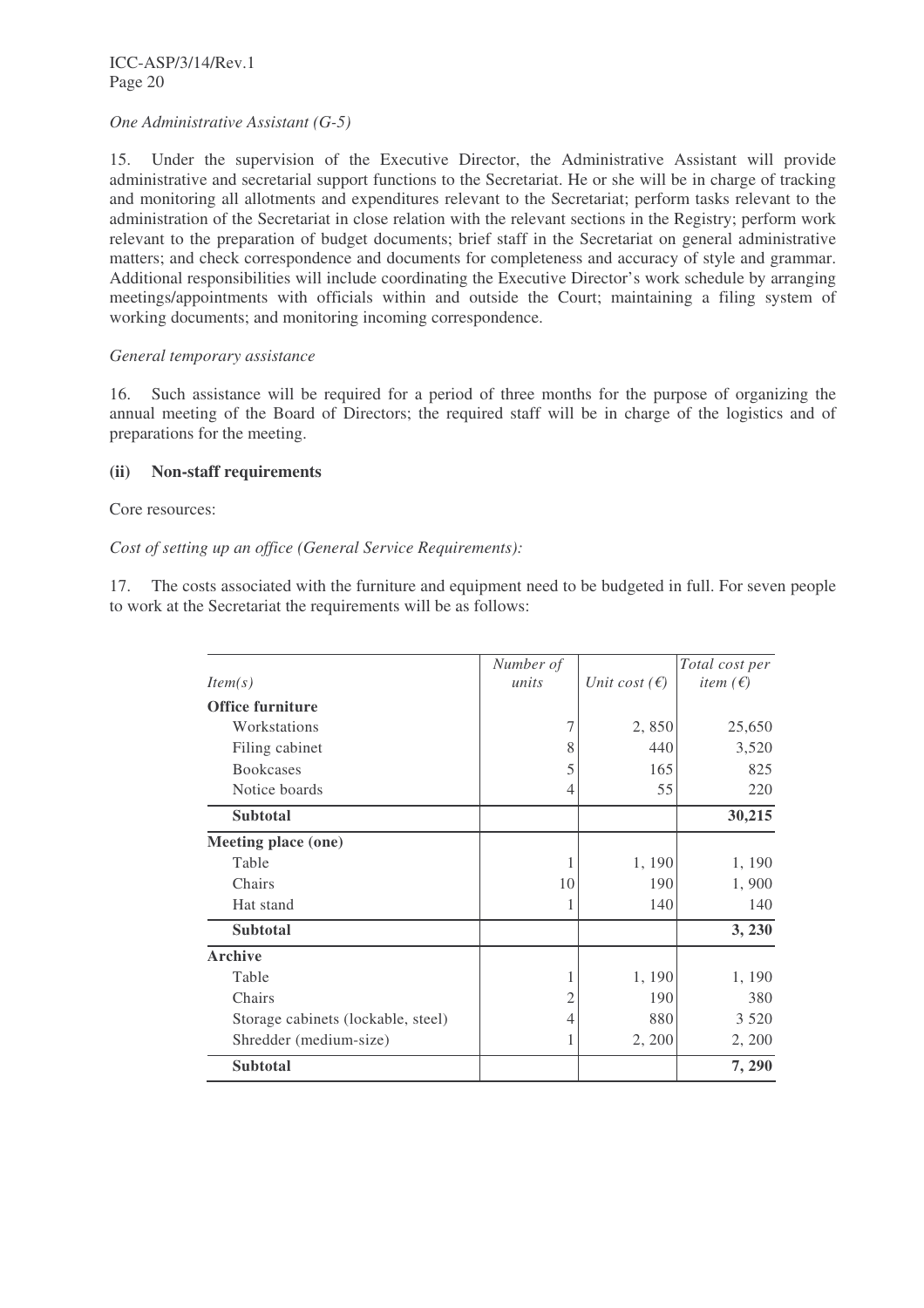*One Administrative Assistant (G-5)*

15. Under the supervision of the Executive Director, the Administrative Assistant will provide administrative and secretarial support functions to the Secretariat. He or she will be in charge of tracking and monitoring all allotments and expenditures relevant to the Secretariat; perform tasks relevant to the administration of the Secretariat in close relation with the relevant sections in the Registry; perform work relevant to the preparation of budget documents; brief staff in the Secretariat on general administrative matters; and check correspondence and documents for completeness and accuracy of style and grammar. Additional responsibilities will include coordinating the Executive Director's work schedule by arranging meetings/appointments with officials within and outside the Court; maintaining a filing system of working documents; and monitoring incoming correspondence.

*General temporary assistance*

16. Such assistance will be required for a period of three months for the purpose of organizing the annual meeting of the Board of Directors; the required staff will be in charge of the logistics and of preparations for the meeting.

**(ii) Non-staff requirements**

Core resources:

*Cost of setting up an office (General Service Requirements):*

17. The costs associated with the furniture and equipment need to be budgeted in full. For seven people to work at the Secretariat the requirements will be as follows:

| *Item(s)* | *Number of units* | *Unit cost (€)* | *Total cost per item (€)* |
|---|---|---|---|
| **Office furniture** | | | |
| Workstations | 7 | 2, 850 | 25,650 |
| Filing cabinet | 8 | 440 | 3,520 |
| Bookcases | 5 | 165 | 825 |
| Notice boards | 4 | 55 | 220 |
| **Subtotal** | | | **30,215** |
| **Meeting place (one)** | | | |
| Table | 1 | 1, 190 | 1, 190 |
| Chairs | 10 | 190 | 1, 900 |
| Hat stand | 1 | 140 | 140 |
| **Subtotal** | | | **3, 230** |
| **Archive** | | | |
| Table | 1 | 1, 190 | 1, 190 |
| Chairs | 2 | 190 | 380 |
| Storage cabinets (lockable, steel) | 4 | 880 | 3 520 |
| Shredder (medium-size) | 1 | 2, 200 | 2, 200 |
| **Subtotal** | | | **7, 290** |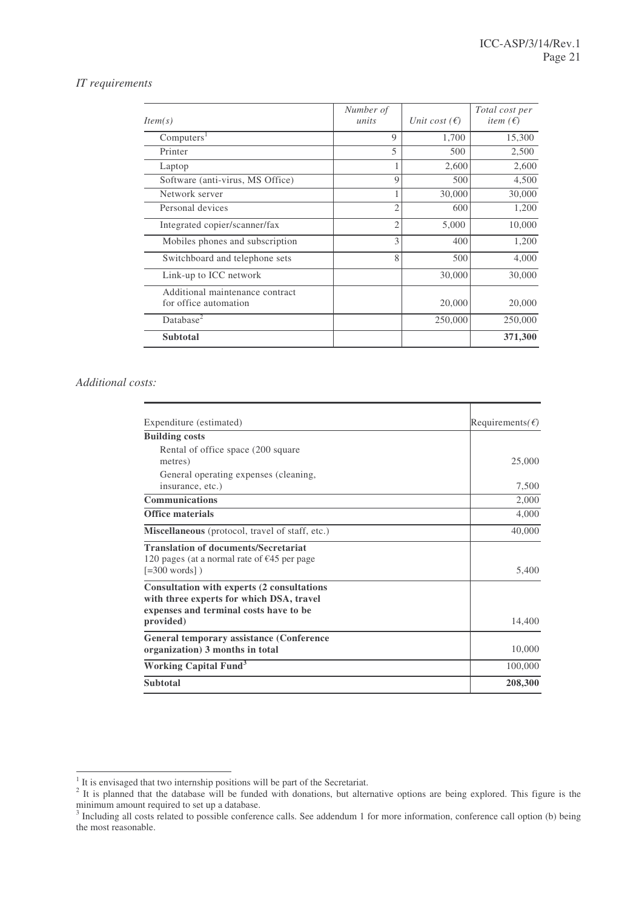*IT requirements*

| *Item(s)* | *Number of units* | *Unit cost (€)* | *Total cost per item (€)* |
|---|---|---|---|
| Computers[1] | 9 | 1,700 | 15,300 |
| Printer | 5 | 500 | 2,500 |
| Laptop | 1 | 2,600 | 2,600 |
| Software (anti-virus, MS Office) | 9 | 500 | 4,500 |
| Network server | 1 | 30,000 | 30,000 |
| Personal devices | 2 | 600 | 1,200 |
| Integrated copier/scanner/fax | 2 | 5,000 | 10,000 |
| Mobiles phones and subscription | 3 | 400 | 1,200 |
| Switchboard and telephone sets | 8 | 500 | 4,000 |
| Link-up to ICC network | | 30,000 | 30,000 |
| Additional maintenance contract for office automation | | 20,000 | 20,000 |
| Database[2] | | 250,000 | 250,000 |
| **Subtotal** | | | **371,300** |

*Additional costs:*

| Expenditure (estimated) | Requirements(€) |
|---|---|
| **Building costs** | |
| Rental of office space (200 square metres) | 25,000 |
| General operating expenses (cleaning, insurance, etc.) | 7,500 |
| **Communications** | 2,000 |
| **Office materials** | 4,000 |
| **Miscellaneous** (protocol, travel of staff, etc.) | 40,000 |
| **Translation of documents/Secretariat** 120 pages (at a normal rate of €45 per page [=300 words] ) | 5,400 |
| **Consultation with experts (2 consultations with three experts for which DSA, travel expenses and terminal costs have to be provided)** | 14,400 |
| **General temporary assistance (Conference organization) 3 months in total** | 10,000 |
| **Working Capital Fund[3]** | 100,000 |
| **Subtotal** | **208,300** |

[1] It is envisaged that two internship positions will be part of the Secretariat.

[2] It is planned that the database will be funded with donations, but alternative options are being explored. This figure is the minimum amount required to set up a database.

[3] Including all costs related to possible conference calls. See addendum 1 for more information, conference call option (b) being the most reasonable.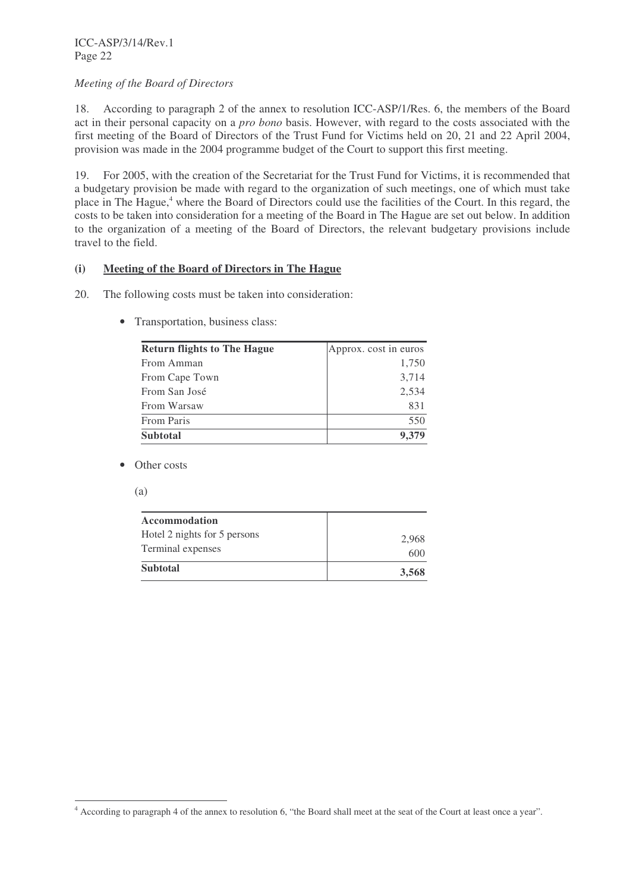*Meeting of the Board of Directors*

18. According to paragraph 2 of the annex to resolution ICC-ASP/1/Res. 6, the members of the Board act in their personal capacity on a *pro bono* basis. However, with regard to the costs associated with the first meeting of the Board of Directors of the Trust Fund for Victims held on 20, 21 and 22 April 2004, provision was made in the 2004 programme budget of the Court to support this first meeting.

19. For 2005, with the creation of the Secretariat for the Trust Fund for Victims, it is recommended that a budgetary provision be made with regard to the organization of such meetings, one of which must take place in The Hague,[4] where the Board of Directors could use the facilities of the Court. In this regard, the costs to be taken into consideration for a meeting of the Board in The Hague are set out below. In addition to the organization of a meeting of the Board of Directors, the relevant budgetary provisions include travel to the field.

**(i) <u>Meeting of the Board of Directors in The Hague</u>**

20. The following costs must be taken into consideration:

- Transportation, business class:

| **Return flights to The Hague** | Approx. cost in euros |
|---|---|
| From Amman | 1,750 |
| From Cape Town | 3,714 |
| From San José | 2,534 |
| From Warsaw | 831 |
| From Paris | 550 |
| **Subtotal** | **9,379** |

- Other costs

(a)

| **Accommodation** | |
|---|---|
| Hotel 2 nights for 5 persons | 2,968 |
| Terminal expenses | 600 |
| **Subtotal** | **3,568** |

[4] According to paragraph 4 of the annex to resolution 6, "the Board shall meet at the seat of the Court at least once a year".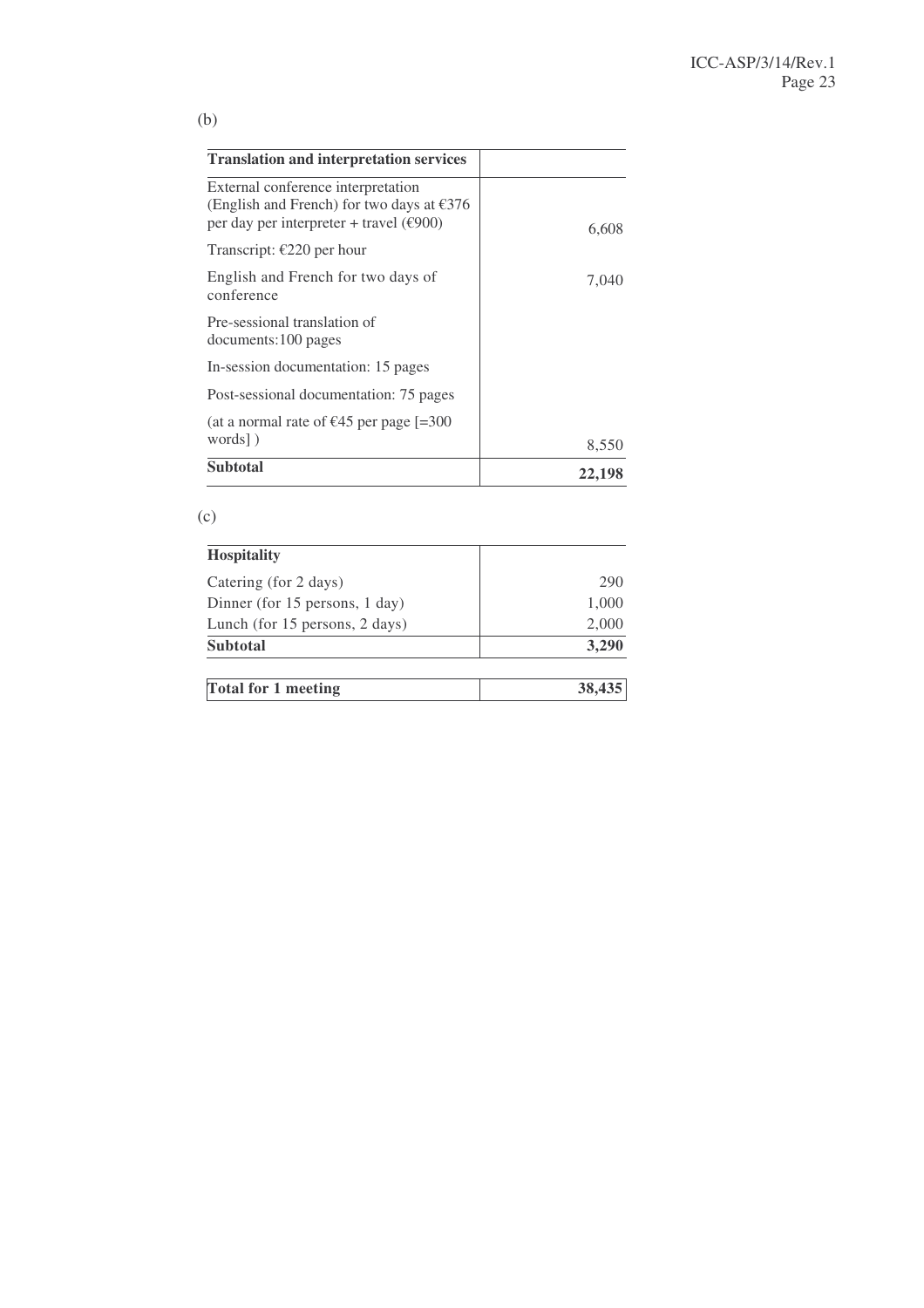(b)

| Translation and interpretation services | |
|---|---|
| External conference interpretation (English and French) for two days at €376 per day per interpreter + travel (€900) | 6,608 |
| Transcript: €220 per hour | |
| English and French for two days of conference | 7,040 |
| Pre-sessional translation of documents:100 pages | |
| In-session documentation: 15 pages | |
| Post-sessional documentation: 75 pages | |
| (at a normal rate of €45 per page [=300 words] ) | 8,550 |
| **Subtotal** | **22,198** |

(c)

| Hospitality | |
|---|---|
| Catering (for 2 days) | 290 |
| Dinner (for 15 persons, 1 day) | 1,000 |
| Lunch (for 15 persons, 2 days) | 2,000 |
| **Subtotal** | **3,290** |

| **Total for 1 meeting** | **38,435** |
|---|---|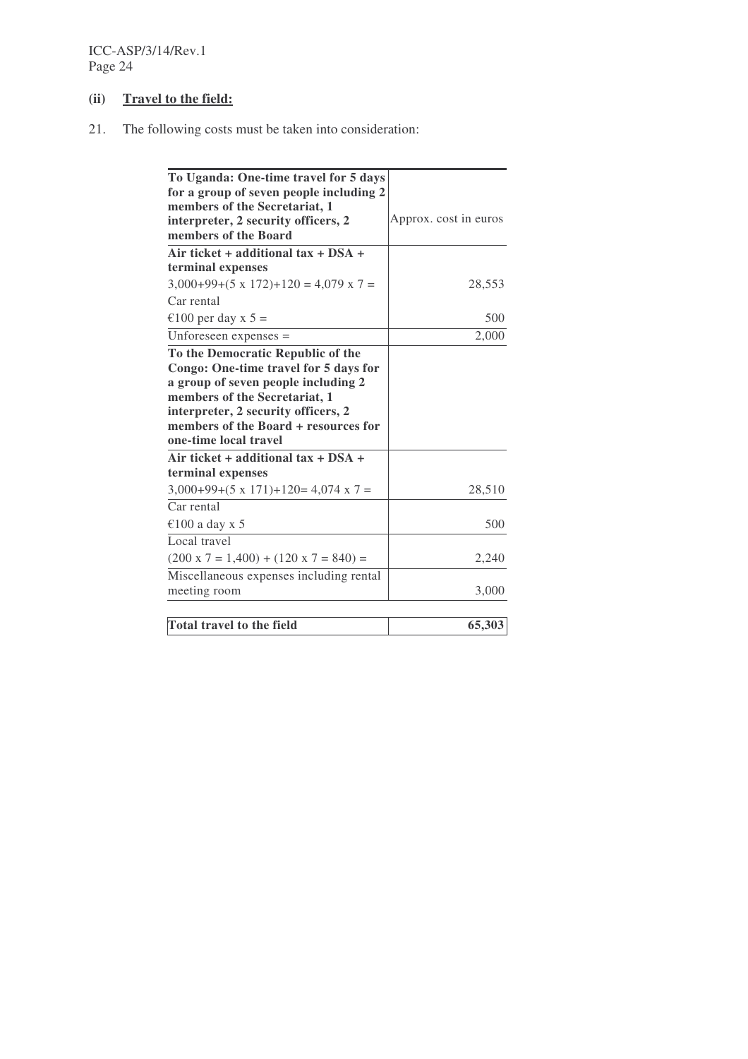### (ii) Travel to the field:

21. The following costs must be taken into consideration:

| **To Uganda: One-time travel for 5 days for a group of seven people including 2 members of the Secretariat, 1 interpreter, 2 security officers, 2 members of the Board** | Approx. cost in euros |
|---|---|
| **Air ticket + additional tax + DSA + terminal expenses** | |
| 3,000+99+(5 x 172)+120 = 4,079 x 7 = | 28,553 |
| Car rental | |
| €100 per day x 5 = | 500 |
| Unforeseen expenses = | 2,000 |
| **To the Democratic Republic of the Congo: One-time travel for 5 days for a group of seven people including 2 members of the Secretariat, 1 interpreter, 2 security officers, 2 members of the Board + resources for one-time local travel** | |
| **Air ticket + additional tax + DSA + terminal expenses** | |
| 3,000+99+(5 x 171)+120= 4,074 x 7 = | 28,510 |
| Car rental | |
| €100 a day x 5 | 500 |
| Local travel | |
| (200 x 7 = 1,400) + (120 x 7 = 840) = | 2,240 |
| Miscellaneous expenses including rental meeting room | 3,000 |
| **Total travel to the field** | **65,303** |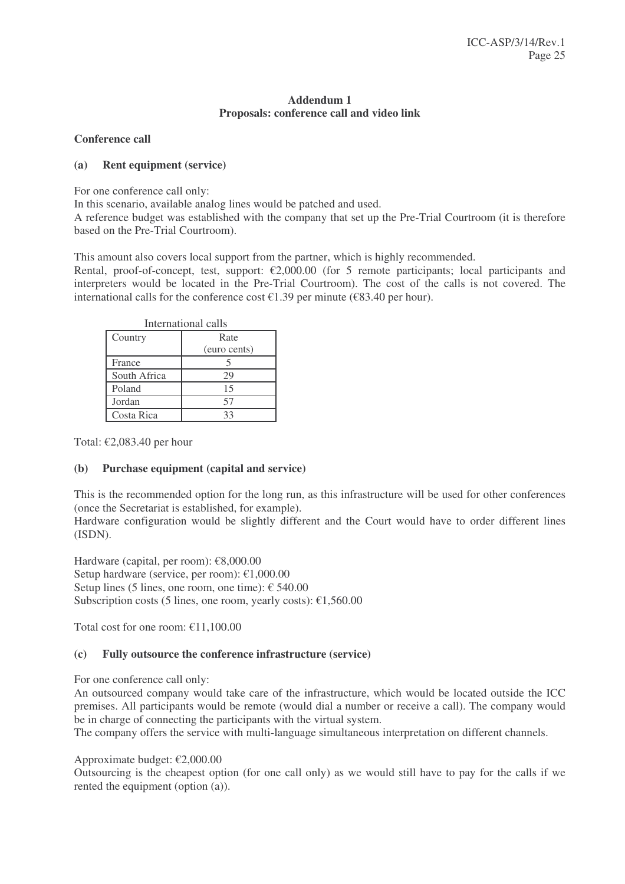## Addendum 1
## Proposals: conference call and video link

### Conference call

#### (a) Rent equipment (service)

For one conference call only:
In this scenario, available analog lines would be patched and used.
A reference budget was established with the company that set up the Pre-Trial Courtroom (it is therefore based on the Pre-Trial Courtroom).

This amount also covers local support from the partner, which is highly recommended.
Rental, proof-of-concept, test, support: €2,000.00 (for 5 remote participants; local participants and interpreters would be located in the Pre-Trial Courtroom). The cost of the calls is not covered. The international calls for the conference cost €1.39 per minute (€83.40 per hour).

International calls

| Country | Rate (euro cents) |
|---|---|
| France | 5 |
| South Africa | 29 |
| Poland | 15 |
| Jordan | 57 |
| Costa Rica | 33 |

Total: €2,083.40 per hour

#### (b) Purchase equipment (capital and service)

This is the recommended option for the long run, as this infrastructure will be used for other conferences (once the Secretariat is established, for example).
Hardware configuration would be slightly different and the Court would have to order different lines (ISDN).

Hardware (capital, per room): €8,000.00
Setup hardware (service, per room): €1,000.00
Setup lines (5 lines, one room, one time): € 540.00
Subscription costs (5 lines, one room, yearly costs): €1,560.00

Total cost for one room: €11,100.00

#### (c) Fully outsource the conference infrastructure (service)

For one conference call only:
An outsourced company would take care of the infrastructure, which would be located outside the ICC premises. All participants would be remote (would dial a number or receive a call). The company would be in charge of connecting the participants with the virtual system.
The company offers the service with multi-language simultaneous interpretation on different channels.

Approximate budget: €2,000.00
Outsourcing is the cheapest option (for one call only) as we would still have to pay for the calls if we rented the equipment (option (a)).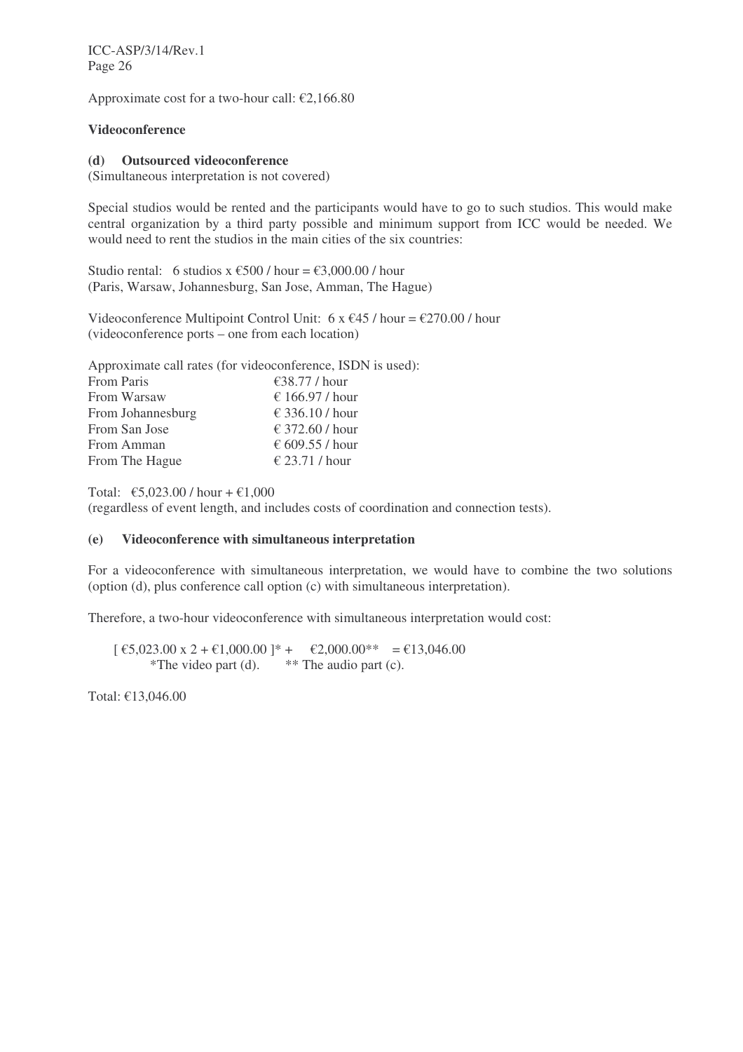Approximate cost for a two-hour call: €2,166.80

**Videoconference**

**(d) Outsourced videoconference**
(Simultaneous interpretation is not covered)

Special studios would be rented and the participants would have to go to such studios. This would make central organization by a third party possible and minimum support from ICC would be needed. We would need to rent the studios in the main cities of the six countries:

Studio rental: 6 studios x €500 / hour = €3,000.00 / hour
(Paris, Warsaw, Johannesburg, San Jose, Amman, The Hague)

Videoconference Multipoint Control Unit: 6 x €45 / hour = €270.00 / hour
(videoconference ports – one from each location)

Approximate call rates (for videoconference, ISDN is used):

| | |
|---|---|
| From Paris | €38.77 / hour |
| From Warsaw | € 166.97 / hour |
| From Johannesburg | € 336.10 / hour |
| From San Jose | € 372.60 / hour |
| From Amman | € 609.55 / hour |
| From The Hague | € 23.71 / hour |

Total: €5,023.00 / hour + €1,000
(regardless of event length, and includes costs of coordination and connection tests).

**(e) Videoconference with simultaneous interpretation**

For a videoconference with simultaneous interpretation, we would have to combine the two solutions (option (d), plus conference call option (c) with simultaneous interpretation).

Therefore, a two-hour videoconference with simultaneous interpretation would cost:

[ €5,023.00 x 2 + €1,000.00 ]* + €2,000.00** = €13,046.00
*The video part (d). ** The audio part (c).

Total: €13,046.00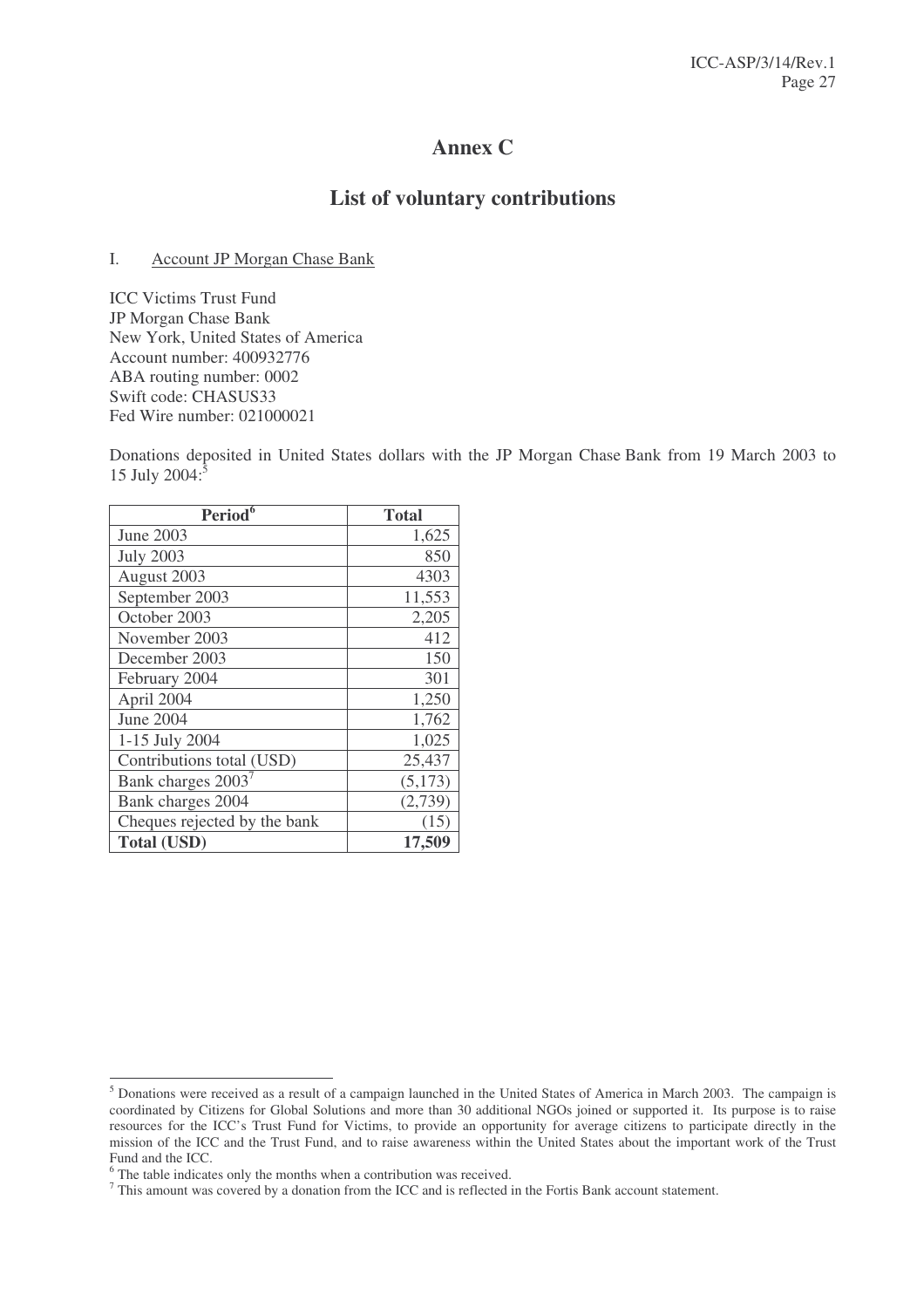# Annex C

## List of voluntary contributions

I. Account JP Morgan Chase Bank

ICC Victims Trust Fund
JP Morgan Chase Bank
New York, United States of America
Account number: 400932776
ABA routing number: 0002
Swift code: CHASUS33
Fed Wire number: 021000021

Donations deposited in United States dollars with the JP Morgan Chase Bank from 19 March 2003 to 15 July 2004:[5]

| Period[6] | Total |
|---|---|
| June 2003 | 1,625 |
| July 2003 | 850 |
| August 2003 | 4303 |
| September 2003 | 11,553 |
| October 2003 | 2,205 |
| November 2003 | 412 |
| December 2003 | 150 |
| February 2004 | 301 |
| April 2004 | 1,250 |
| June 2004 | 1,762 |
| 1-15 July 2004 | 1,025 |
| Contributions total (USD) | 25,437 |
| Bank charges 2003[7] | (5,173) |
| Bank charges 2004 | (2,739) |
| Cheques rejected by the bank | (15) |
| **Total (USD)** | **17,509** |

[5] Donations were received as a result of a campaign launched in the United States of America in March 2003. The campaign is coordinated by Citizens for Global Solutions and more than 30 additional NGOs joined or supported it. Its purpose is to raise resources for the ICC's Trust Fund for Victims, to provide an opportunity for average citizens to participate directly in the mission of the ICC and the Trust Fund, and to raise awareness within the United States about the important work of the Trust Fund and the ICC.

[6] The table indicates only the months when a contribution was received.

[7] This amount was covered by a donation from the ICC and is reflected in the Fortis Bank account statement.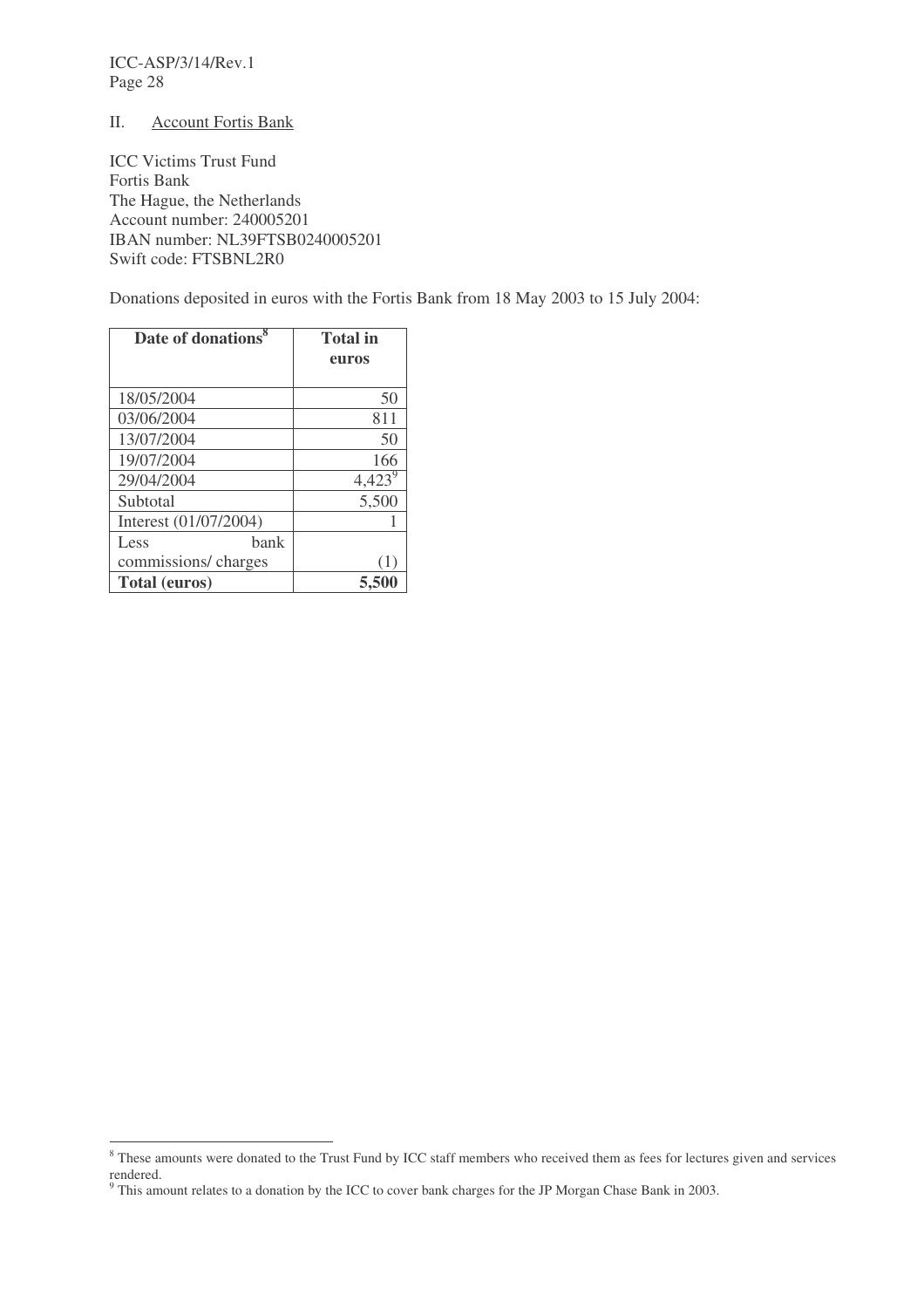## II. Account Fortis Bank

ICC Victims Trust Fund
Fortis Bank
The Hague, the Netherlands
Account number: 240005201
IBAN number: NL39FTSB0240005201
Swift code: FTSBNL2R0

Donations deposited in euros with the Fortis Bank from 18 May 2003 to 15 July 2004:

| Date of donations[8] | Total in euros |
|---|---|
| 18/05/2004 | 50 |
| 03/06/2004 | 811 |
| 13/07/2004 | 50 |
| 19/07/2004 | 166 |
| 29/04/2004 | 4,423[9] |
| Subtotal | 5,500 |
| Interest (01/07/2004) | 1 |
| Less bank commissions/ charges | (1) |
| **Total (euros)** | **5,500** |

---

[8] These amounts were donated to the Trust Fund by ICC staff members who received them as fees for lectures given and services rendered.

[9] This amount relates to a donation by the ICC to cover bank charges for the JP Morgan Chase Bank in 2003.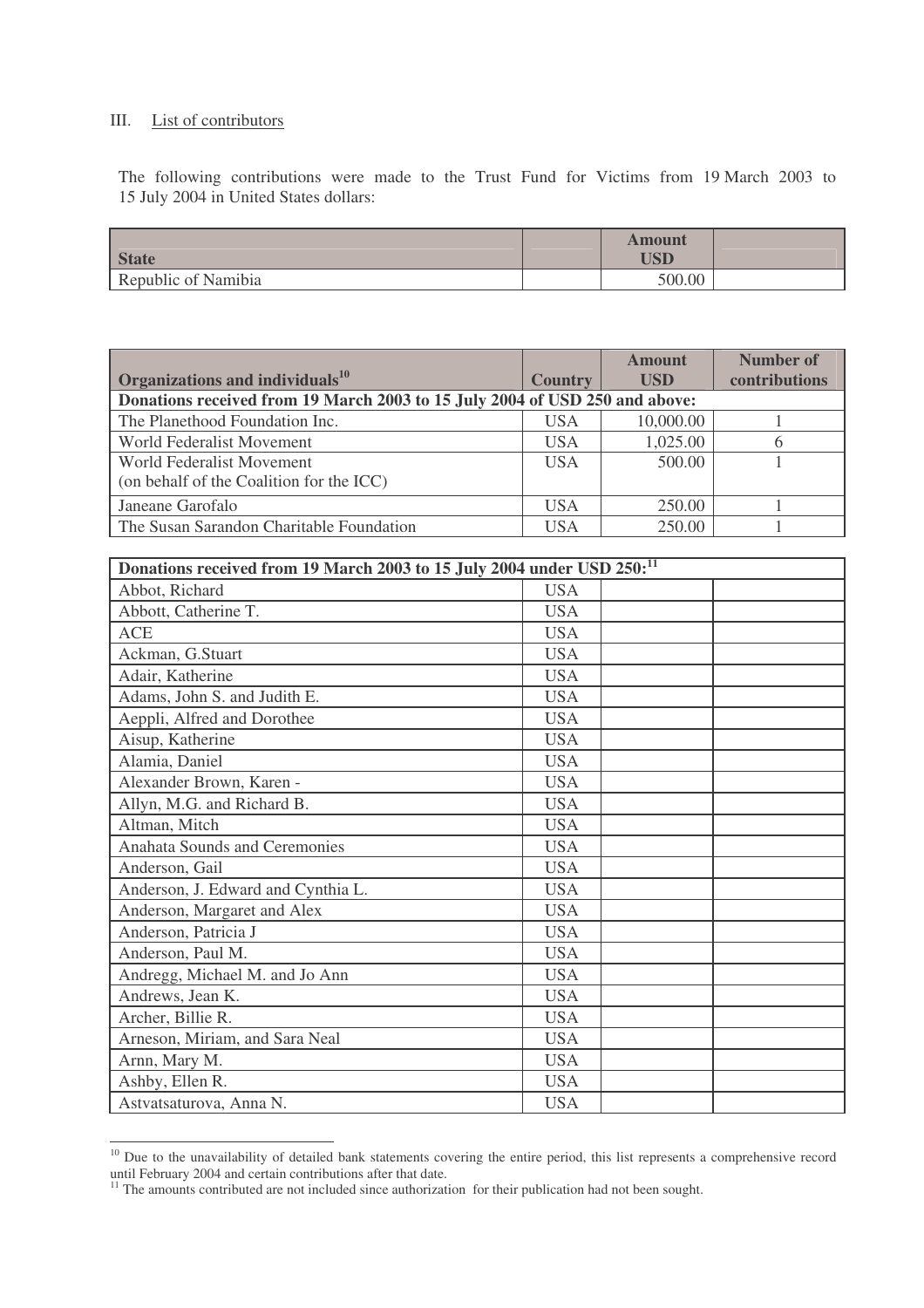III. List of contributors

The following contributions were made to the Trust Fund for Victims from 19 March 2003 to 15 July 2004 in United States dollars:

| State | | Amount USD | |
|---|---|---|---|
| Republic of Namibia | | 500.00 | |

| Organizations and individuals[10] | Country | Amount USD | Number of contributions |
|---|---|---|---|
| **Donations received from 19 March 2003 to 15 July 2004 of USD 250 and above:** | | | |
| The Planethood Foundation Inc. | USA | 10,000.00 | 1 |
| World Federalist Movement | USA | 1,025.00 | 6 |
| World Federalist Movement (on behalf of the Coalition for the ICC) | USA | 500.00 | 1 |
| Janeane Garofalo | USA | 250.00 | 1 |
| The Susan Sarandon Charitable Foundation | USA | 250.00 | 1 |

| **Donations received from 19 March 2003 to 15 July 2004 under USD 250:[11]** | | | |
|---|---|---|---|
| Abbot, Richard | USA | | |
| Abbott, Catherine T. | USA | | |
| ACE | USA | | |
| Ackman, G.Stuart | USA | | |
| Adair, Katherine | USA | | |
| Adams, John S. and Judith E. | USA | | |
| Aeppli, Alfred and Dorothee | USA | | |
| Aisup, Katherine | USA | | |
| Alamia, Daniel | USA | | |
| Alexander Brown, Karen - | USA | | |
| Allyn, M.G. and Richard B. | USA | | |
| Altman, Mitch | USA | | |
| Anahata Sounds and Ceremonies | USA | | |
| Anderson, Gail | USA | | |
| Anderson, J. Edward and Cynthia L. | USA | | |
| Anderson, Margaret and Alex | USA | | |
| Anderson, Patricia J | USA | | |
| Anderson, Paul M. | USA | | |
| Andregg, Michael M. and Jo Ann | USA | | |
| Andrews, Jean K. | USA | | |
| Archer, Billie R. | USA | | |
| Arneson, Miriam, and Sara Neal | USA | | |
| Arnn, Mary M. | USA | | |
| Ashby, Ellen R. | USA | | |
| Astvatsaturova, Anna N. | USA | | |

[10] Due to the unavailability of detailed bank statements covering the entire period, this list represents a comprehensive record until February 2004 and certain contributions after that date.

[11] The amounts contributed are not included since authorization for their publication had not been sought.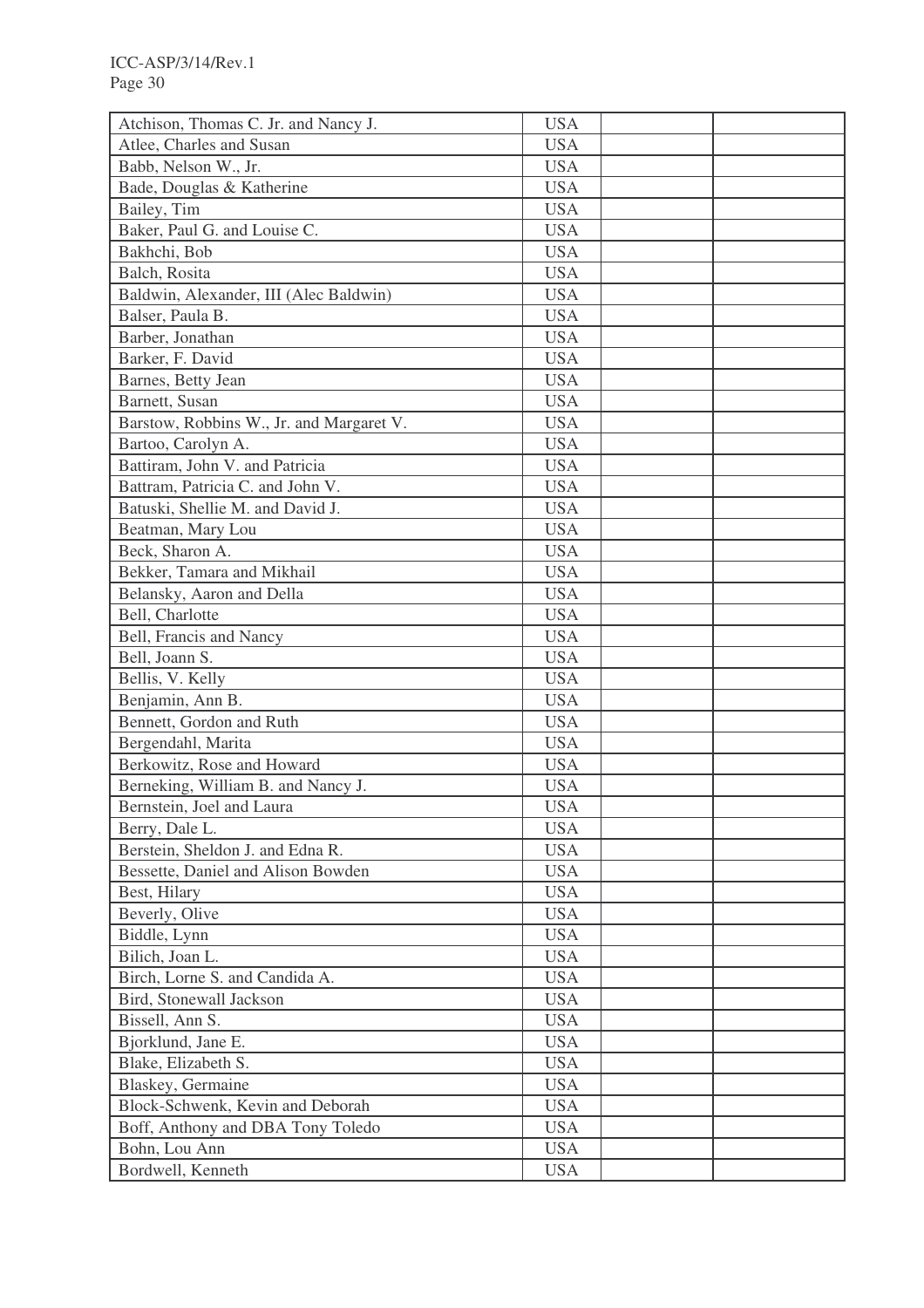| | | | |
|---|---|---|---|
| Atchison, Thomas C. Jr. and Nancy J. | USA | | |
| Atlee, Charles and Susan | USA | | |
| Babb, Nelson W., Jr. | USA | | |
| Bade, Douglas & Katherine | USA | | |
| Bailey, Tim | USA | | |
| Baker, Paul G. and Louise C. | USA | | |
| Bakhchi, Bob | USA | | |
| Balch, Rosita | USA | | |
| Baldwin, Alexander, III (Alec Baldwin) | USA | | |
| Balser, Paula B. | USA | | |
| Barber, Jonathan | USA | | |
| Barker, F. David | USA | | |
| Barnes, Betty Jean | USA | | |
| Barnett, Susan | USA | | |
| Barstow, Robbins W., Jr. and Margaret V. | USA | | |
| Bartoo, Carolyn A. | USA | | |
| Battiram, John V. and Patricia | USA | | |
| Battram, Patricia C. and John V. | USA | | |
| Batuski, Shellie M. and David J. | USA | | |
| Beatman, Mary Lou | USA | | |
| Beck, Sharon A. | USA | | |
| Bekker, Tamara and Mikhail | USA | | |
| Belansky, Aaron and Della | USA | | |
| Bell, Charlotte | USA | | |
| Bell, Francis and Nancy | USA | | |
| Bell, Joann S. | USA | | |
| Bellis, V. Kelly | USA | | |
| Benjamin, Ann B. | USA | | |
| Bennett, Gordon and Ruth | USA | | |
| Bergendahl, Marita | USA | | |
| Berkowitz, Rose and Howard | USA | | |
| Berneking, William B. and Nancy J. | USA | | |
| Bernstein, Joel and Laura | USA | | |
| Berry, Dale L. | USA | | |
| Berstein, Sheldon J. and Edna R. | USA | | |
| Bessette, Daniel and Alison Bowden | USA | | |
| Best, Hilary | USA | | |
| Beverly, Olive | USA | | |
| Biddle, Lynn | USA | | |
| Bilich, Joan L. | USA | | |
| Birch, Lorne S. and Candida A. | USA | | |
| Bird, Stonewall Jackson | USA | | |
| Bissell, Ann S. | USA | | |
| Bjorklund, Jane E. | USA | | |
| Blake, Elizabeth S. | USA | | |
| Blaskey, Germaine | USA | | |
| Block-Schwenk, Kevin and Deborah | USA | | |
| Boff, Anthony and DBA Tony Toledo | USA | | |
| Bohn, Lou Ann | USA | | |
| Bordwell, Kenneth | USA | | |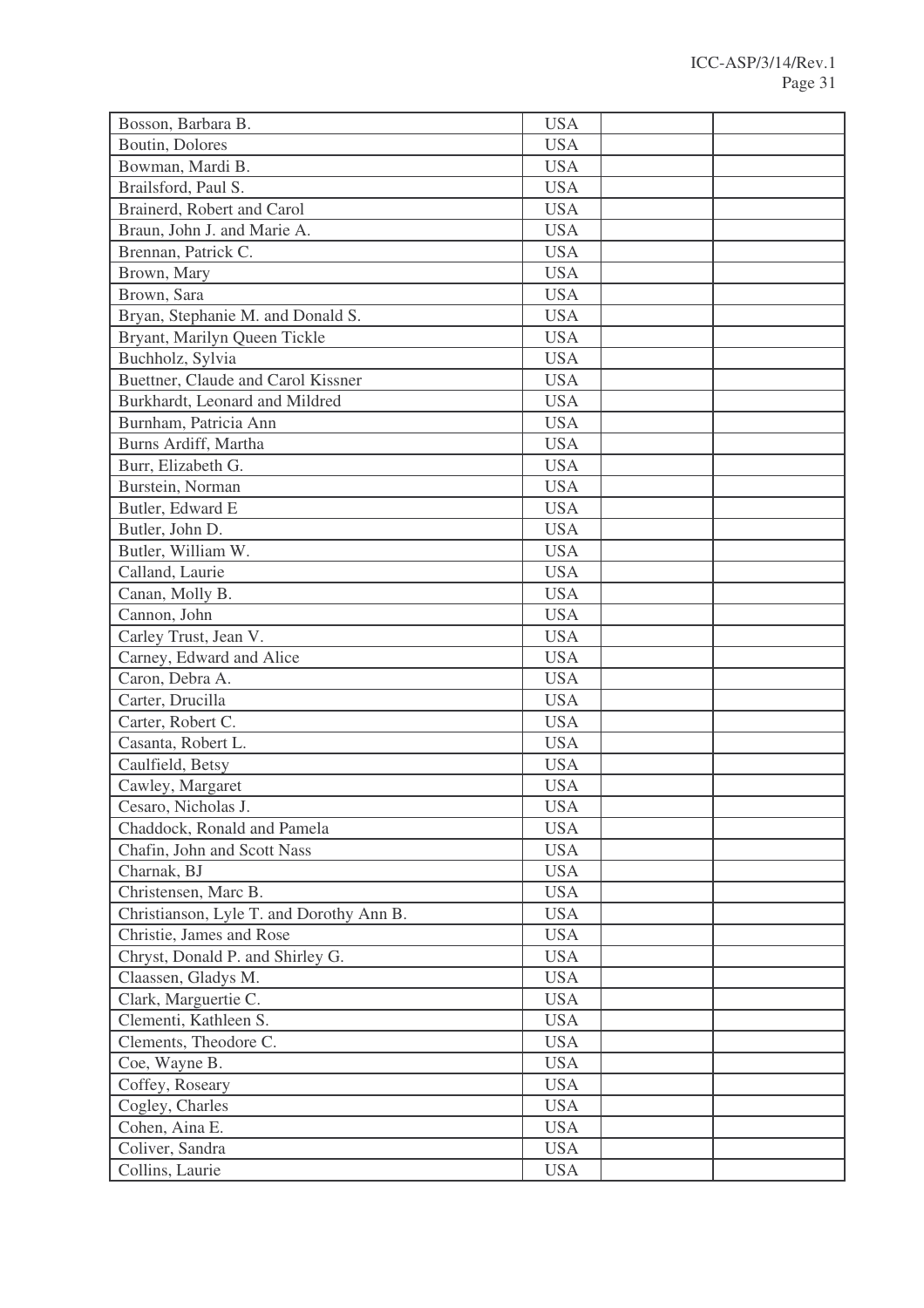| | | | |
|---|---|---|---|
| Bosson, Barbara B. | USA | | |
| Boutin, Dolores | USA | | |
| Bowman, Mardi B. | USA | | |
| Brailsford, Paul S. | USA | | |
| Brainerd, Robert and Carol | USA | | |
| Braun, John J. and Marie A. | USA | | |
| Brennan, Patrick C. | USA | | |
| Brown, Mary | USA | | |
| Brown, Sara | USA | | |
| Bryan, Stephanie M. and Donald S. | USA | | |
| Bryant, Marilyn Queen Tickle | USA | | |
| Buchholz, Sylvia | USA | | |
| Buettner, Claude and Carol Kissner | USA | | |
| Burkhardt, Leonard and Mildred | USA | | |
| Burnham, Patricia Ann | USA | | |
| Burns Ardiff, Martha | USA | | |
| Burr, Elizabeth G. | USA | | |
| Burstein, Norman | USA | | |
| Butler, Edward E | USA | | |
| Butler, John D. | USA | | |
| Butler, William W. | USA | | |
| Calland, Laurie | USA | | |
| Canan, Molly B. | USA | | |
| Cannon, John | USA | | |
| Carley Trust, Jean V. | USA | | |
| Carney, Edward and Alice | USA | | |
| Caron, Debra A. | USA | | |
| Carter, Drucilla | USA | | |
| Carter, Robert C. | USA | | |
| Casanta, Robert L. | USA | | |
| Caulfield, Betsy | USA | | |
| Cawley, Margaret | USA | | |
| Cesaro, Nicholas J. | USA | | |
| Chaddock, Ronald and Pamela | USA | | |
| Chafin, John and Scott Nass | USA | | |
| Charnak, BJ | USA | | |
| Christensen, Marc B. | USA | | |
| Christianson, Lyle T. and Dorothy Ann B. | USA | | |
| Christie, James and Rose | USA | | |
| Chryst, Donald P. and Shirley G. | USA | | |
| Claassen, Gladys M. | USA | | |
| Clark, Marguertie C. | USA | | |
| Clementi, Kathleen S. | USA | | |
| Clements, Theodore C. | USA | | |
| Coe, Wayne B. | USA | | |
| Coffey, Roseary | USA | | |
| Cogley, Charles | USA | | |
| Cohen, Aina E. | USA | | |
| Coliver, Sandra | USA | | |
| Collins, Laurie | USA | | |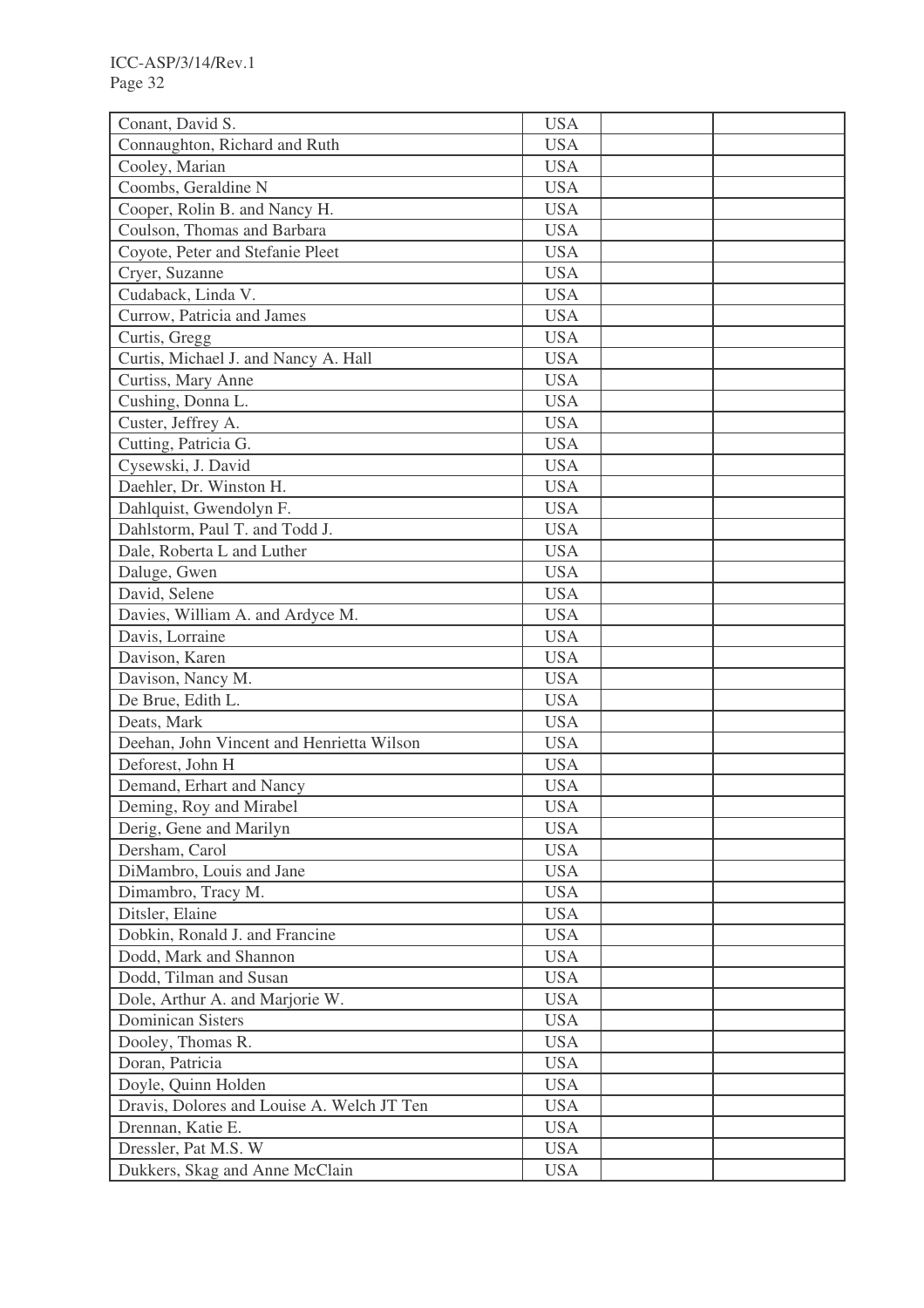| | | | |
|---|---|---|---|
| Conant, David S. | USA | | |
| Connaughton, Richard and Ruth | USA | | |
| Cooley, Marian | USA | | |
| Coombs, Geraldine N | USA | | |
| Cooper, Rolin B. and Nancy H. | USA | | |
| Coulson, Thomas and Barbara | USA | | |
| Coyote, Peter and Stefanie Pleet | USA | | |
| Cryer, Suzanne | USA | | |
| Cudaback, Linda V. | USA | | |
| Currow, Patricia and James | USA | | |
| Curtis, Gregg | USA | | |
| Curtis, Michael J. and Nancy A. Hall | USA | | |
| Curtiss, Mary Anne | USA | | |
| Cushing, Donna L. | USA | | |
| Custer, Jeffrey A. | USA | | |
| Cutting, Patricia G. | USA | | |
| Cysewski, J. David | USA | | |
| Daehler, Dr. Winston H. | USA | | |
| Dahlquist, Gwendolyn F. | USA | | |
| Dahlstorm, Paul T. and Todd J. | USA | | |
| Dale, Roberta L and Luther | USA | | |
| Daluge, Gwen | USA | | |
| David, Selene | USA | | |
| Davies, William A. and Ardyce M. | USA | | |
| Davis, Lorraine | USA | | |
| Davison, Karen | USA | | |
| Davison, Nancy M. | USA | | |
| De Brue, Edith L. | USA | | |
| Deats, Mark | USA | | |
| Deehan, John Vincent and Henrietta Wilson | USA | | |
| Deforest, John H | USA | | |
| Demand, Erhart and Nancy | USA | | |
| Deming, Roy and Mirabel | USA | | |
| Derig, Gene and Marilyn | USA | | |
| Dersham, Carol | USA | | |
| DiMambro, Louis and Jane | USA | | |
| Dimambro, Tracy M. | USA | | |
| Ditsler, Elaine | USA | | |
| Dobkin, Ronald J. and Francine | USA | | |
| Dodd, Mark and Shannon | USA | | |
| Dodd, Tilman and Susan | USA | | |
| Dole, Arthur A. and Marjorie W. | USA | | |
| Dominican Sisters | USA | | |
| Dooley, Thomas R. | USA | | |
| Doran, Patricia | USA | | |
| Doyle, Quinn Holden | USA | | |
| Dravis, Dolores and Louise A. Welch JT Ten | USA | | |
| Drennan, Katie E. | USA | | |
| Dressler, Pat M.S. W | USA | | |
| Dukkers, Skag and Anne McClain | USA | | |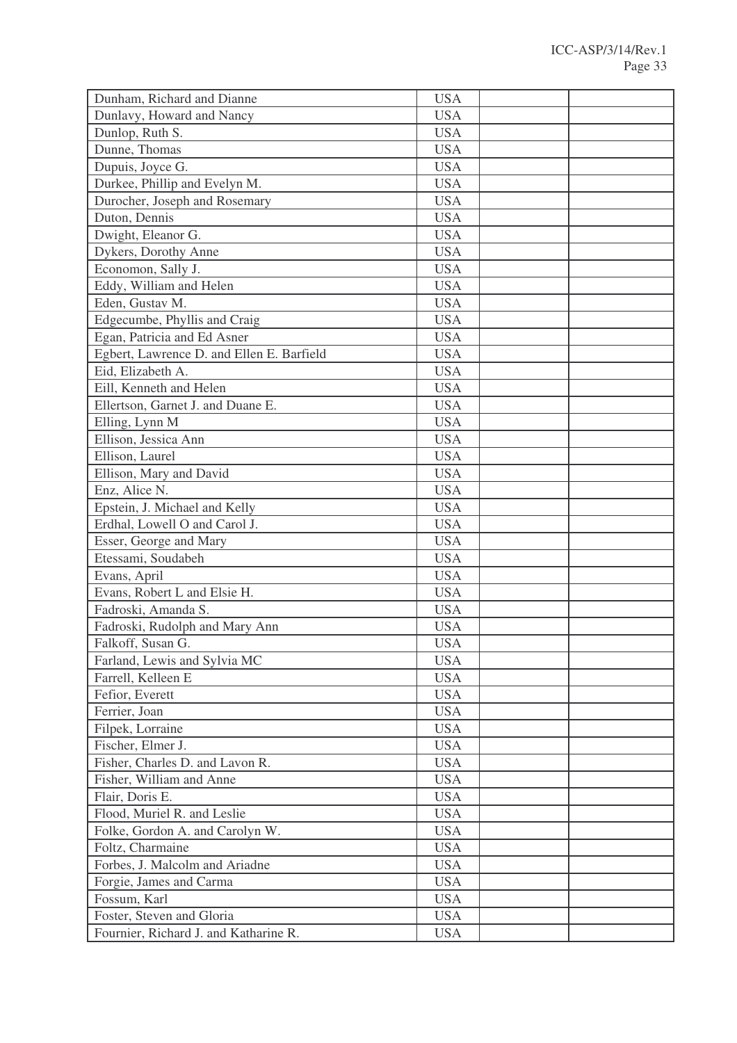| | | | |
|---|---|---|---|
| Dunham, Richard and Dianne | USA | | |
| Dunlavy, Howard and Nancy | USA | | |
| Dunlop, Ruth S. | USA | | |
| Dunne, Thomas | USA | | |
| Dupuis, Joyce G. | USA | | |
| Durkee, Phillip and Evelyn M. | USA | | |
| Durocher, Joseph and Rosemary | USA | | |
| Duton, Dennis | USA | | |
| Dwight, Eleanor G. | USA | | |
| Dykers, Dorothy Anne | USA | | |
| Economon, Sally J. | USA | | |
| Eddy, William and Helen | USA | | |
| Eden, Gustav M. | USA | | |
| Edgecumbe, Phyllis and Craig | USA | | |
| Egan, Patricia and Ed Asner | USA | | |
| Egbert, Lawrence D. and Ellen E. Barfield | USA | | |
| Eid, Elizabeth A. | USA | | |
| Eill, Kenneth and Helen | USA | | |
| Ellertson, Garnet J. and Duane E. | USA | | |
| Elling, Lynn M | USA | | |
| Ellison, Jessica Ann | USA | | |
| Ellison, Laurel | USA | | |
| Ellison, Mary and David | USA | | |
| Enz, Alice N. | USA | | |
| Epstein, J. Michael and Kelly | USA | | |
| Erdhal, Lowell O and Carol J. | USA | | |
| Esser, George and Mary | USA | | |
| Etessami, Soudabeh | USA | | |
| Evans, April | USA | | |
| Evans, Robert L and Elsie H. | USA | | |
| Fadroski, Amanda S. | USA | | |
| Fadroski, Rudolph and Mary Ann | USA | | |
| Falkoff, Susan G. | USA | | |
| Farland, Lewis and Sylvia MC | USA | | |
| Farrell, Kelleen E | USA | | |
| Fefior, Everett | USA | | |
| Ferrier, Joan | USA | | |
| Filpek, Lorraine | USA | | |
| Fischer, Elmer J. | USA | | |
| Fisher, Charles D. and Lavon R. | USA | | |
| Fisher, William and Anne | USA | | |
| Flair, Doris E. | USA | | |
| Flood, Muriel R. and Leslie | USA | | |
| Folke, Gordon A. and Carolyn W. | USA | | |
| Foltz, Charmaine | USA | | |
| Forbes, J. Malcolm and Ariadne | USA | | |
| Forgie, James and Carma | USA | | |
| Fossum, Karl | USA | | |
| Foster, Steven and Gloria | USA | | |
| Fournier, Richard J. and Katharine R. | USA | | |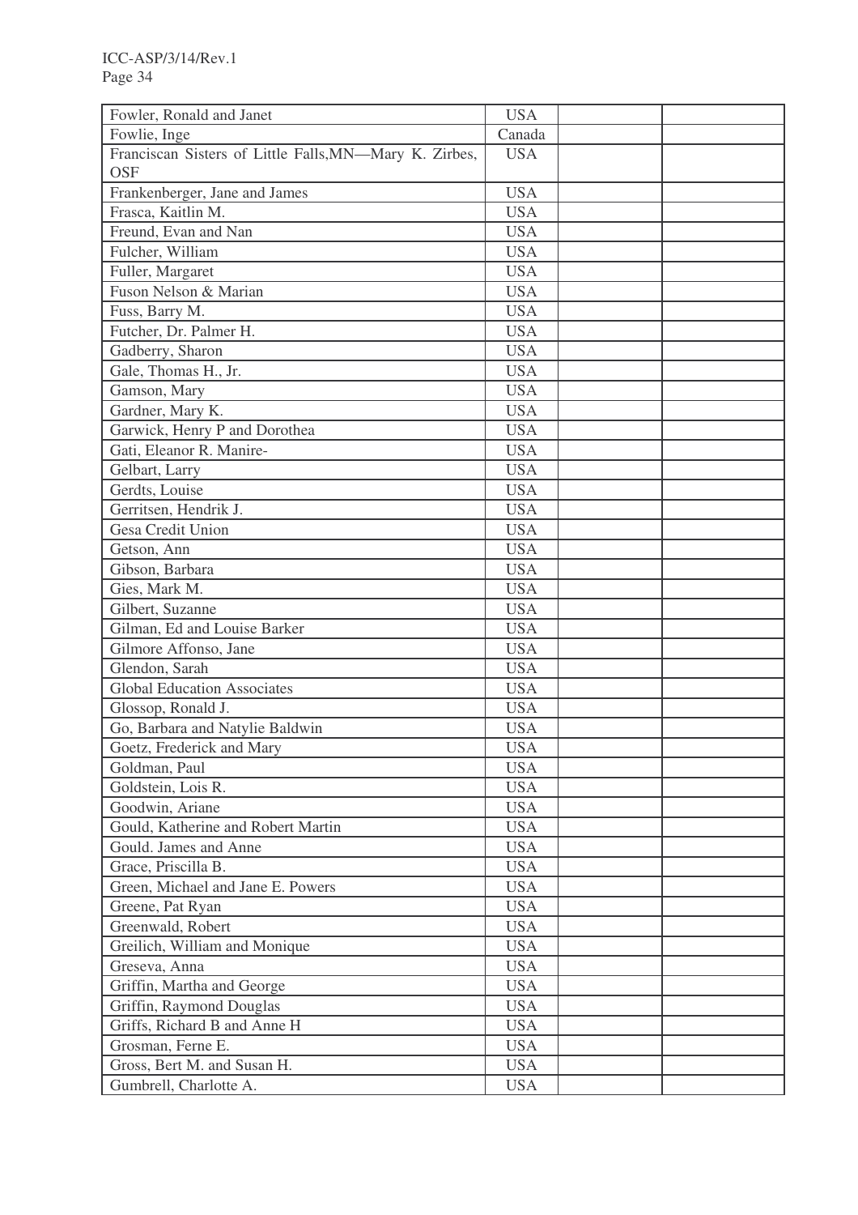| | | | |
|---|---|---|---|
| Fowler, Ronald and Janet | USA | | |
| Fowlie, Inge | Canada | | |
| Franciscan Sisters of Little Falls,MN—Mary K. Zirbes, OSF | USA | | |
| Frankenberger, Jane and James | USA | | |
| Frasca, Kaitlin M. | USA | | |
| Freund, Evan and Nan | USA | | |
| Fulcher, William | USA | | |
| Fuller, Margaret | USA | | |
| Fuson Nelson & Marian | USA | | |
| Fuss, Barry M. | USA | | |
| Futcher, Dr. Palmer H. | USA | | |
| Gadberry, Sharon | USA | | |
| Gale, Thomas H., Jr. | USA | | |
| Gamson, Mary | USA | | |
| Gardner, Mary K. | USA | | |
| Garwick, Henry P and Dorothea | USA | | |
| Gati, Eleanor R. Manire- | USA | | |
| Gelbart, Larry | USA | | |
| Gerdts, Louise | USA | | |
| Gerritsen, Hendrik J. | USA | | |
| Gesa Credit Union | USA | | |
| Getson, Ann | USA | | |
| Gibson, Barbara | USA | | |
| Gies, Mark M. | USA | | |
| Gilbert, Suzanne | USA | | |
| Gilman, Ed and Louise Barker | USA | | |
| Gilmore Affonso, Jane | USA | | |
| Glendon, Sarah | USA | | |
| Global Education Associates | USA | | |
| Glossop, Ronald J. | USA | | |
| Go, Barbara and Natylie Baldwin | USA | | |
| Goetz, Frederick and Mary | USA | | |
| Goldman, Paul | USA | | |
| Goldstein, Lois R. | USA | | |
| Goodwin, Ariane | USA | | |
| Gould, Katherine and Robert Martin | USA | | |
| Gould. James and Anne | USA | | |
| Grace, Priscilla B. | USA | | |
| Green, Michael and Jane E. Powers | USA | | |
| Greene, Pat Ryan | USA | | |
| Greenwald, Robert | USA | | |
| Greilich, William and Monique | USA | | |
| Greseva, Anna | USA | | |
| Griffin, Martha and George | USA | | |
| Griffin, Raymond Douglas | USA | | |
| Griffs, Richard B and Anne H | USA | | |
| Grosman, Ferne E. | USA | | |
| Gross, Bert M. and Susan H. | USA | | |
| Gumbrell, Charlotte A. | USA | | |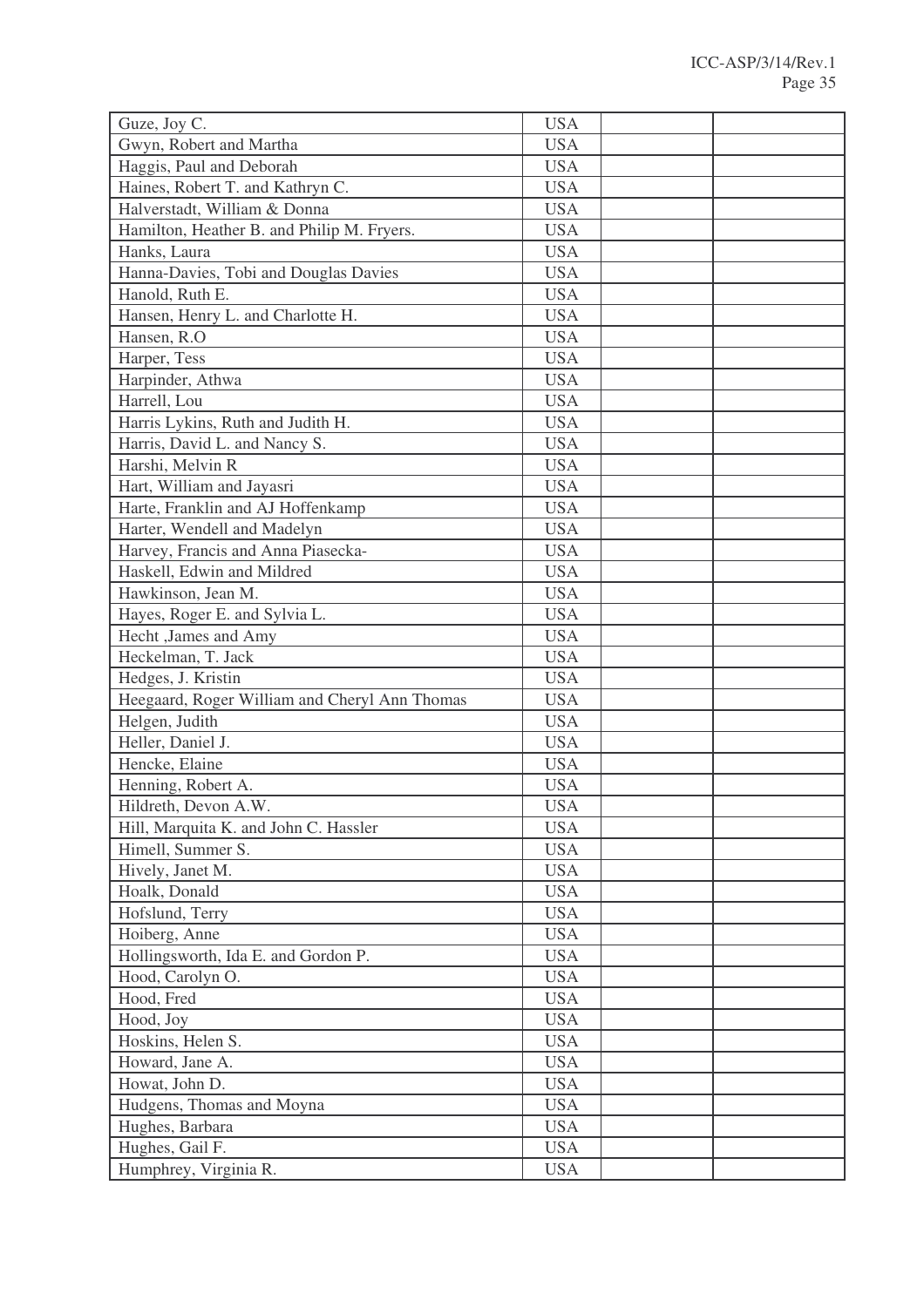| | | | |
|---|---|---|---|
| Guze, Joy C. | USA | | |
| Gwyn, Robert and Martha | USA | | |
| Haggis, Paul and Deborah | USA | | |
| Haines, Robert T. and Kathryn C. | USA | | |
| Halverstadt, William & Donna | USA | | |
| Hamilton, Heather B. and Philip M. Fryers. | USA | | |
| Hanks, Laura | USA | | |
| Hanna-Davies, Tobi and Douglas Davies | USA | | |
| Hanold, Ruth E. | USA | | |
| Hansen, Henry L. and Charlotte H. | USA | | |
| Hansen, R.O | USA | | |
| Harper, Tess | USA | | |
| Harpinder, Athwa | USA | | |
| Harrell, Lou | USA | | |
| Harris Lykins, Ruth and Judith H. | USA | | |
| Harris, David L. and Nancy S. | USA | | |
| Harshi, Melvin R | USA | | |
| Hart, William and Jayasri | USA | | |
| Harte, Franklin and AJ Hoffenkamp | USA | | |
| Harter, Wendell and Madelyn | USA | | |
| Harvey, Francis and Anna Piasecka- | USA | | |
| Haskell, Edwin and Mildred | USA | | |
| Hawkinson, Jean M. | USA | | |
| Hayes, Roger E. and Sylvia L. | USA | | |
| Hecht ,James and Amy | USA | | |
| Heckelman, T. Jack | USA | | |
| Hedges, J. Kristin | USA | | |
| Heegaard, Roger William and Cheryl Ann Thomas | USA | | |
| Helgen, Judith | USA | | |
| Heller, Daniel J. | USA | | |
| Hencke, Elaine | USA | | |
| Henning, Robert A. | USA | | |
| Hildreth, Devon A.W. | USA | | |
| Hill, Marquita K. and John C. Hassler | USA | | |
| Himell, Summer S. | USA | | |
| Hively, Janet M. | USA | | |
| Hoalk, Donald | USA | | |
| Hofslund, Terry | USA | | |
| Hoiberg, Anne | USA | | |
| Hollingsworth, Ida E. and Gordon P. | USA | | |
| Hood, Carolyn O. | USA | | |
| Hood, Fred | USA | | |
| Hood, Joy | USA | | |
| Hoskins, Helen S. | USA | | |
| Howard, Jane A. | USA | | |
| Howat, John D. | USA | | |
| Hudgens, Thomas and Moyna | USA | | |
| Hughes, Barbara | USA | | |
| Hughes, Gail F. | USA | | |
| Humphrey, Virginia R. | USA | | |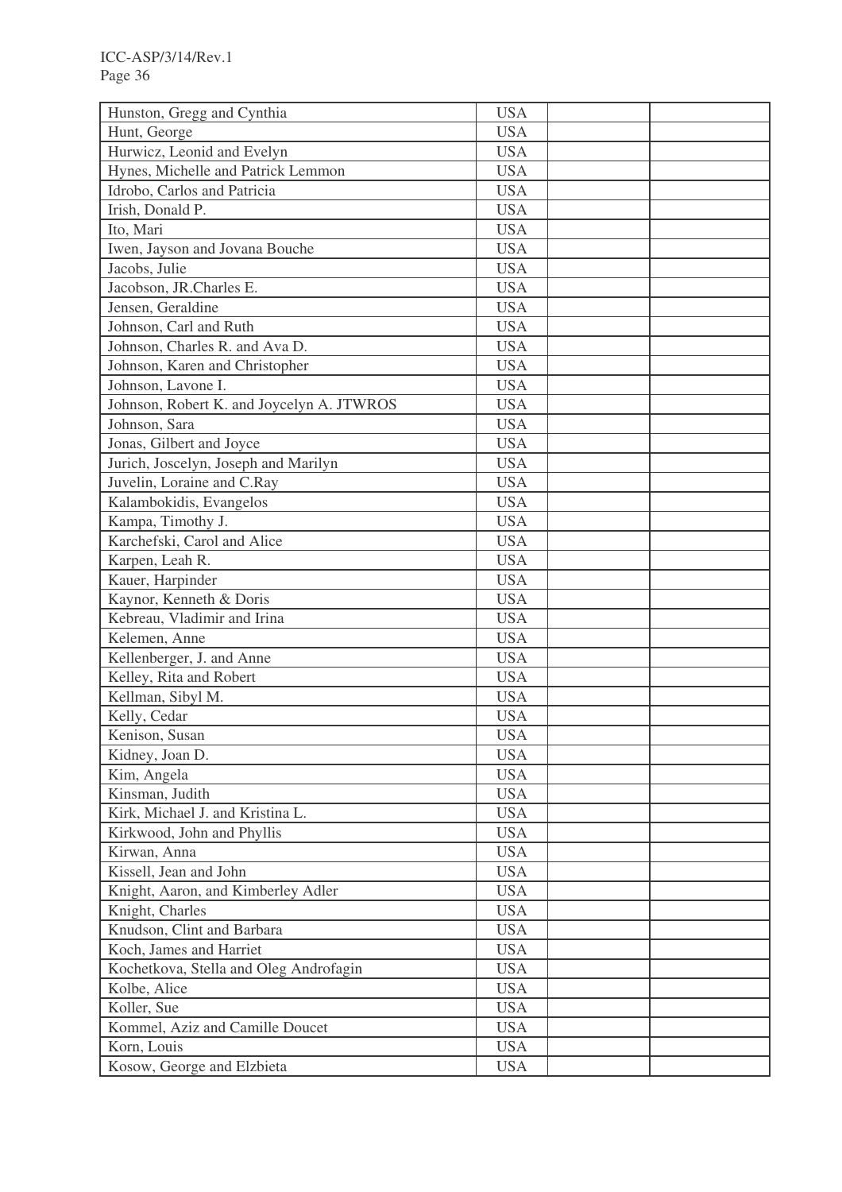| | | | |
|---|---|---|---|
| Hunston, Gregg and Cynthia | USA | | |
| Hunt, George | USA | | |
| Hurwicz, Leonid and Evelyn | USA | | |
| Hynes, Michelle and Patrick Lemmon | USA | | |
| Idrobo, Carlos and Patricia | USA | | |
| Irish, Donald P. | USA | | |
| Ito, Mari | USA | | |
| Iwen, Jayson and Jovana Bouche | USA | | |
| Jacobs, Julie | USA | | |
| Jacobson, JR.Charles E. | USA | | |
| Jensen, Geraldine | USA | | |
| Johnson, Carl and Ruth | USA | | |
| Johnson, Charles R. and Ava D. | USA | | |
| Johnson, Karen and Christopher | USA | | |
| Johnson, Lavone I. | USA | | |
| Johnson, Robert K. and Joycelyn A. JTWROS | USA | | |
| Johnson, Sara | USA | | |
| Jonas, Gilbert and Joyce | USA | | |
| Jurich, Joscelyn, Joseph and Marilyn | USA | | |
| Juvelin, Loraine and C.Ray | USA | | |
| Kalambokidis, Evangelos | USA | | |
| Kampa, Timothy J. | USA | | |
| Karchefski, Carol and Alice | USA | | |
| Karpen, Leah R. | USA | | |
| Kauer, Harpinder | USA | | |
| Kaynor, Kenneth & Doris | USA | | |
| Kebreau, Vladimir and Irina | USA | | |
| Kelemen, Anne | USA | | |
| Kellenberger, J. and Anne | USA | | |
| Kelley, Rita and Robert | USA | | |
| Kellman, Sibyl M. | USA | | |
| Kelly, Cedar | USA | | |
| Kenison, Susan | USA | | |
| Kidney, Joan D. | USA | | |
| Kim, Angela | USA | | |
| Kinsman, Judith | USA | | |
| Kirk, Michael J. and Kristina L. | USA | | |
| Kirkwood, John and Phyllis | USA | | |
| Kirwan, Anna | USA | | |
| Kissell, Jean and John | USA | | |
| Knight, Aaron, and Kimberley Adler | USA | | |
| Knight, Charles | USA | | |
| Knudson, Clint and Barbara | USA | | |
| Koch, James and Harriet | USA | | |
| Kochetkova, Stella and Oleg Androfagin | USA | | |
| Kolbe, Alice | USA | | |
| Koller, Sue | USA | | |
| Kommel, Aziz and Camille Doucet | USA | | |
| Korn, Louis | USA | | |
| Kosow, George and Elzbieta | USA | | |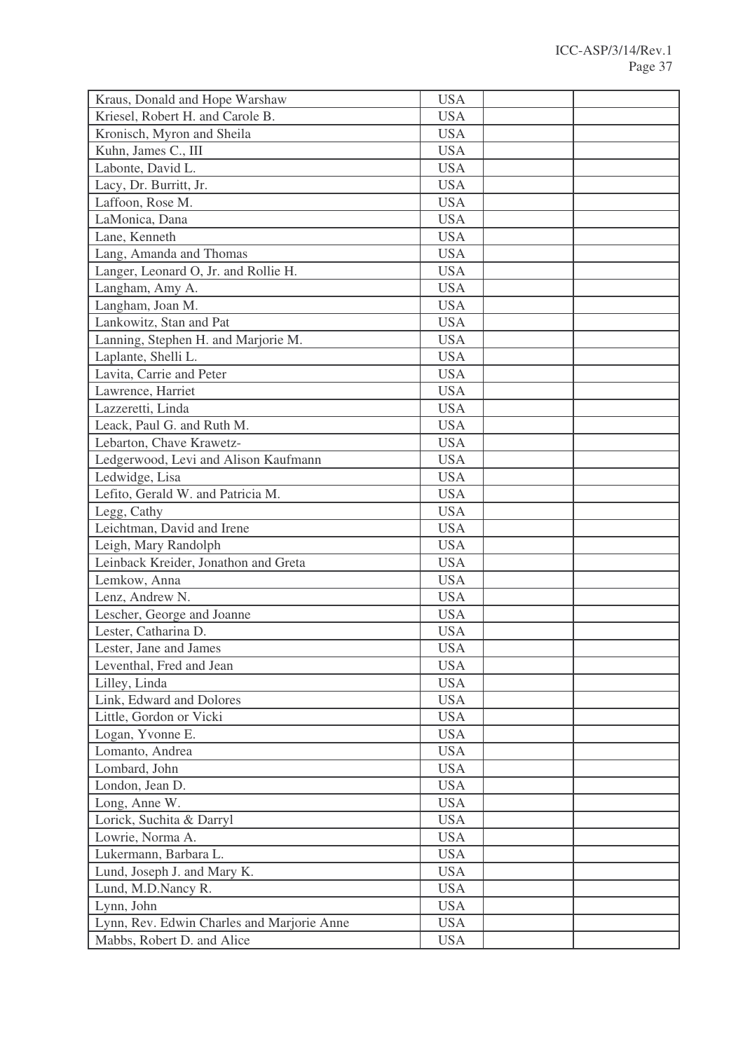| | | | |
|---|---|---|---|
| Kraus, Donald and Hope Warshaw | USA | | |
| Kriesel, Robert H. and Carole B. | USA | | |
| Kronisch, Myron and Sheila | USA | | |
| Kuhn, James C., III | USA | | |
| Labonte, David L. | USA | | |
| Lacy, Dr. Burritt, Jr. | USA | | |
| Laffoon, Rose M. | USA | | |
| LaMonica, Dana | USA | | |
| Lane, Kenneth | USA | | |
| Lang, Amanda and Thomas | USA | | |
| Langer, Leonard O, Jr. and Rollie H. | USA | | |
| Langham, Amy A. | USA | | |
| Langham, Joan M. | USA | | |
| Lankowitz, Stan and Pat | USA | | |
| Lanning, Stephen H. and Marjorie M. | USA | | |
| Laplante, Shelli L. | USA | | |
| Lavita, Carrie and Peter | USA | | |
| Lawrence, Harriet | USA | | |
| Lazzeretti, Linda | USA | | |
| Leack, Paul G. and Ruth M. | USA | | |
| Lebarton, Chave Krawetz- | USA | | |
| Ledgerwood, Levi and Alison Kaufmann | USA | | |
| Ledwidge, Lisa | USA | | |
| Lefito, Gerald W. and Patricia M. | USA | | |
| Legg, Cathy | USA | | |
| Leichtman, David and Irene | USA | | |
| Leigh, Mary Randolph | USA | | |
| Leinback Kreider, Jonathon and Greta | USA | | |
| Lemkow, Anna | USA | | |
| Lenz, Andrew N. | USA | | |
| Lescher, George and Joanne | USA | | |
| Lester, Catharina D. | USA | | |
| Lester, Jane and James | USA | | |
| Leventhal, Fred and Jean | USA | | |
| Lilley, Linda | USA | | |
| Link, Edward and Dolores | USA | | |
| Little, Gordon or Vicki | USA | | |
| Logan, Yvonne E. | USA | | |
| Lomanto, Andrea | USA | | |
| Lombard, John | USA | | |
| London, Jean D. | USA | | |
| Long, Anne W. | USA | | |
| Lorick, Suchita & Darryl | USA | | |
| Lowrie, Norma A. | USA | | |
| Lukermann, Barbara L. | USA | | |
| Lund, Joseph J. and Mary K. | USA | | |
| Lund, M.D.Nancy R. | USA | | |
| Lynn, John | USA | | |
| Lynn, Rev. Edwin Charles and Marjorie Anne | USA | | |
| Mabbs, Robert D. and Alice | USA | | |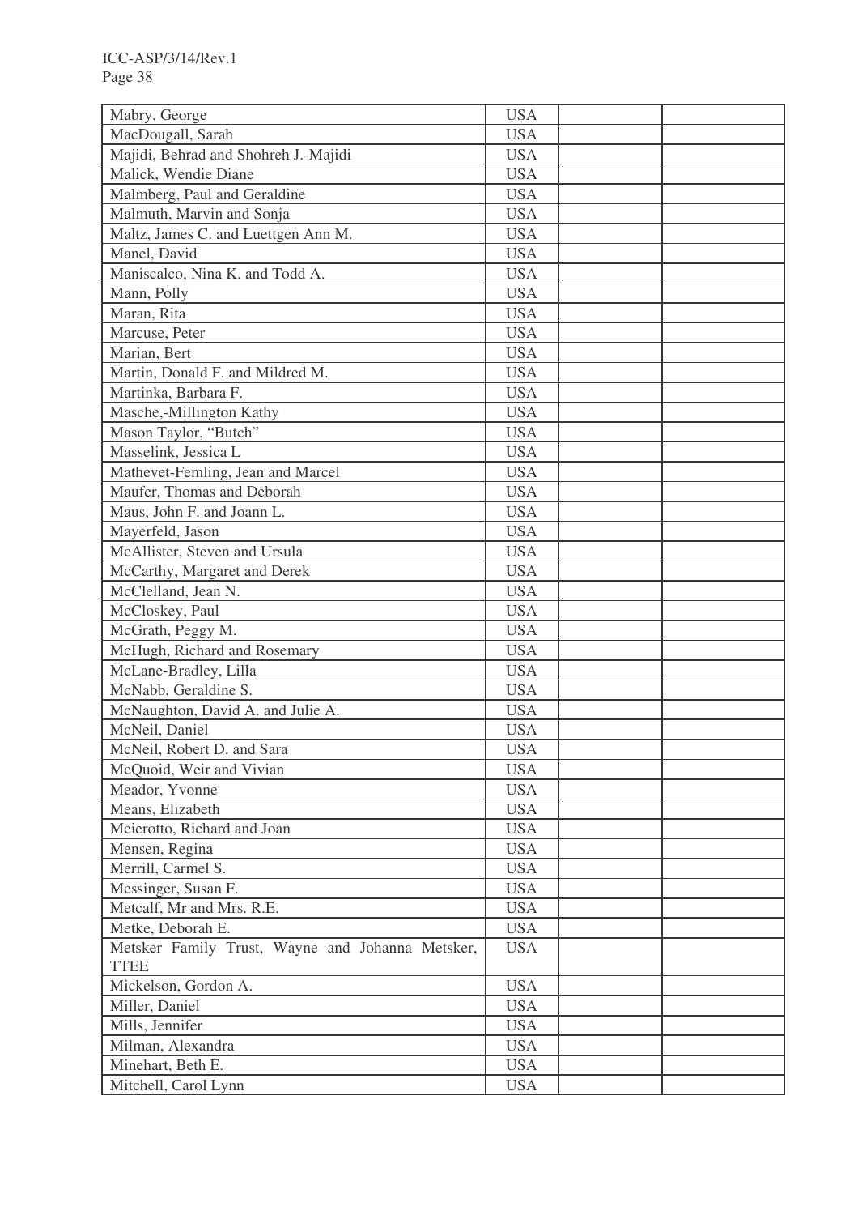| | | | |
|---|---|---|---|
| Mabry, George | USA | | |
| MacDougall, Sarah | USA | | |
| Majidi, Behrad and Shohreh J.-Majidi | USA | | |
| Malick, Wendie Diane | USA | | |
| Malmberg, Paul and Geraldine | USA | | |
| Malmuth, Marvin and Sonja | USA | | |
| Maltz, James C. and Luettgen Ann M. | USA | | |
| Manel, David | USA | | |
| Maniscalco, Nina K. and Todd A. | USA | | |
| Mann, Polly | USA | | |
| Maran, Rita | USA | | |
| Marcuse, Peter | USA | | |
| Marian, Bert | USA | | |
| Martin, Donald F. and Mildred M. | USA | | |
| Martinka, Barbara F. | USA | | |
| Masche,-Millington Kathy | USA | | |
| Mason Taylor, "Butch" | USA | | |
| Masselink, Jessica L | USA | | |
| Mathevet-Femling, Jean and Marcel | USA | | |
| Maufer, Thomas and Deborah | USA | | |
| Maus, John F. and Joann L. | USA | | |
| Mayerfeld, Jason | USA | | |
| McAllister, Steven and Ursula | USA | | |
| McCarthy, Margaret and Derek | USA | | |
| McClelland, Jean N. | USA | | |
| McCloskey, Paul | USA | | |
| McGrath, Peggy M. | USA | | |
| McHugh, Richard and Rosemary | USA | | |
| McLane-Bradley, Lilla | USA | | |
| McNabb, Geraldine S. | USA | | |
| McNaughton, David A. and Julie A. | USA | | |
| McNeil, Daniel | USA | | |
| McNeil, Robert D. and Sara | USA | | |
| McQuoid, Weir and Vivian | USA | | |
| Meador, Yvonne | USA | | |
| Means, Elizabeth | USA | | |
| Meierotto, Richard and Joan | USA | | |
| Mensen, Regina | USA | | |
| Merrill, Carmel S. | USA | | |
| Messinger, Susan F. | USA | | |
| Metcalf, Mr and Mrs. R.E. | USA | | |
| Metke, Deborah E. | USA | | |
| Metsker Family Trust, Wayne and Johanna Metsker, TTEE | USA | | |
| Mickelson, Gordon A. | USA | | |
| Miller, Daniel | USA | | |
| Mills, Jennifer | USA | | |
| Milman, Alexandra | USA | | |
| Minehart, Beth E. | USA | | |
| Mitchell, Carol Lynn | USA | | |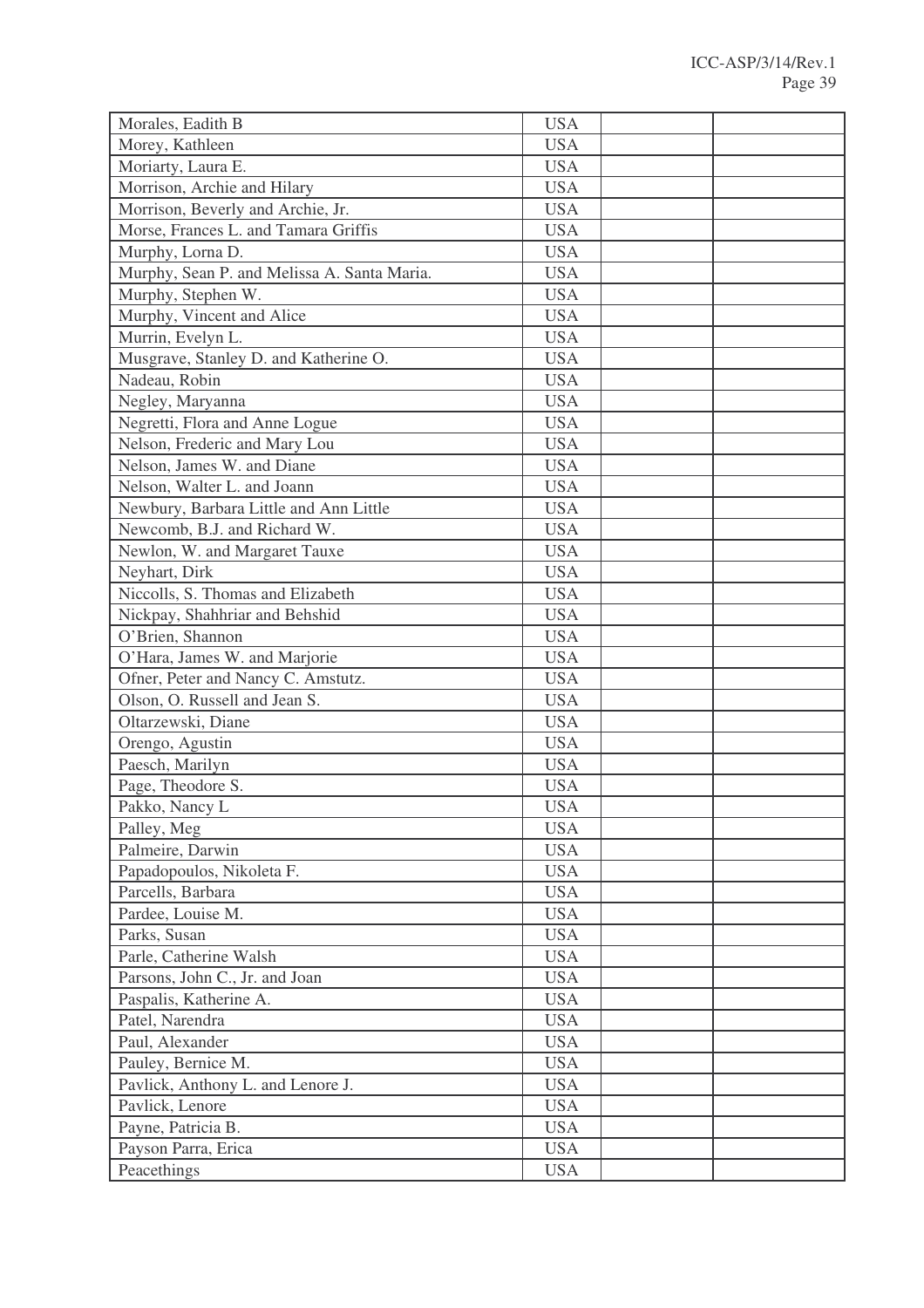| | | | |
|---|---|---|---|
| Morales, Eadith B | USA | | |
| Morey, Kathleen | USA | | |
| Moriarty, Laura E. | USA | | |
| Morrison, Archie and Hilary | USA | | |
| Morrison, Beverly and Archie, Jr. | USA | | |
| Morse, Frances L. and Tamara Griffis | USA | | |
| Murphy, Lorna D. | USA | | |
| Murphy, Sean P. and Melissa A. Santa Maria. | USA | | |
| Murphy, Stephen W. | USA | | |
| Murphy, Vincent and Alice | USA | | |
| Murrin, Evelyn L. | USA | | |
| Musgrave, Stanley D. and Katherine O. | USA | | |
| Nadeau, Robin | USA | | |
| Negley, Maryanna | USA | | |
| Negretti, Flora and Anne Logue | USA | | |
| Nelson, Frederic and Mary Lou | USA | | |
| Nelson, James W. and Diane | USA | | |
| Nelson, Walter L. and Joann | USA | | |
| Newbury, Barbara Little and Ann Little | USA | | |
| Newcomb, B.J. and Richard W. | USA | | |
| Newlon, W. and Margaret Tauxe | USA | | |
| Neyhart, Dirk | USA | | |
| Niccolls, S. Thomas and Elizabeth | USA | | |
| Nickpay, Shahhriar and Behshid | USA | | |
| O'Brien, Shannon | USA | | |
| O'Hara, James W. and Marjorie | USA | | |
| Ofner, Peter and Nancy C. Amstutz. | USA | | |
| Olson, O. Russell and Jean S. | USA | | |
| Oltarzewski, Diane | USA | | |
| Orengo, Agustin | USA | | |
| Paesch, Marilyn | USA | | |
| Page, Theodore S. | USA | | |
| Pakko, Nancy L | USA | | |
| Palley, Meg | USA | | |
| Palmeire, Darwin | USA | | |
| Papadopoulos, Nikoleta F. | USA | | |
| Parcells, Barbara | USA | | |
| Pardee, Louise M. | USA | | |
| Parks, Susan | USA | | |
| Parle, Catherine Walsh | USA | | |
| Parsons, John C., Jr. and Joan | USA | | |
| Paspalis, Katherine A. | USA | | |
| Patel, Narendra | USA | | |
| Paul, Alexander | USA | | |
| Pauley, Bernice M. | USA | | |
| Pavlick, Anthony L. and Lenore J. | USA | | |
| Pavlick, Lenore | USA | | |
| Payne, Patricia B. | USA | | |
| Payson Parra, Erica | USA | | |
| Peacethings | USA | | |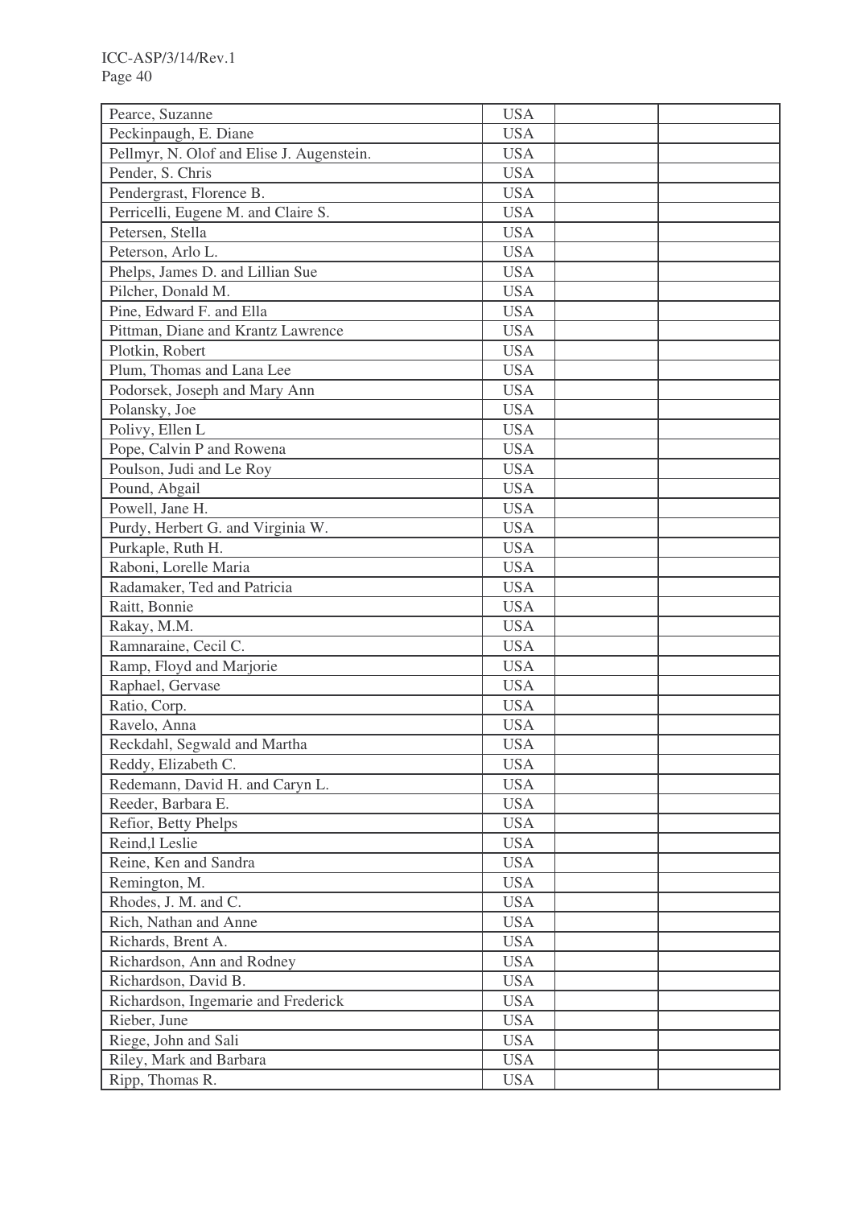| | | | |
|---|---|---|---|
| Pearce, Suzanne | USA | | |
| Peckinpaugh, E. Diane | USA | | |
| Pellmyr, N. Olof and Elise J. Augenstein. | USA | | |
| Pender, S. Chris | USA | | |
| Pendergrast, Florence B. | USA | | |
| Perricelli, Eugene M. and Claire S. | USA | | |
| Petersen, Stella | USA | | |
| Peterson, Arlo L. | USA | | |
| Phelps, James D. and Lillian Sue | USA | | |
| Pilcher, Donald M. | USA | | |
| Pine, Edward F. and Ella | USA | | |
| Pittman, Diane and Krantz Lawrence | USA | | |
| Plotkin, Robert | USA | | |
| Plum, Thomas and Lana Lee | USA | | |
| Podorsek, Joseph and Mary Ann | USA | | |
| Polansky, Joe | USA | | |
| Polivy, Ellen L | USA | | |
| Pope, Calvin P and Rowena | USA | | |
| Poulson, Judi and Le Roy | USA | | |
| Pound, Abgail | USA | | |
| Powell, Jane H. | USA | | |
| Purdy, Herbert G. and Virginia W. | USA | | |
| Purkaple, Ruth H. | USA | | |
| Raboni, Lorelle Maria | USA | | |
| Radamaker, Ted and Patricia | USA | | |
| Raitt, Bonnie | USA | | |
| Rakay, M.M. | USA | | |
| Ramnaraine, Cecil C. | USA | | |
| Ramp, Floyd and Marjorie | USA | | |
| Raphael, Gervase | USA | | |
| Ratio, Corp. | USA | | |
| Ravelo, Anna | USA | | |
| Reckdahl, Segwald and Martha | USA | | |
| Reddy, Elizabeth C. | USA | | |
| Redemann, David H. and Caryn L. | USA | | |
| Reeder, Barbara E. | USA | | |
| Refior, Betty Phelps | USA | | |
| Reind,l Leslie | USA | | |
| Reine, Ken and Sandra | USA | | |
| Remington, M. | USA | | |
| Rhodes, J. M. and C. | USA | | |
| Rich, Nathan and Anne | USA | | |
| Richards, Brent A. | USA | | |
| Richardson, Ann and Rodney | USA | | |
| Richardson, David B. | USA | | |
| Richardson, Ingemarie and Frederick | USA | | |
| Rieber, June | USA | | |
| Riege, John and Sali | USA | | |
| Riley, Mark and Barbara | USA | | |
| Ripp, Thomas R. | USA | | |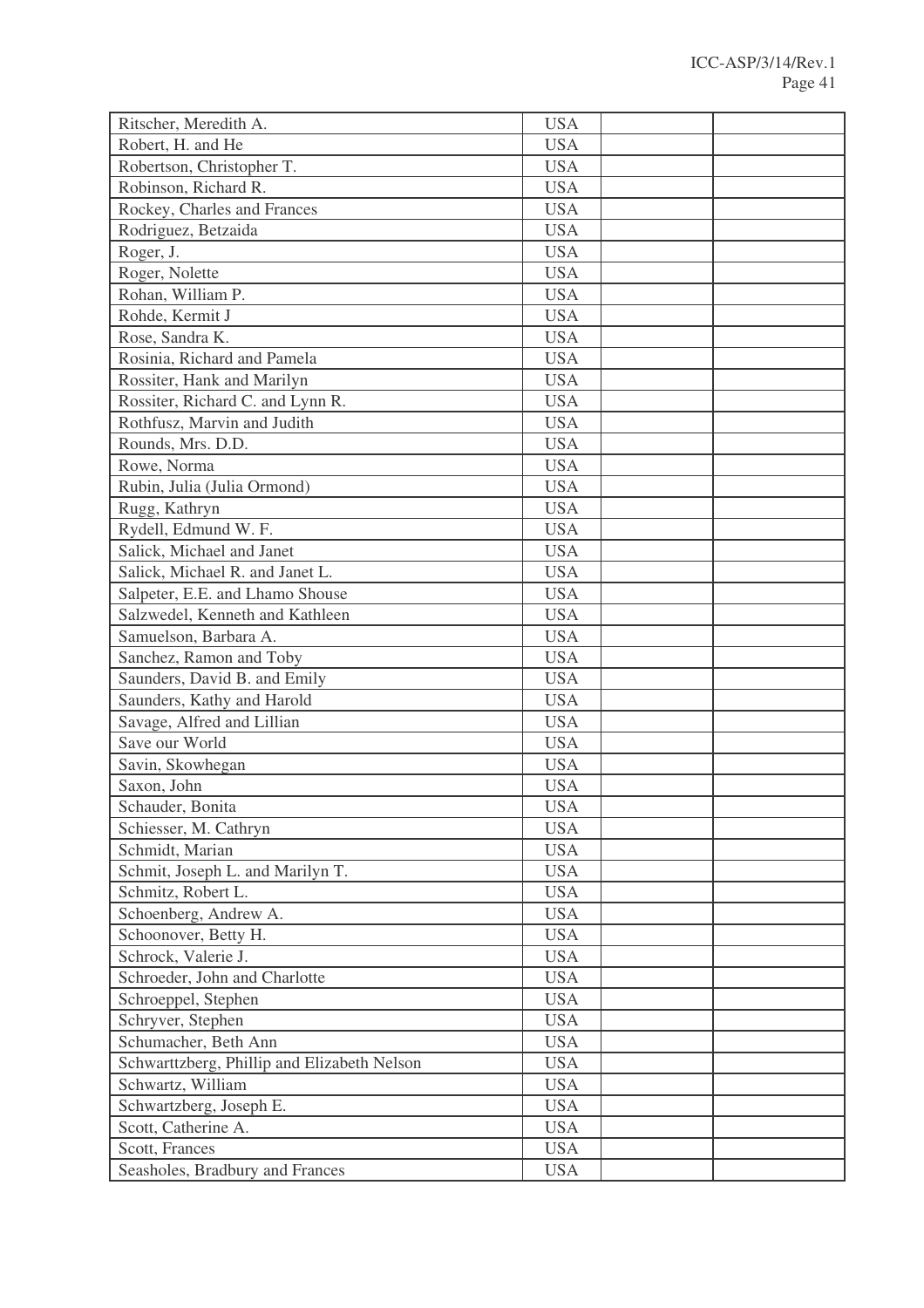| | | | |
|---|---|---|---|
| Ritscher, Meredith A. | USA | | |
| Robert, H. and He | USA | | |
| Robertson, Christopher T. | USA | | |
| Robinson, Richard R. | USA | | |
| Rockey, Charles and Frances | USA | | |
| Rodriguez, Betzaida | USA | | |
| Roger, J. | USA | | |
| Roger, Nolette | USA | | |
| Rohan, William P. | USA | | |
| Rohde, Kermit J | USA | | |
| Rose, Sandra K. | USA | | |
| Rosinia, Richard and Pamela | USA | | |
| Rossiter, Hank and Marilyn | USA | | |
| Rossiter, Richard C. and Lynn R. | USA | | |
| Rothfusz, Marvin and Judith | USA | | |
| Rounds, Mrs. D.D. | USA | | |
| Rowe, Norma | USA | | |
| Rubin, Julia (Julia Ormond) | USA | | |
| Rugg, Kathryn | USA | | |
| Rydell, Edmund W. F. | USA | | |
| Salick, Michael and Janet | USA | | |
| Salick, Michael R. and Janet L. | USA | | |
| Salpeter, E.E. and Lhamo Shouse | USA | | |
| Salzwedel, Kenneth and Kathleen | USA | | |
| Samuelson, Barbara A. | USA | | |
| Sanchez, Ramon and Toby | USA | | |
| Saunders, David B. and Emily | USA | | |
| Saunders, Kathy and Harold | USA | | |
| Savage, Alfred and Lillian | USA | | |
| Save our World | USA | | |
| Savin, Skowhegan | USA | | |
| Saxon, John | USA | | |
| Schauder, Bonita | USA | | |
| Schiesser, M. Cathryn | USA | | |
| Schmidt, Marian | USA | | |
| Schmit, Joseph L. and Marilyn T. | USA | | |
| Schmitz, Robert L. | USA | | |
| Schoenberg, Andrew A. | USA | | |
| Schoonover, Betty H. | USA | | |
| Schrock, Valerie J. | USA | | |
| Schroeder, John and Charlotte | USA | | |
| Schroeppel, Stephen | USA | | |
| Schryver, Stephen | USA | | |
| Schumacher, Beth Ann | USA | | |
| Schwarttzberg, Phillip and Elizabeth Nelson | USA | | |
| Schwartz, William | USA | | |
| Schwartzberg, Joseph E. | USA | | |
| Scott, Catherine A. | USA | | |
| Scott, Frances | USA | | |
| Seasholes, Bradbury and Frances | USA | | |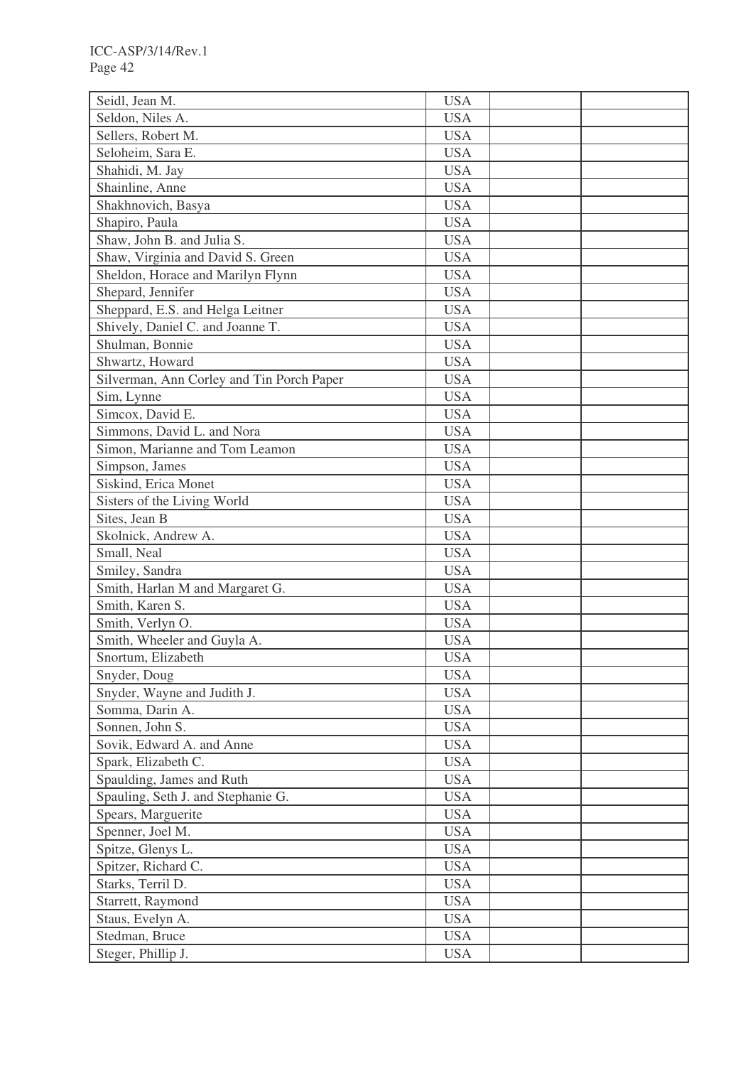| | | | |
|---|---|---|---|
| Seidl, Jean M. | USA | | |
| Seldon, Niles A. | USA | | |
| Sellers, Robert M. | USA | | |
| Seloheim, Sara E. | USA | | |
| Shahidi, M. Jay | USA | | |
| Shainline, Anne | USA | | |
| Shakhnovich, Basya | USA | | |
| Shapiro, Paula | USA | | |
| Shaw, John B. and Julia S. | USA | | |
| Shaw, Virginia and David S. Green | USA | | |
| Sheldon, Horace and Marilyn Flynn | USA | | |
| Shepard, Jennifer | USA | | |
| Sheppard, E.S. and Helga Leitner | USA | | |
| Shively, Daniel C. and Joanne T. | USA | | |
| Shulman, Bonnie | USA | | |
| Shwartz, Howard | USA | | |
| Silverman, Ann Corley and Tin Porch Paper | USA | | |
| Sim, Lynne | USA | | |
| Simcox, David E. | USA | | |
| Simmons, David L. and Nora | USA | | |
| Simon, Marianne and Tom Leamon | USA | | |
| Simpson, James | USA | | |
| Siskind, Erica Monet | USA | | |
| Sisters of the Living World | USA | | |
| Sites, Jean B | USA | | |
| Skolnick, Andrew A. | USA | | |
| Small, Neal | USA | | |
| Smiley, Sandra | USA | | |
| Smith, Harlan M and Margaret G. | USA | | |
| Smith, Karen S. | USA | | |
| Smith, Verlyn O. | USA | | |
| Smith, Wheeler and Guyla A. | USA | | |
| Snortum, Elizabeth | USA | | |
| Snyder, Doug | USA | | |
| Snyder, Wayne and Judith J. | USA | | |
| Somma, Darin A. | USA | | |
| Sonnen, John S. | USA | | |
| Sovik, Edward A. and Anne | USA | | |
| Spark, Elizabeth C. | USA | | |
| Spaulding, James and Ruth | USA | | |
| Spauling, Seth J. and Stephanie G. | USA | | |
| Spears, Marguerite | USA | | |
| Spenner, Joel M. | USA | | |
| Spitze, Glenys L. | USA | | |
| Spitzer, Richard C. | USA | | |
| Starks, Terril D. | USA | | |
| Starrett, Raymond | USA | | |
| Staus, Evelyn A. | USA | | |
| Stedman, Bruce | USA | | |
| Steger, Phillip J. | USA | | |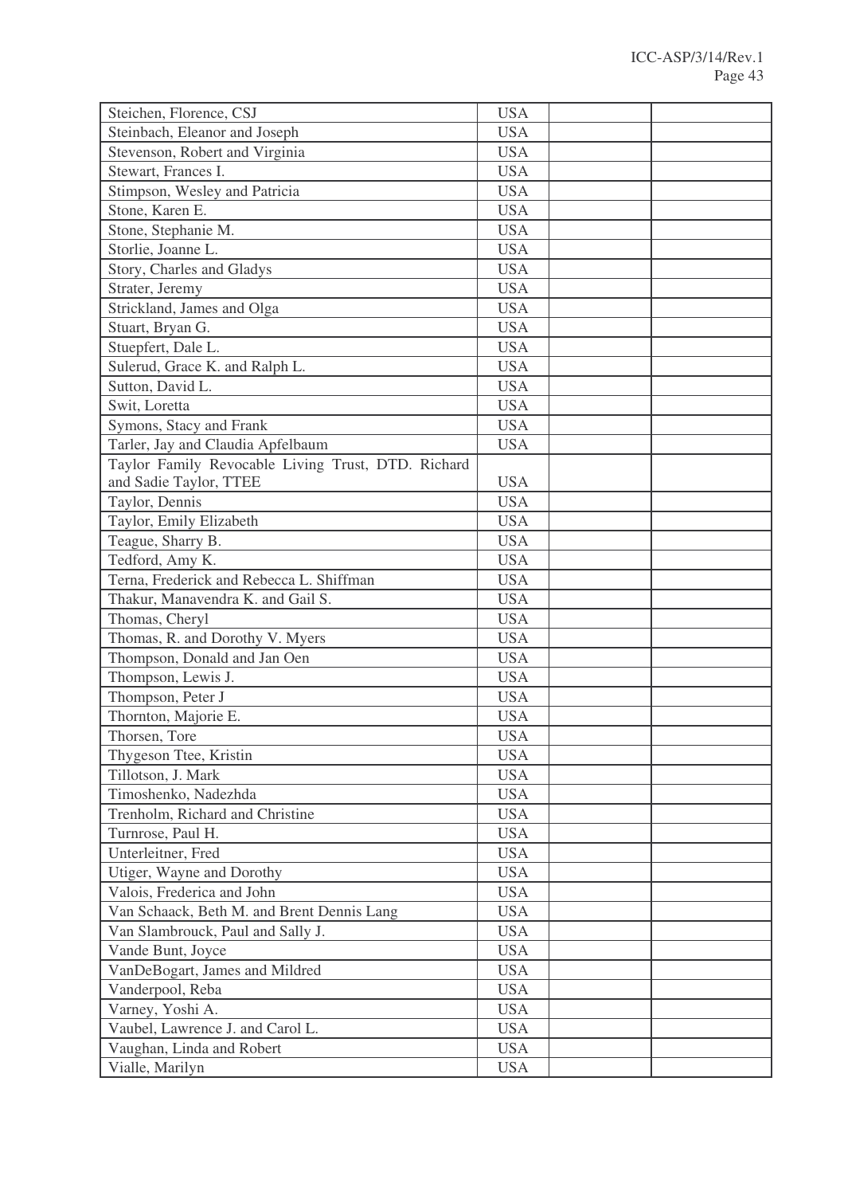| | | | |
|---|---|---|---|
| Steichen, Florence, CSJ | USA | | |
| Steinbach, Eleanor and Joseph | USA | | |
| Stevenson, Robert and Virginia | USA | | |
| Stewart, Frances I. | USA | | |
| Stimpson, Wesley and Patricia | USA | | |
| Stone, Karen E. | USA | | |
| Stone, Stephanie M. | USA | | |
| Storlie, Joanne L. | USA | | |
| Story, Charles and Gladys | USA | | |
| Strater, Jeremy | USA | | |
| Strickland, James and Olga | USA | | |
| Stuart, Bryan G. | USA | | |
| Stuepfert, Dale L. | USA | | |
| Sulerud, Grace K. and Ralph L. | USA | | |
| Sutton, David L. | USA | | |
| Swit, Loretta | USA | | |
| Symons, Stacy and Frank | USA | | |
| Tarler, Jay and Claudia Apfelbaum | USA | | |
| Taylor Family Revocable Living Trust, DTD. Richard and Sadie Taylor, TTEE | USA | | |
| Taylor, Dennis | USA | | |
| Taylor, Emily Elizabeth | USA | | |
| Teague, Sharry B. | USA | | |
| Tedford, Amy K. | USA | | |
| Terna, Frederick and Rebecca L. Shiffman | USA | | |
| Thakur, Manavendra K. and Gail S. | USA | | |
| Thomas, Cheryl | USA | | |
| Thomas, R. and Dorothy V. Myers | USA | | |
| Thompson, Donald and Jan Oen | USA | | |
| Thompson, Lewis J. | USA | | |
| Thompson, Peter J | USA | | |
| Thornton, Majorie E. | USA | | |
| Thorsen, Tore | USA | | |
| Thygeson Ttee, Kristin | USA | | |
| Tillotson, J. Mark | USA | | |
| Timoshenko, Nadezhda | USA | | |
| Trenholm, Richard and Christine | USA | | |
| Turnrose, Paul H. | USA | | |
| Unterleitner, Fred | USA | | |
| Utiger, Wayne and Dorothy | USA | | |
| Valois, Frederica and John | USA | | |
| Van Schaack, Beth M. and Brent Dennis Lang | USA | | |
| Van Slambrouck, Paul and Sally J. | USA | | |
| Vande Bunt, Joyce | USA | | |
| VanDeBogart, James and Mildred | USA | | |
| Vanderpool, Reba | USA | | |
| Varney, Yoshi A. | USA | | |
| Vaubel, Lawrence J. and Carol L. | USA | | |
| Vaughan, Linda and Robert | USA | | |
| Vialle, Marilyn | USA | | |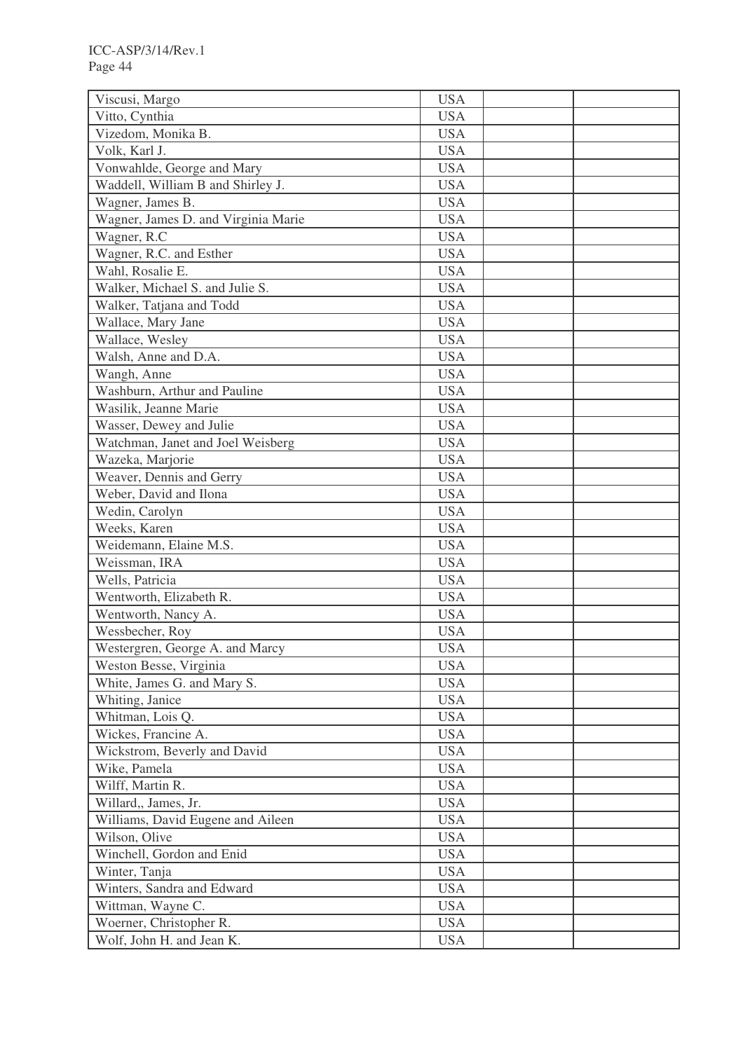| | | | |
|---|---|---|---|
| Viscusi, Margo | USA | | |
| Vitto, Cynthia | USA | | |
| Vizedom, Monika B. | USA | | |
| Volk, Karl J. | USA | | |
| Vonwahlde, George and Mary | USA | | |
| Waddell, William B and Shirley J. | USA | | |
| Wagner, James B. | USA | | |
| Wagner, James D. and Virginia Marie | USA | | |
| Wagner, R.C | USA | | |
| Wagner, R.C. and Esther | USA | | |
| Wahl, Rosalie E. | USA | | |
| Walker, Michael S. and Julie S. | USA | | |
| Walker, Tatjana and Todd | USA | | |
| Wallace, Mary Jane | USA | | |
| Wallace, Wesley | USA | | |
| Walsh, Anne and D.A. | USA | | |
| Wangh, Anne | USA | | |
| Washburn, Arthur and Pauline | USA | | |
| Wasilik, Jeanne Marie | USA | | |
| Wasser, Dewey and Julie | USA | | |
| Watchman, Janet and Joel Weisberg | USA | | |
| Wazeka, Marjorie | USA | | |
| Weaver, Dennis and Gerry | USA | | |
| Weber, David and Ilona | USA | | |
| Wedin, Carolyn | USA | | |
| Weeks, Karen | USA | | |
| Weidemann, Elaine M.S. | USA | | |
| Weissman, IRA | USA | | |
| Wells, Patricia | USA | | |
| Wentworth, Elizabeth R. | USA | | |
| Wentworth, Nancy A. | USA | | |
| Wessbecher, Roy | USA | | |
| Westergren, George A. and Marcy | USA | | |
| Weston Besse, Virginia | USA | | |
| White, James G. and Mary S. | USA | | |
| Whiting, Janice | USA | | |
| Whitman, Lois Q. | USA | | |
| Wickes, Francine A. | USA | | |
| Wickstrom, Beverly and David | USA | | |
| Wike, Pamela | USA | | |
| Wilff, Martin R. | USA | | |
| Willard,, James, Jr. | USA | | |
| Williams, David Eugene and Aileen | USA | | |
| Wilson, Olive | USA | | |
| Winchell, Gordon and Enid | USA | | |
| Winter, Tanja | USA | | |
| Winters, Sandra and Edward | USA | | |
| Wittman, Wayne C. | USA | | |
| Woerner, Christopher R. | USA | | |
| Wolf, John H. and Jean K. | USA | | |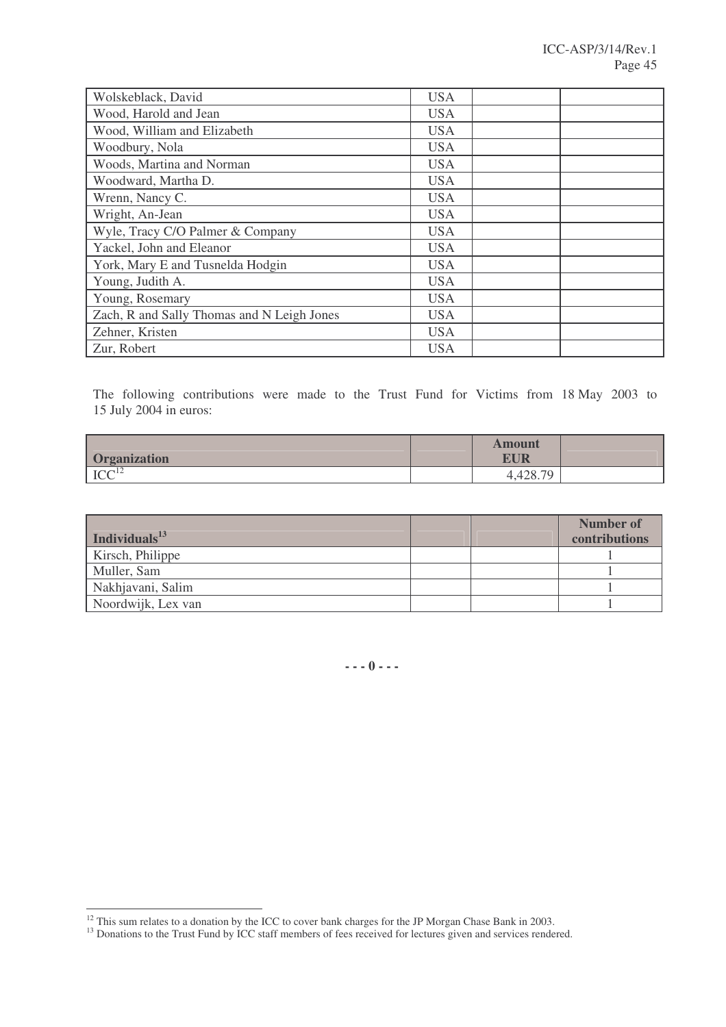| | | | |
|---|---|---|---|
| Wolskeblack, David | USA | | |
| Wood, Harold and Jean | USA | | |
| Wood, William and Elizabeth | USA | | |
| Woodbury, Nola | USA | | |
| Woods, Martina and Norman | USA | | |
| Woodward, Martha D. | USA | | |
| Wrenn, Nancy C. | USA | | |
| Wright, An-Jean | USA | | |
| Wyle, Tracy C/O Palmer & Company | USA | | |
| Yackel, John and Eleanor | USA | | |
| York, Mary E and Tusnelda Hodgin | USA | | |
| Young, Judith A. | USA | | |
| Young, Rosemary | USA | | |
| Zach, R and Sally Thomas and N Leigh Jones | USA | | |
| Zehner, Kristen | USA | | |
| Zur, Robert | USA | | |

The following contributions were made to the Trust Fund for Victims from 18 May 2003 to 15 July 2004 in euros:

| Organization | | Amount EUR | |
|---|---|---|---|
| ICC[12] | | 4,428.79 | |

| Individuals[13] | | | Number of contributions |
|---|---|---|---|
| Kirsch, Philippe | | | 1 |
| Muller, Sam | | | 1 |
| Nakhjavani, Salim | | | 1 |
| Noordwijk, Lex van | | | 1 |

- - - 0 - - -

[12] This sum relates to a donation by the ICC to cover bank charges for the JP Morgan Chase Bank in 2003.

[13] Donations to the Trust Fund by ICC staff members of fees received for lectures given and services rendered.